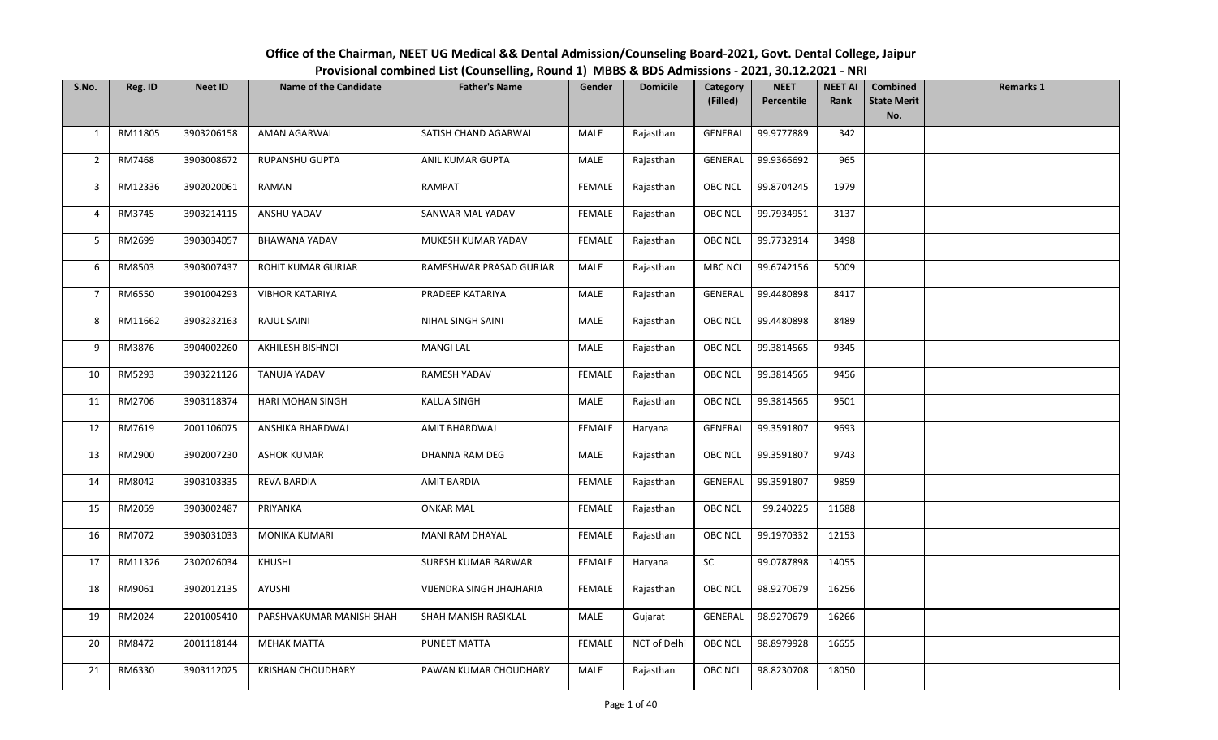**Office of the Chairman, NEET UG Medical && Dental Admission/Counseling Board-2021, Govt. Dental College, Jaipur**

**Provisional combined List (Counselling, Round 1) MBBS & BDS Admissions - 2021, 30.12.2021 - NRI**

| S.No. | Reg. ID | Neet ID | Name of the Candidate | Father's Name | Gender | Domicile | Category (Filled) | NEET Percentile | NEET AI Rank | Combined State Merit No. | Remarks 1 |
|---|---|---|---|---|---|---|---|---|---|---|---|
| 1 | RM11805 | 3903206158 | AMAN AGARWAL | SATISH CHAND AGARWAL | MALE | Rajasthan | GENERAL | 99.9777889 | 342 | | |
| 2 | RM7468 | 3903008672 | RUPANSHU GUPTA | ANIL KUMAR GUPTA | MALE | Rajasthan | GENERAL | 99.9366692 | 965 | | |
| 3 | RM12336 | 3902020061 | RAMAN | RAMPAT | FEMALE | Rajasthan | OBC NCL | 99.8704245 | 1979 | | |
| 4 | RM3745 | 3903214115 | ANSHU YADAV | SANWAR MAL YADAV | FEMALE | Rajasthan | OBC NCL | 99.7934951 | 3137 | | |
| 5 | RM2699 | 3903034057 | BHAWANA YADAV | MUKESH KUMAR YADAV | FEMALE | Rajasthan | OBC NCL | 99.7732914 | 3498 | | |
| 6 | RM8503 | 3903007437 | ROHIT KUMAR GURJAR | RAMESHWAR PRASAD GURJAR | MALE | Rajasthan | MBC NCL | 99.6742156 | 5009 | | |
| 7 | RM6550 | 3901004293 | VIBHOR KATARIYA | PRADEEP KATARIYA | MALE | Rajasthan | GENERAL | 99.4480898 | 8417 | | |
| 8 | RM11662 | 3903232163 | RAJUL SAINI | NIHAL SINGH SAINI | MALE | Rajasthan | OBC NCL | 99.4480898 | 8489 | | |
| 9 | RM3876 | 3904002260 | AKHILESH BISHNOI | MANGI LAL | MALE | Rajasthan | OBC NCL | 99.3814565 | 9345 | | |
| 10 | RM5293 | 3903221126 | TANUJA YADAV | RAMESH YADAV | FEMALE | Rajasthan | OBC NCL | 99.3814565 | 9456 | | |
| 11 | RM2706 | 3903118374 | HARI MOHAN SINGH | KALUA SINGH | MALE | Rajasthan | OBC NCL | 99.3814565 | 9501 | | |
| 12 | RM7619 | 2001106075 | ANSHIKA BHARDWAJ | AMIT BHARDWAJ | FEMALE | Haryana | GENERAL | 99.3591807 | 9693 | | |
| 13 | RM2900 | 3902007230 | ASHOK KUMAR | DHANNA RAM DEG | MALE | Rajasthan | OBC NCL | 99.3591807 | 9743 | | |
| 14 | RM8042 | 3903103335 | REVA BARDIA | AMIT BARDIA | FEMALE | Rajasthan | GENERAL | 99.3591807 | 9859 | | |
| 15 | RM2059 | 3903002487 | PRIYANKA | ONKAR MAL | FEMALE | Rajasthan | OBC NCL | 99.240225 | 11688 | | |
| 16 | RM7072 | 3903031033 | MONIKA KUMARI | MANI RAM DHAYAL | FEMALE | Rajasthan | OBC NCL | 99.1970332 | 12153 | | |
| 17 | RM11326 | 2302026034 | KHUSHI | SURESH KUMAR BARWAR | FEMALE | Haryana | SC | 99.0787898 | 14055 | | |
| 18 | RM9061 | 3902012135 | AYUSHI | VIJENDRA SINGH JHAJHARIA | FEMALE | Rajasthan | OBC NCL | 98.9270679 | 16256 | | |
| 19 | RM2024 | 2201005410 | PARSHVAKUMAR MANISH SHAH | SHAH MANISH RASIKLAL | MALE | Gujarat | GENERAL | 98.9270679 | 16266 | | |
| 20 | RM8472 | 2001118144 | MEHAK MATTA | PUNEET MATTA | FEMALE | NCT of Delhi | OBC NCL | 98.8979928 | 16655 | | |
| 21 | RM6330 | 3903112025 | KRISHAN CHOUDHARY | PAWAN KUMAR CHOUDHARY | MALE | Rajasthan | OBC NCL | 98.8230708 | 18050 | | |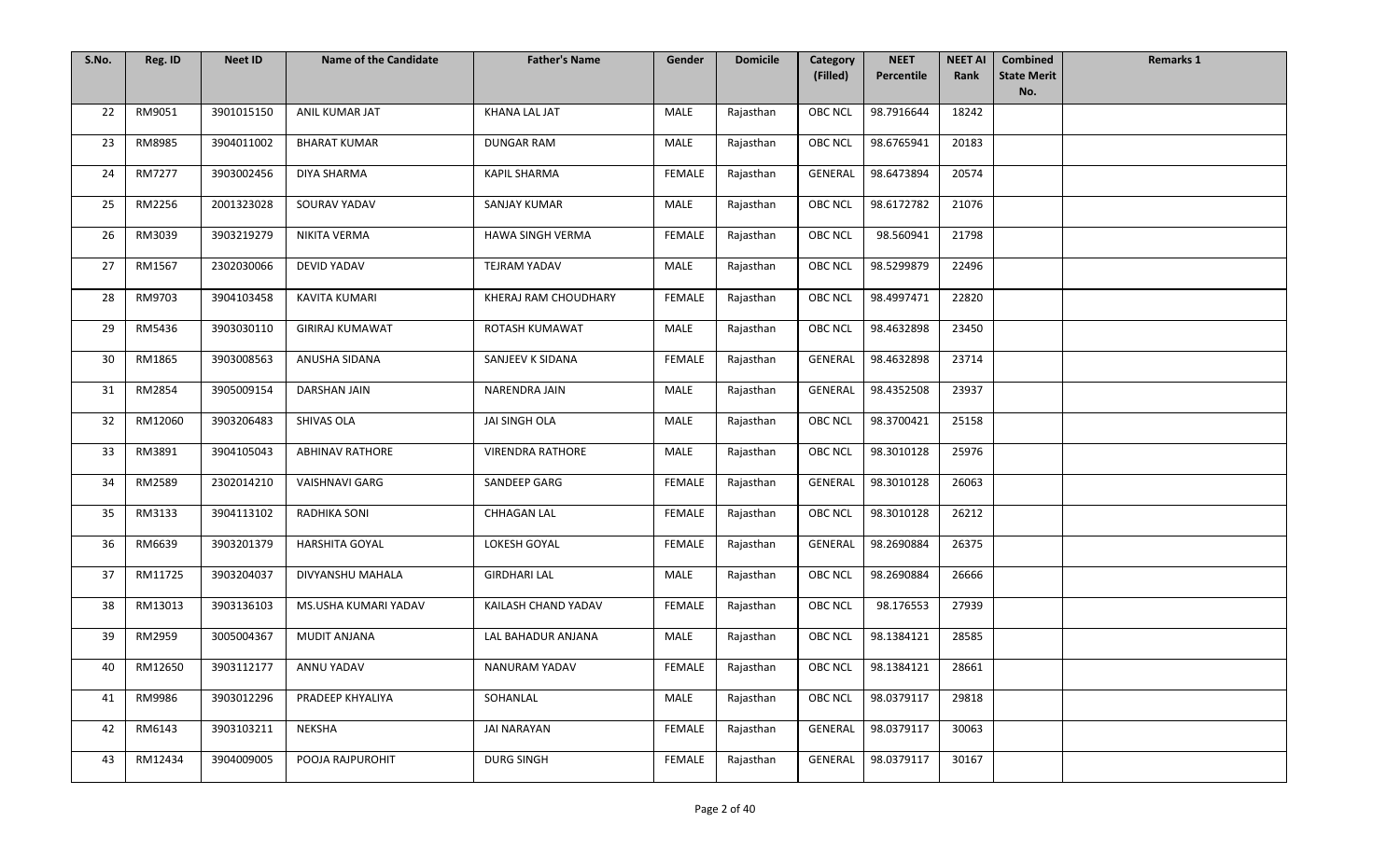| S.No. | Reg. ID | Neet ID | Name of the Candidate | Father's Name | Gender | Domicile | Category (Filled) | NEET Percentile | NEET AI Rank | Combined State Merit No. | Remarks 1 |
|---|---|---|---|---|---|---|---|---|---|---|---|
| 22 | RM9051 | 3901015150 | ANIL KUMAR JAT | KHANA LAL JAT | MALE | Rajasthan | OBC NCL | 98.7916644 | 18242 | | |
| 23 | RM8985 | 3904011002 | BHARAT KUMAR | DUNGAR RAM | MALE | Rajasthan | OBC NCL | 98.6765941 | 20183 | | |
| 24 | RM7277 | 3903002456 | DIYA SHARMA | KAPIL SHARMA | FEMALE | Rajasthan | GENERAL | 98.6473894 | 20574 | | |
| 25 | RM2256 | 2001323028 | SOURAV YADAV | SANJAY KUMAR | MALE | Rajasthan | OBC NCL | 98.6172782 | 21076 | | |
| 26 | RM3039 | 3903219279 | NIKITA VERMA | HAWA SINGH VERMA | FEMALE | Rajasthan | OBC NCL | 98.560941 | 21798 | | |
| 27 | RM1567 | 2302030066 | DEVID YADAV | TEJRAM YADAV | MALE | Rajasthan | OBC NCL | 98.5299879 | 22496 | | |
| 28 | RM9703 | 3904103458 | KAVITA KUMARI | KHERAJ RAM CHOUDHARY | FEMALE | Rajasthan | OBC NCL | 98.4997471 | 22820 | | |
| 29 | RM5436 | 3903030110 | GIRIRAJ KUMAWAT | ROTASH KUMAWAT | MALE | Rajasthan | OBC NCL | 98.4632898 | 23450 | | |
| 30 | RM1865 | 3903008563 | ANUSHA SIDANA | SANJEEV K SIDANA | FEMALE | Rajasthan | GENERAL | 98.4632898 | 23714 | | |
| 31 | RM2854 | 3905009154 | DARSHAN JAIN | NARENDRA JAIN | MALE | Rajasthan | GENERAL | 98.4352508 | 23937 | | |
| 32 | RM12060 | 3903206483 | SHIVAS OLA | JAI SINGH OLA | MALE | Rajasthan | OBC NCL | 98.3700421 | 25158 | | |
| 33 | RM3891 | 3904105043 | ABHINAV RATHORE | VIRENDRA RATHORE | MALE | Rajasthan | OBC NCL | 98.3010128 | 25976 | | |
| 34 | RM2589 | 2302014210 | VAISHNAVI GARG | SANDEEP GARG | FEMALE | Rajasthan | GENERAL | 98.3010128 | 26063 | | |
| 35 | RM3133 | 3904113102 | RADHIKA SONI | CHHAGAN LAL | FEMALE | Rajasthan | OBC NCL | 98.3010128 | 26212 | | |
| 36 | RM6639 | 3903201379 | HARSHITA GOYAL | LOKESH GOYAL | FEMALE | Rajasthan | GENERAL | 98.2690884 | 26375 | | |
| 37 | RM11725 | 3903204037 | DIVYANSHU MAHALA | GIRDHARI LAL | MALE | Rajasthan | OBC NCL | 98.2690884 | 26666 | | |
| 38 | RM13013 | 3903136103 | MS.USHA KUMARI YADAV | KAILASH CHAND YADAV | FEMALE | Rajasthan | OBC NCL | 98.176553 | 27939 | | |
| 39 | RM2959 | 3005004367 | MUDIT ANJANA | LAL BAHADUR ANJANA | MALE | Rajasthan | OBC NCL | 98.1384121 | 28585 | | |
| 40 | RM12650 | 3903112177 | ANNU YADAV | NANURAM YADAV | FEMALE | Rajasthan | OBC NCL | 98.1384121 | 28661 | | |
| 41 | RM9986 | 3903012296 | PRADEEP KHYALIYA | SOHANLAL | MALE | Rajasthan | OBC NCL | 98.0379117 | 29818 | | |
| 42 | RM6143 | 3903103211 | NEKSHA | JAI NARAYAN | FEMALE | Rajasthan | GENERAL | 98.0379117 | 30063 | | |
| 43 | RM12434 | 3904009005 | POOJA RAJPUROHIT | DURG SINGH | FEMALE | Rajasthan | GENERAL | 98.0379117 | 30167 | | |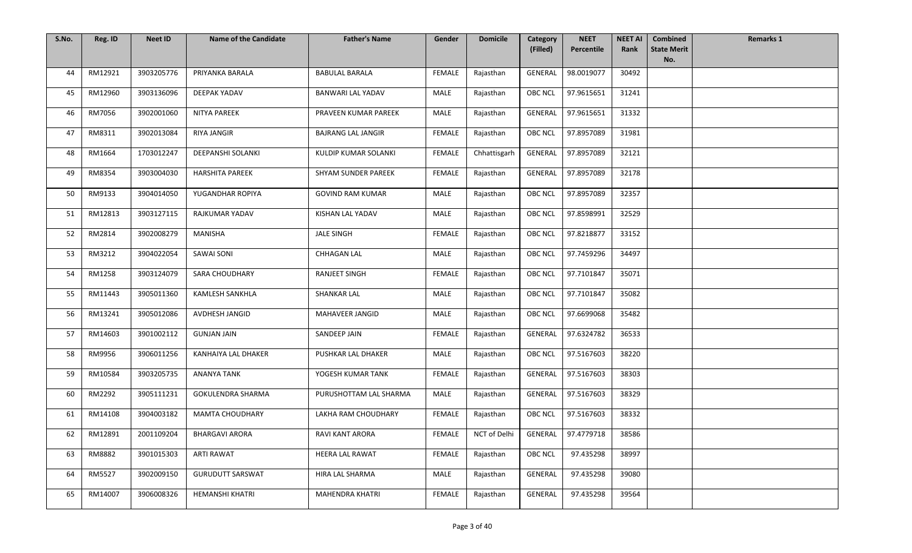| S.No. | Reg. ID | Neet ID | Name of the Candidate | Father's Name | Gender | Domicile | Category (Filled) | NEET Percentile | NEET AI Rank | Combined State Merit No. | Remarks 1 |
|---|---|---|---|---|---|---|---|---|---|---|---|
| 44 | RM12921 | 3903205776 | PRIYANKA BARALA | BABULAL BARALA | FEMALE | Rajasthan | GENERAL | 98.0019077 | 30492 | | |
| 45 | RM12960 | 3903136096 | DEEPAK YADAV | BANWARI LAL YADAV | MALE | Rajasthan | OBC NCL | 97.9615651 | 31241 | | |
| 46 | RM7056 | 3902001060 | NITYA PAREEK | PRAVEEN KUMAR PAREEK | MALE | Rajasthan | GENERAL | 97.9615651 | 31332 | | |
| 47 | RM8311 | 3902013084 | RIYA JANGIR | BAJRANG LAL JANGIR | FEMALE | Rajasthan | OBC NCL | 97.8957089 | 31981 | | |
| 48 | RM1664 | 1703012247 | DEEPANSHI SOLANKI | KULDIP KUMAR SOLANKI | FEMALE | Chhattisgarh | GENERAL | 97.8957089 | 32121 | | |
| 49 | RM8354 | 3903004030 | HARSHITA PAREEK | SHYAM SUNDER PAREEK | FEMALE | Rajasthan | GENERAL | 97.8957089 | 32178 | | |
| 50 | RM9133 | 3904014050 | YUGANDHAR ROPIYA | GOVIND RAM KUMAR | MALE | Rajasthan | OBC NCL | 97.8957089 | 32357 | | |
| 51 | RM12813 | 3903127115 | RAJKUMAR YADAV | KISHAN LAL YADAV | MALE | Rajasthan | OBC NCL | 97.8598991 | 32529 | | |
| 52 | RM2814 | 3902008279 | MANISHA | JALE SINGH | FEMALE | Rajasthan | OBC NCL | 97.8218877 | 33152 | | |
| 53 | RM3212 | 3904022054 | SAWAI SONI | CHHAGAN LAL | MALE | Rajasthan | OBC NCL | 97.7459296 | 34497 | | |
| 54 | RM1258 | 3903124079 | SARA CHOUDHARY | RANJEET SINGH | FEMALE | Rajasthan | OBC NCL | 97.7101847 | 35071 | | |
| 55 | RM11443 | 3905011360 | KAMLESH SANKHLA | SHANKAR LAL | MALE | Rajasthan | OBC NCL | 97.7101847 | 35082 | | |
| 56 | RM13241 | 3905012086 | AVDHESH JANGID | MAHAVEER JANGID | MALE | Rajasthan | OBC NCL | 97.6699068 | 35482 | | |
| 57 | RM14603 | 3901002112 | GUNJAN JAIN | SANDEEP JAIN | FEMALE | Rajasthan | GENERAL | 97.6324782 | 36533 | | |
| 58 | RM9956 | 3906011256 | KANHAIYA LAL DHAKER | PUSHKAR LAL DHAKER | MALE | Rajasthan | OBC NCL | 97.5167603 | 38220 | | |
| 59 | RM10584 | 3903205735 | ANANYA TANK | YOGESH KUMAR TANK | FEMALE | Rajasthan | GENERAL | 97.5167603 | 38303 | | |
| 60 | RM2292 | 3905111231 | GOKULENDRA SHARMA | PURUSHOTTAM LAL SHARMA | MALE | Rajasthan | GENERAL | 97.5167603 | 38329 | | |
| 61 | RM14108 | 3904003182 | MAMTA CHOUDHARY | LAKHA RAM CHOUDHARY | FEMALE | Rajasthan | OBC NCL | 97.5167603 | 38332 | | |
| 62 | RM12891 | 2001109204 | BHARGAVI ARORA | RAVI KANT ARORA | FEMALE | NCT of Delhi | GENERAL | 97.4779718 | 38586 | | |
| 63 | RM8882 | 3901015303 | ARTI RAWAT | HEERA LAL RAWAT | FEMALE | Rajasthan | OBC NCL | 97.435298 | 38997 | | |
| 64 | RM5527 | 3902009150 | GURUDUTT SARSWAT | HIRA LAL SHARMA | MALE | Rajasthan | GENERAL | 97.435298 | 39080 | | |
| 65 | RM14007 | 3906008326 | HEMANSHI KHATRI | MAHENDRA KHATRI | FEMALE | Rajasthan | GENERAL | 97.435298 | 39564 | | |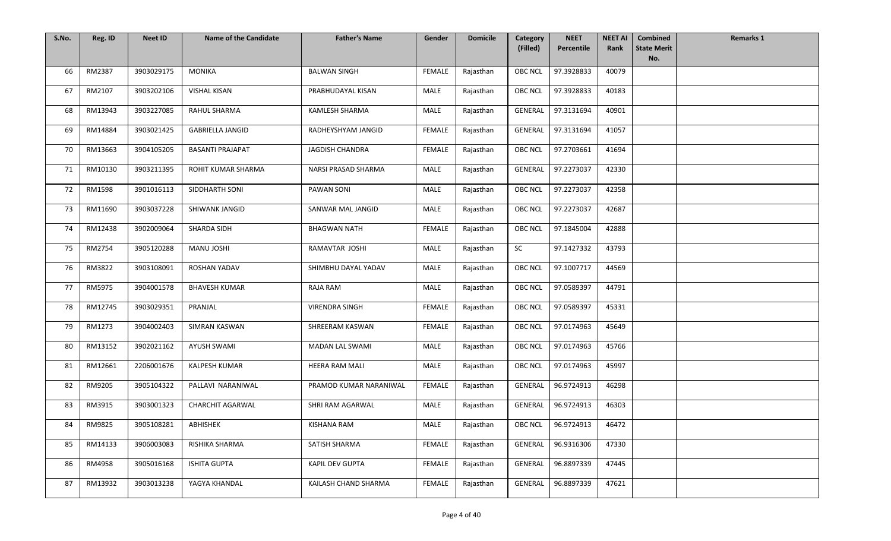| S.No. | Reg. ID | Neet ID | Name of the Candidate | Father's Name | Gender | Domicile | Category (Filled) | NEET Percentile | NEET AI Rank | Combined State Merit No. | Remarks 1 |
|---|---|---|---|---|---|---|---|---|---|---|---|
| 66 | RM2387 | 3903029175 | MONIKA | BALWAN SINGH | FEMALE | Rajasthan | OBC NCL | 97.3928833 | 40079 | | |
| 67 | RM2107 | 3903202106 | VISHAL KISAN | PRABHUDAYAL KISAN | MALE | Rajasthan | OBC NCL | 97.3928833 | 40183 | | |
| 68 | RM13943 | 3903227085 | RAHUL SHARMA | KAMLESH SHARMA | MALE | Rajasthan | GENERAL | 97.3131694 | 40901 | | |
| 69 | RM14884 | 3903021425 | GABRIELLA JANGID | RADHEYSHYAM JANGID | FEMALE | Rajasthan | GENERAL | 97.3131694 | 41057 | | |
| 70 | RM13663 | 3904105205 | BASANTI PRAJAPAT | JAGDISH CHANDRA | FEMALE | Rajasthan | OBC NCL | 97.2703661 | 41694 | | |
| 71 | RM10130 | 3903211395 | ROHIT KUMAR SHARMA | NARSI PRASAD SHARMA | MALE | Rajasthan | GENERAL | 97.2273037 | 42330 | | |
| 72 | RM1598 | 3901016113 | SIDDHARTH SONI | PAWAN SONI | MALE | Rajasthan | OBC NCL | 97.2273037 | 42358 | | |
| 73 | RM11690 | 3903037228 | SHIWANK JANGID | SANWAR MAL JANGID | MALE | Rajasthan | OBC NCL | 97.2273037 | 42687 | | |
| 74 | RM12438 | 3902009064 | SHARDA SIDH | BHAGWAN NATH | FEMALE | Rajasthan | OBC NCL | 97.1845004 | 42888 | | |
| 75 | RM2754 | 3905120288 | MANU JOSHI | RAMAVTAR JOSHI | MALE | Rajasthan | SC | 97.1427332 | 43793 | | |
| 76 | RM3822 | 3903108091 | ROSHAN YADAV | SHIMBHU DAYAL YADAV | MALE | Rajasthan | OBC NCL | 97.1007717 | 44569 | | |
| 77 | RM5975 | 3904001578 | BHAVESH KUMAR | RAJA RAM | MALE | Rajasthan | OBC NCL | 97.0589397 | 44791 | | |
| 78 | RM12745 | 3903029351 | PRANJAL | VIRENDRA SINGH | FEMALE | Rajasthan | OBC NCL | 97.0589397 | 45331 | | |
| 79 | RM1273 | 3904002403 | SIMRAN KASWAN | SHREERAM KASWAN | FEMALE | Rajasthan | OBC NCL | 97.0174963 | 45649 | | |
| 80 | RM13152 | 3902021162 | AYUSH SWAMI | MADAN LAL SWAMI | MALE | Rajasthan | OBC NCL | 97.0174963 | 45766 | | |
| 81 | RM12661 | 2206001676 | KALPESH KUMAR | HEERA RAM MALI | MALE | Rajasthan | OBC NCL | 97.0174963 | 45997 | | |
| 82 | RM9205 | 3905104322 | PALLAVI NARANIWAL | PRAMOD KUMAR NARANIWAL | FEMALE | Rajasthan | GENERAL | 96.9724913 | 46298 | | |
| 83 | RM3915 | 3903001323 | CHARCHIT AGARWAL | SHRI RAM AGARWAL | MALE | Rajasthan | GENERAL | 96.9724913 | 46303 | | |
| 84 | RM9825 | 3905108281 | ABHISHEK | KISHANA RAM | MALE | Rajasthan | OBC NCL | 96.9724913 | 46472 | | |
| 85 | RM14133 | 3906003083 | RISHIKA SHARMA | SATISH SHARMA | FEMALE | Rajasthan | GENERAL | 96.9316306 | 47330 | | |
| 86 | RM4958 | 3905016168 | ISHITA GUPTA | KAPIL DEV GUPTA | FEMALE | Rajasthan | GENERAL | 96.8897339 | 47445 | | |
| 87 | RM13932 | 3903013238 | YAGYA KHANDAL | KAILASH CHAND SHARMA | FEMALE | Rajasthan | GENERAL | 96.8897339 | 47621 | | |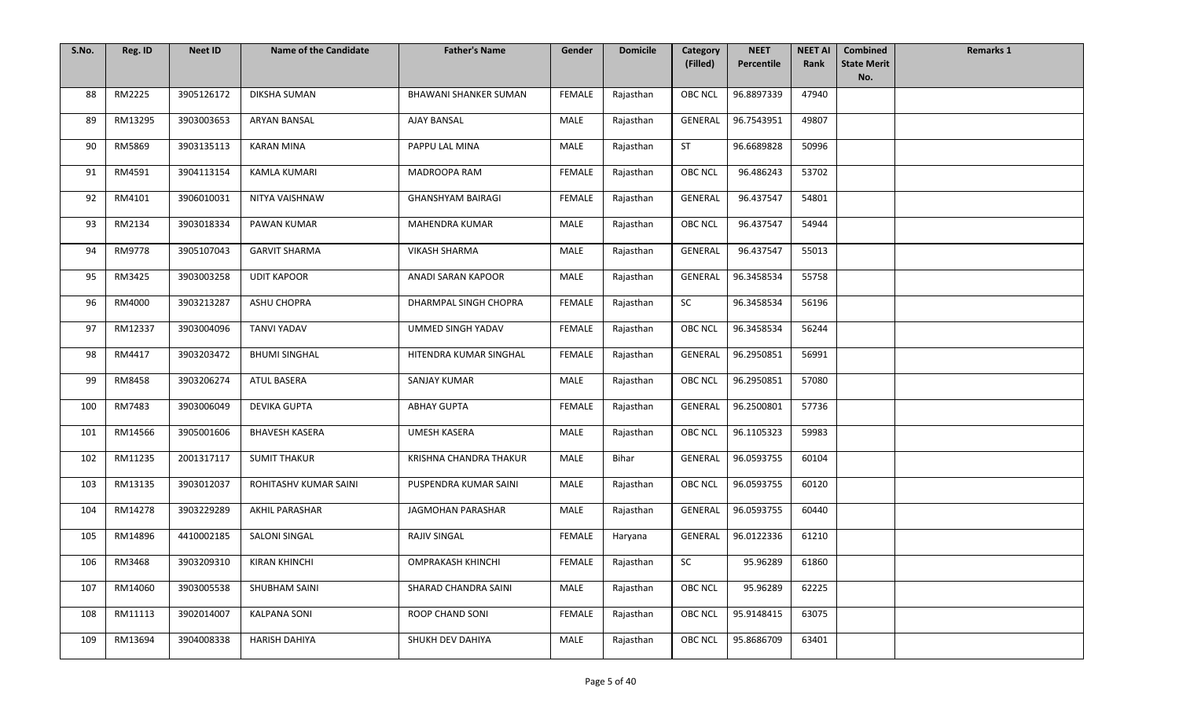| S.No. | Reg. ID | Neet ID | Name of the Candidate | Father's Name | Gender | Domicile | Category (Filled) | NEET Percentile | NEET AI Rank | Combined State Merit No. | Remarks 1 |
|---|---|---|---|---|---|---|---|---|---|---|---|
| 88 | RM2225 | 3905126172 | DIKSHA SUMAN | BHAWANI SHANKER SUMAN | FEMALE | Rajasthan | OBC NCL | 96.8897339 | 47940 | | |
| 89 | RM13295 | 3903003653 | ARYAN BANSAL | AJAY BANSAL | MALE | Rajasthan | GENERAL | 96.7543951 | 49807 | | |
| 90 | RM5869 | 3903135113 | KARAN MINA | PAPPU LAL MINA | MALE | Rajasthan | ST | 96.6689828 | 50996 | | |
| 91 | RM4591 | 3904113154 | KAMLA KUMARI | MADROOPA RAM | FEMALE | Rajasthan | OBC NCL | 96.486243 | 53702 | | |
| 92 | RM4101 | 3906010031 | NITYA VAISHNAW | GHANSHYAM BAIRAGI | FEMALE | Rajasthan | GENERAL | 96.437547 | 54801 | | |
| 93 | RM2134 | 3903018334 | PAWAN KUMAR | MAHENDRA KUMAR | MALE | Rajasthan | OBC NCL | 96.437547 | 54944 | | |
| 94 | RM9778 | 3905107043 | GARVIT SHARMA | VIKASH SHARMA | MALE | Rajasthan | GENERAL | 96.437547 | 55013 | | |
| 95 | RM3425 | 3903003258 | UDIT KAPOOR | ANADI SARAN KAPOOR | MALE | Rajasthan | GENERAL | 96.3458534 | 55758 | | |
| 96 | RM4000 | 3903213287 | ASHU CHOPRA | DHARMPAL SINGH CHOPRA | FEMALE | Rajasthan | SC | 96.3458534 | 56196 | | |
| 97 | RM12337 | 3903004096 | TANVI YADAV | UMMED SINGH YADAV | FEMALE | Rajasthan | OBC NCL | 96.3458534 | 56244 | | |
| 98 | RM4417 | 3903203472 | BHUMI SINGHAL | HITENDRA KUMAR SINGHAL | FEMALE | Rajasthan | GENERAL | 96.2950851 | 56991 | | |
| 99 | RM8458 | 3903206274 | ATUL BASERA | SANJAY KUMAR | MALE | Rajasthan | OBC NCL | 96.2950851 | 57080 | | |
| 100 | RM7483 | 3903006049 | DEVIKA GUPTA | ABHAY GUPTA | FEMALE | Rajasthan | GENERAL | 96.2500801 | 57736 | | |
| 101 | RM14566 | 3905001606 | BHAVESH KASERA | UMESH KASERA | MALE | Rajasthan | OBC NCL | 96.1105323 | 59983 | | |
| 102 | RM11235 | 2001317117 | SUMIT THAKUR | KRISHNA CHANDRA THAKUR | MALE | Bihar | GENERAL | 96.0593755 | 60104 | | |
| 103 | RM13135 | 3903012037 | ROHITASHV KUMAR SAINI | PUSPENDRA KUMAR SAINI | MALE | Rajasthan | OBC NCL | 96.0593755 | 60120 | | |
| 104 | RM14278 | 3903229289 | AKHIL PARASHAR | JAGMOHAN PARASHAR | MALE | Rajasthan | GENERAL | 96.0593755 | 60440 | | |
| 105 | RM14896 | 4410002185 | SALONI SINGAL | RAJIV SINGAL | FEMALE | Haryana | GENERAL | 96.0122336 | 61210 | | |
| 106 | RM3468 | 3903209310 | KIRAN KHINCHI | OMPRAKASH KHINCHI | FEMALE | Rajasthan | SC | 95.96289 | 61860 | | |
| 107 | RM14060 | 3903005538 | SHUBHAM SAINI | SHARAD CHANDRA SAINI | MALE | Rajasthan | OBC NCL | 95.96289 | 62225 | | |
| 108 | RM11113 | 3902014007 | KALPANA SONI | ROOP CHAND SONI | FEMALE | Rajasthan | OBC NCL | 95.9148415 | 63075 | | |
| 109 | RM13694 | 3904008338 | HARISH DAHIYA | SHUKH DEV DAHIYA | MALE | Rajasthan | OBC NCL | 95.8686709 | 63401 | | |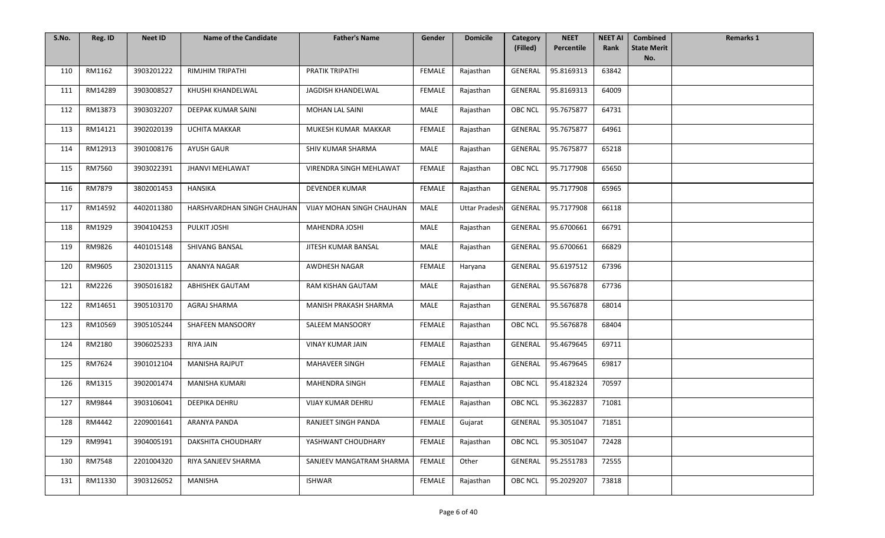| S.No. | Reg. ID | Neet ID | Name of the Candidate | Father's Name | Gender | Domicile | Category (Filled) | NEET Percentile | NEET AI Rank | Combined State Merit No. | Remarks 1 |
|---|---|---|---|---|---|---|---|---|---|---|---|
| 110 | RM1162 | 3903201222 | RIMJHIM TRIPATHI | PRATIK TRIPATHI | FEMALE | Rajasthan | GENERAL | 95.8169313 | 63842 | | |
| 111 | RM14289 | 3903008527 | KHUSHI KHANDELWAL | JAGDISH KHANDELWAL | FEMALE | Rajasthan | GENERAL | 95.8169313 | 64009 | | |
| 112 | RM13873 | 3903032207 | DEEPAK KUMAR SAINI | MOHAN LAL SAINI | MALE | Rajasthan | OBC NCL | 95.7675877 | 64731 | | |
| 113 | RM14121 | 3902020139 | UCHITA MAKKAR | MUKESH KUMAR MAKKAR | FEMALE | Rajasthan | GENERAL | 95.7675877 | 64961 | | |
| 114 | RM12913 | 3901008176 | AYUSH GAUR | SHIV KUMAR SHARMA | MALE | Rajasthan | GENERAL | 95.7675877 | 65218 | | |
| 115 | RM7560 | 3903022391 | JHANVI MEHLAWAT | VIRENDRA SINGH MEHLAWAT | FEMALE | Rajasthan | OBC NCL | 95.7177908 | 65650 | | |
| 116 | RM7879 | 3802001453 | HANSIKA | DEVENDER KUMAR | FEMALE | Rajasthan | GENERAL | 95.7177908 | 65965 | | |
| 117 | RM14592 | 4402011380 | HARSHVARDHAN SINGH CHAUHAN | VIJAY MOHAN SINGH CHAUHAN | MALE | Uttar Pradesh | GENERAL | 95.7177908 | 66118 | | |
| 118 | RM1929 | 3904104253 | PULKIT JOSHI | MAHENDRA JOSHI | MALE | Rajasthan | GENERAL | 95.6700661 | 66791 | | |
| 119 | RM9826 | 4401015148 | SHIVANG BANSAL | JITESH KUMAR BANSAL | MALE | Rajasthan | GENERAL | 95.6700661 | 66829 | | |
| 120 | RM9605 | 2302013115 | ANANYA NAGAR | AWDHESH NAGAR | FEMALE | Haryana | GENERAL | 95.6197512 | 67396 | | |
| 121 | RM2226 | 3905016182 | ABHISHEK GAUTAM | RAM KISHAN GAUTAM | MALE | Rajasthan | GENERAL | 95.5676878 | 67736 | | |
| 122 | RM14651 | 3905103170 | AGRAJ SHARMA | MANISH PRAKASH SHARMA | MALE | Rajasthan | GENERAL | 95.5676878 | 68014 | | |
| 123 | RM10569 | 3905105244 | SHAFEEN MANSOORY | SALEEM MANSOORY | FEMALE | Rajasthan | OBC NCL | 95.5676878 | 68404 | | |
| 124 | RM2180 | 3906025233 | RIYA JAIN | VINAY KUMAR JAIN | FEMALE | Rajasthan | GENERAL | 95.4679645 | 69711 | | |
| 125 | RM7624 | 3901012104 | MANISHA RAJPUT | MAHAVEER SINGH | FEMALE | Rajasthan | GENERAL | 95.4679645 | 69817 | | |
| 126 | RM1315 | 3902001474 | MANISHA KUMARI | MAHENDRA SINGH | FEMALE | Rajasthan | OBC NCL | 95.4182324 | 70597 | | |
| 127 | RM9844 | 3903106041 | DEEPIKA DEHRU | VIJAY KUMAR DEHRU | FEMALE | Rajasthan | OBC NCL | 95.3622837 | 71081 | | |
| 128 | RM4442 | 2209001641 | ARANYA PANDA | RANJEET SINGH PANDA | FEMALE | Gujarat | GENERAL | 95.3051047 | 71851 | | |
| 129 | RM9941 | 3904005191 | DAKSHITA CHOUDHARY | YASHWANT CHOUDHARY | FEMALE | Rajasthan | OBC NCL | 95.3051047 | 72428 | | |
| 130 | RM7548 | 2201004320 | RIYA SANJEEV SHARMA | SANJEEV MANGATRAM SHARMA | FEMALE | Other | GENERAL | 95.2551783 | 72555 | | |
| 131 | RM11330 | 3903126052 | MANISHA | ISHWAR | FEMALE | Rajasthan | OBC NCL | 95.2029207 | 73818 | | |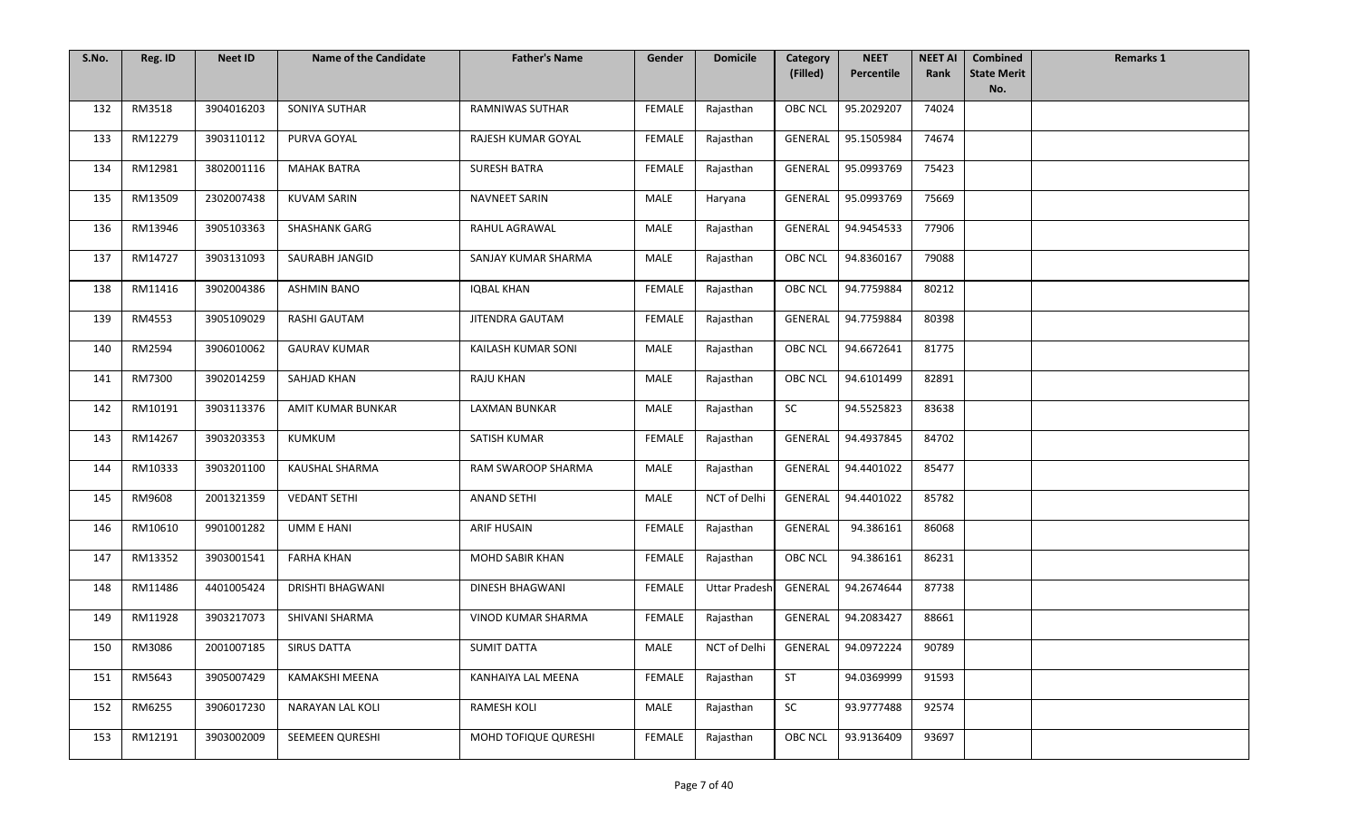| S.No. | Reg. ID | Neet ID | Name of the Candidate | Father's Name | Gender | Domicile | Category (Filled) | NEET Percentile | NEET AI Rank | Combined State Merit No. | Remarks 1 |
|---|---|---|---|---|---|---|---|---|---|---|---|
| 132 | RM3518 | 3904016203 | SONIYA SUTHAR | RAMNIWAS SUTHAR | FEMALE | Rajasthan | OBC NCL | 95.2029207 | 74024 | | |
| 133 | RM12279 | 3903110112 | PURVA GOYAL | RAJESH KUMAR GOYAL | FEMALE | Rajasthan | GENERAL | 95.1505984 | 74674 | | |
| 134 | RM12981 | 3802001116 | MAHAK BATRA | SURESH BATRA | FEMALE | Rajasthan | GENERAL | 95.0993769 | 75423 | | |
| 135 | RM13509 | 2302007438 | KUVAM SARIN | NAVNEET SARIN | MALE | Haryana | GENERAL | 95.0993769 | 75669 | | |
| 136 | RM13946 | 3905103363 | SHASHANK GARG | RAHUL AGRAWAL | MALE | Rajasthan | GENERAL | 94.9454533 | 77906 | | |
| 137 | RM14727 | 3903131093 | SAURABH JANGID | SANJAY KUMAR SHARMA | MALE | Rajasthan | OBC NCL | 94.8360167 | 79088 | | |
| 138 | RM11416 | 3902004386 | ASHMIN BANO | IQBAL KHAN | FEMALE | Rajasthan | OBC NCL | 94.7759884 | 80212 | | |
| 139 | RM4553 | 3905109029 | RASHI GAUTAM | JITENDRA GAUTAM | FEMALE | Rajasthan | GENERAL | 94.7759884 | 80398 | | |
| 140 | RM2594 | 3906010062 | GAURAV KUMAR | KAILASH KUMAR SONI | MALE | Rajasthan | OBC NCL | 94.6672641 | 81775 | | |
| 141 | RM7300 | 3902014259 | SAHJAD KHAN | RAJU KHAN | MALE | Rajasthan | OBC NCL | 94.6101499 | 82891 | | |
| 142 | RM10191 | 3903113376 | AMIT KUMAR BUNKAR | LAXMAN BUNKAR | MALE | Rajasthan | SC | 94.5525823 | 83638 | | |
| 143 | RM14267 | 3903203353 | KUMKUM | SATISH KUMAR | FEMALE | Rajasthan | GENERAL | 94.4937845 | 84702 | | |
| 144 | RM10333 | 3903201100 | KAUSHAL SHARMA | RAM SWAROOP SHARMA | MALE | Rajasthan | GENERAL | 94.4401022 | 85477 | | |
| 145 | RM9608 | 2001321359 | VEDANT SETHI | ANAND SETHI | MALE | NCT of Delhi | GENERAL | 94.4401022 | 85782 | | |
| 146 | RM10610 | 9901001282 | UMM E HANI | ARIF HUSAIN | FEMALE | Rajasthan | GENERAL | 94.386161 | 86068 | | |
| 147 | RM13352 | 3903001541 | FARHA KHAN | MOHD SABIR KHAN | FEMALE | Rajasthan | OBC NCL | 94.386161 | 86231 | | |
| 148 | RM11486 | 4401005424 | DRISHTI BHAGWANI | DINESH BHAGWANI | FEMALE | Uttar Pradesh | GENERAL | 94.2674644 | 87738 | | |
| 149 | RM11928 | 3903217073 | SHIVANI SHARMA | VINOD KUMAR SHARMA | FEMALE | Rajasthan | GENERAL | 94.2083427 | 88661 | | |
| 150 | RM3086 | 2001007185 | SIRUS DATTA | SUMIT DATTA | MALE | NCT of Delhi | GENERAL | 94.0972224 | 90789 | | |
| 151 | RM5643 | 3905007429 | KAMAKSHI MEENA | KANHAIYA LAL MEENA | FEMALE | Rajasthan | ST | 94.0369999 | 91593 | | |
| 152 | RM6255 | 3906017230 | NARAYAN LAL KOLI | RAMESH KOLI | MALE | Rajasthan | SC | 93.9777488 | 92574 | | |
| 153 | RM12191 | 3903002009 | SEEMEEN QURESHI | MOHD TOFIQUE QURESHI | FEMALE | Rajasthan | OBC NCL | 93.9136409 | 93697 | | |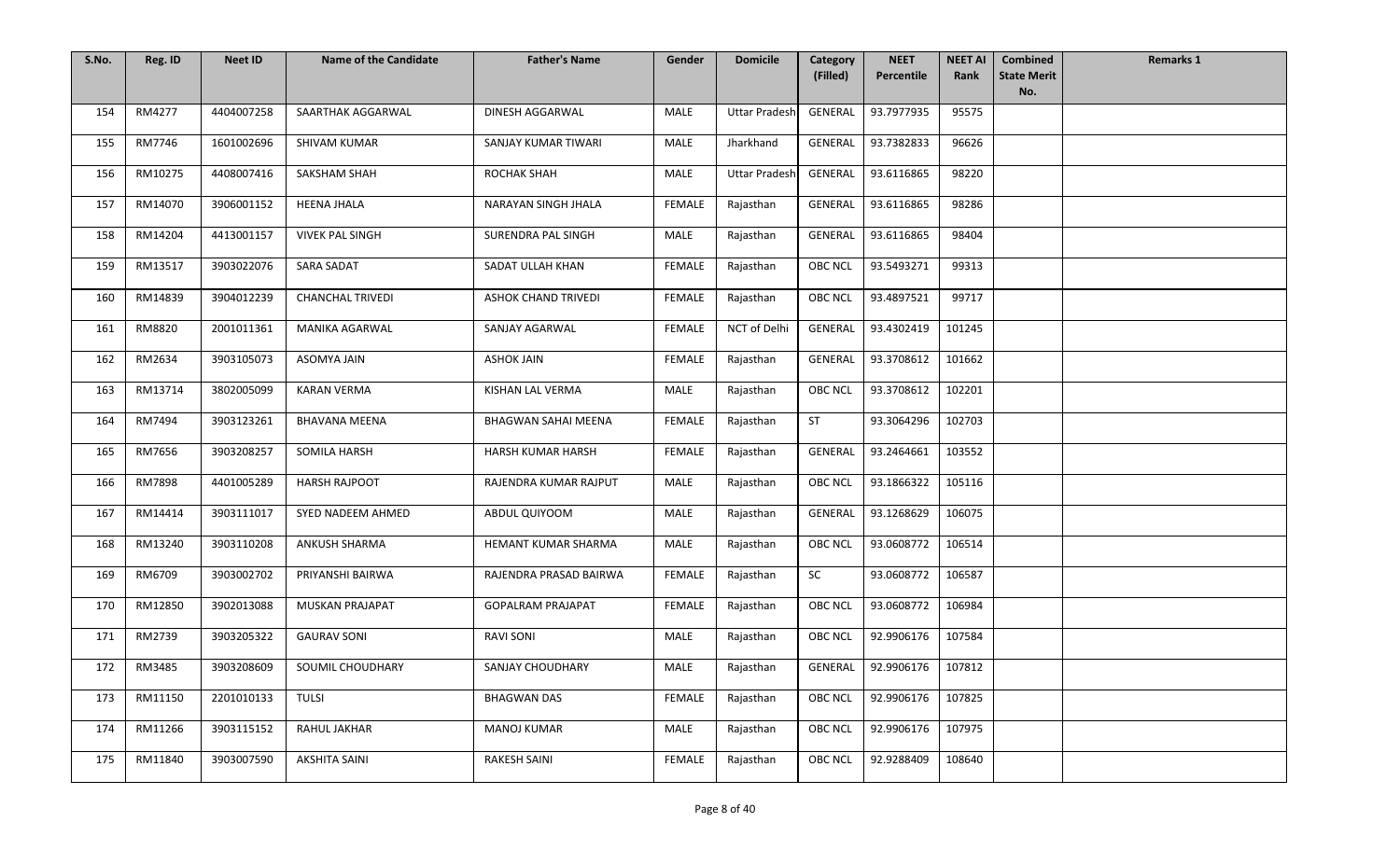| S.No. | Reg. ID | Neet ID | Name of the Candidate | Father's Name | Gender | Domicile | Category (Filled) | NEET Percentile | NEET AI Rank | Combined State Merit No. | Remarks 1 |
|---|---|---|---|---|---|---|---|---|---|---|---|
| 154 | RM4277 | 4404007258 | SAARTHAK AGGARWAL | DINESH AGGARWAL | MALE | Uttar Pradesh | GENERAL | 93.7977935 | 95575 | | |
| 155 | RM7746 | 1601002696 | SHIVAM KUMAR | SANJAY KUMAR TIWARI | MALE | Jharkhand | GENERAL | 93.7382833 | 96626 | | |
| 156 | RM10275 | 4408007416 | SAKSHAM SHAH | ROCHAK SHAH | MALE | Uttar Pradesh | GENERAL | 93.6116865 | 98220 | | |
| 157 | RM14070 | 3906001152 | HEENA JHALA | NARAYAN SINGH JHALA | FEMALE | Rajasthan | GENERAL | 93.6116865 | 98286 | | |
| 158 | RM14204 | 4413001157 | VIVEK PAL SINGH | SURENDRA PAL SINGH | MALE | Rajasthan | GENERAL | 93.6116865 | 98404 | | |
| 159 | RM13517 | 3903022076 | SARA SADAT | SADAT ULLAH KHAN | FEMALE | Rajasthan | OBC NCL | 93.5493271 | 99313 | | |
| 160 | RM14839 | 3904012239 | CHANCHAL TRIVEDI | ASHOK CHAND TRIVEDI | FEMALE | Rajasthan | OBC NCL | 93.4897521 | 99717 | | |
| 161 | RM8820 | 2001011361 | MANIKA AGARWAL | SANJAY AGARWAL | FEMALE | NCT of Delhi | GENERAL | 93.4302419 | 101245 | | |
| 162 | RM2634 | 3903105073 | ASOMYA JAIN | ASHOK JAIN | FEMALE | Rajasthan | GENERAL | 93.3708612 | 101662 | | |
| 163 | RM13714 | 3802005099 | KARAN VERMA | KISHAN LAL VERMA | MALE | Rajasthan | OBC NCL | 93.3708612 | 102201 | | |
| 164 | RM7494 | 3903123261 | BHAVANA MEENA | BHAGWAN SAHAI MEENA | FEMALE | Rajasthan | ST | 93.3064296 | 102703 | | |
| 165 | RM7656 | 3903208257 | SOMILA HARSH | HARSH KUMAR HARSH | FEMALE | Rajasthan | GENERAL | 93.2464661 | 103552 | | |
| 166 | RM7898 | 4401005289 | HARSH RAJPOOT | RAJENDRA KUMAR RAJPUT | MALE | Rajasthan | OBC NCL | 93.1866322 | 105116 | | |
| 167 | RM14414 | 3903111017 | SYED NADEEM AHMED | ABDUL QUIYOOM | MALE | Rajasthan | GENERAL | 93.1268629 | 106075 | | |
| 168 | RM13240 | 3903110208 | ANKUSH SHARMA | HEMANT KUMAR SHARMA | MALE | Rajasthan | OBC NCL | 93.0608772 | 106514 | | |
| 169 | RM6709 | 3903002702 | PRIYANSHI BAIRWA | RAJENDRA PRASAD BAIRWA | FEMALE | Rajasthan | SC | 93.0608772 | 106587 | | |
| 170 | RM12850 | 3902013088 | MUSKAN PRAJAPAT | GOPALRAM PRAJAPAT | FEMALE | Rajasthan | OBC NCL | 93.0608772 | 106984 | | |
| 171 | RM2739 | 3903205322 | GAURAV SONI | RAVI SONI | MALE | Rajasthan | OBC NCL | 92.9906176 | 107584 | | |
| 172 | RM3485 | 3903208609 | SOUMIL CHOUDHARY | SANJAY CHOUDHARY | MALE | Rajasthan | GENERAL | 92.9906176 | 107812 | | |
| 173 | RM11150 | 2201010133 | TULSI | BHAGWAN DAS | FEMALE | Rajasthan | OBC NCL | 92.9906176 | 107825 | | |
| 174 | RM11266 | 3903115152 | RAHUL JAKHAR | MANOJ KUMAR | MALE | Rajasthan | OBC NCL | 92.9906176 | 107975 | | |
| 175 | RM11840 | 3903007590 | AKSHITA SAINI | RAKESH SAINI | FEMALE | Rajasthan | OBC NCL | 92.9288409 | 108640 | | |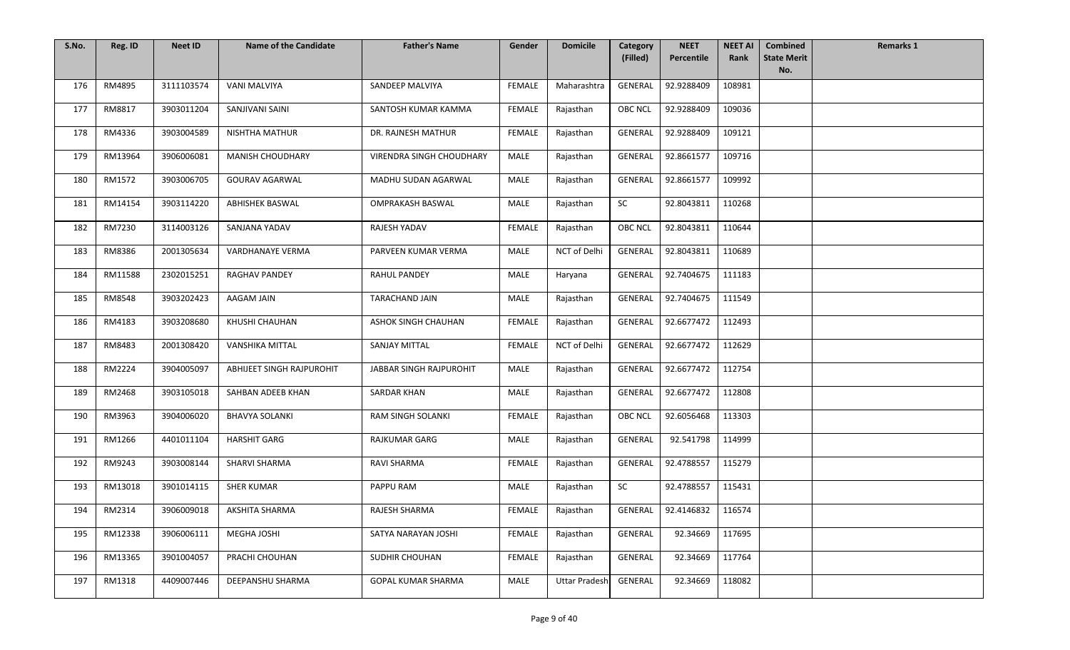| S.No. | Reg. ID | Neet ID | Name of the Candidate | Father's Name | Gender | Domicile | Category (Filled) | NEET Percentile | NEET AI Rank | Combined State Merit No. | Remarks 1 |
|---|---|---|---|---|---|---|---|---|---|---|---|
| 176 | RM4895 | 3111103574 | VANI MALVIYA | SANDEEP MALVIYA | FEMALE | Maharashtra | GENERAL | 92.9288409 | 108981 | | |
| 177 | RM8817 | 3903011204 | SANJIVANI SAINI | SANTOSH KUMAR KAMMA | FEMALE | Rajasthan | OBC NCL | 92.9288409 | 109036 | | |
| 178 | RM4336 | 3903004589 | NISHTHA MATHUR | DR. RAJNESH MATHUR | FEMALE | Rajasthan | GENERAL | 92.9288409 | 109121 | | |
| 179 | RM13964 | 3906006081 | MANISH CHOUDHARY | VIRENDRA SINGH CHOUDHARY | MALE | Rajasthan | GENERAL | 92.8661577 | 109716 | | |
| 180 | RM1572 | 3903006705 | GOURAV AGARWAL | MADHU SUDAN AGARWAL | MALE | Rajasthan | GENERAL | 92.8661577 | 109992 | | |
| 181 | RM14154 | 3903114220 | ABHISHEK BASWAL | OMPRAKASH BASWAL | MALE | Rajasthan | SC | 92.8043811 | 110268 | | |
| 182 | RM7230 | 3114003126 | SANJANA YADAV | RAJESH YADAV | FEMALE | Rajasthan | OBC NCL | 92.8043811 | 110644 | | |
| 183 | RM8386 | 2001305634 | VARDHANAYE VERMA | PARVEEN KUMAR VERMA | MALE | NCT of Delhi | GENERAL | 92.8043811 | 110689 | | |
| 184 | RM11588 | 2302015251 | RAGHAV PANDEY | RAHUL PANDEY | MALE | Haryana | GENERAL | 92.7404675 | 111183 | | |
| 185 | RM8548 | 3903202423 | AAGAM JAIN | TARACHAND JAIN | MALE | Rajasthan | GENERAL | 92.7404675 | 111549 | | |
| 186 | RM4183 | 3903208680 | KHUSHI CHAUHAN | ASHOK SINGH CHAUHAN | FEMALE | Rajasthan | GENERAL | 92.6677472 | 112493 | | |
| 187 | RM8483 | 2001308420 | VANSHIKA MITTAL | SANJAY MITTAL | FEMALE | NCT of Delhi | GENERAL | 92.6677472 | 112629 | | |
| 188 | RM2224 | 3904005097 | ABHIJEET SINGH RAJPUROHIT | JABBAR SINGH RAJPUROHIT | MALE | Rajasthan | GENERAL | 92.6677472 | 112754 | | |
| 189 | RM2468 | 3903105018 | SAHBAN ADEEB KHAN | SARDAR KHAN | MALE | Rajasthan | GENERAL | 92.6677472 | 112808 | | |
| 190 | RM3963 | 3904006020 | BHAVYA SOLANKI | RAM SINGH SOLANKI | FEMALE | Rajasthan | OBC NCL | 92.6056468 | 113303 | | |
| 191 | RM1266 | 4401011104 | HARSHIT GARG | RAJKUMAR GARG | MALE | Rajasthan | GENERAL | 92.541798 | 114999 | | |
| 192 | RM9243 | 3903008144 | SHARVI SHARMA | RAVI SHARMA | FEMALE | Rajasthan | GENERAL | 92.4788557 | 115279 | | |
| 193 | RM13018 | 3901014115 | SHER KUMAR | PAPPU RAM | MALE | Rajasthan | SC | 92.4788557 | 115431 | | |
| 194 | RM2314 | 3906009018 | AKSHITA SHARMA | RAJESH SHARMA | FEMALE | Rajasthan | GENERAL | 92.4146832 | 116574 | | |
| 195 | RM12338 | 3906006111 | MEGHA JOSHI | SATYA NARAYAN JOSHI | FEMALE | Rajasthan | GENERAL | 92.34669 | 117695 | | |
| 196 | RM13365 | 3901004057 | PRACHI CHOUHAN | SUDHIR CHOUHAN | FEMALE | Rajasthan | GENERAL | 92.34669 | 117764 | | |
| 197 | RM1318 | 4409007446 | DEEPANSHU SHARMA | GOPAL KUMAR SHARMA | MALE | Uttar Pradesh | GENERAL | 92.34669 | 118082 | | |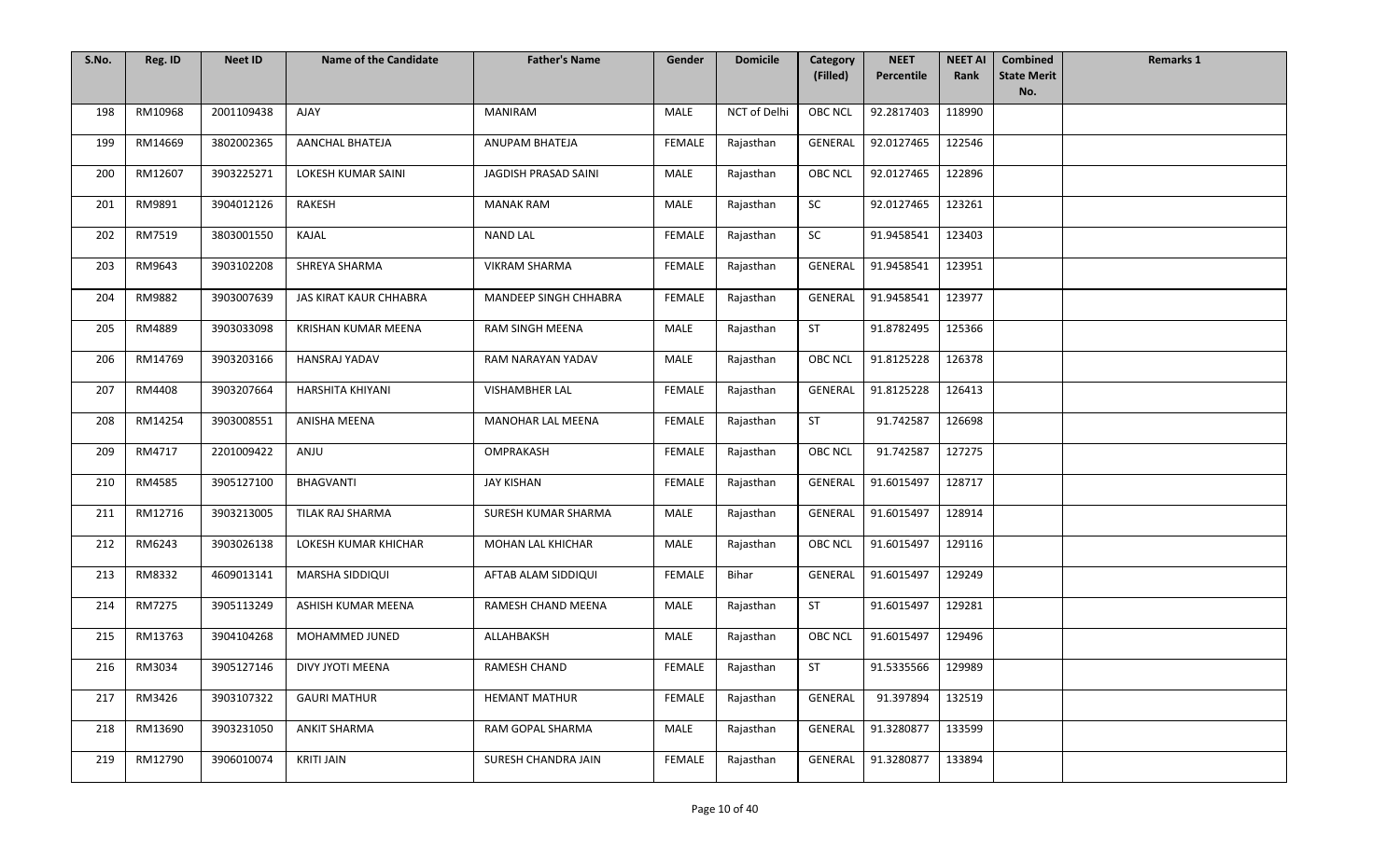| S.No. | Reg. ID | Neet ID | Name of the Candidate | Father's Name | Gender | Domicile | Category (Filled) | NEET Percentile | NEET AI Rank | Combined State Merit No. | Remarks 1 |
|---|---|---|---|---|---|---|---|---|---|---|---|
| 198 | RM10968 | 2001109438 | AJAY | MANIRAM | MALE | NCT of Delhi | OBC NCL | 92.2817403 | 118990 | | |
| 199 | RM14669 | 3802002365 | AANCHAL BHATEJA | ANUPAM BHATEJA | FEMALE | Rajasthan | GENERAL | 92.0127465 | 122546 | | |
| 200 | RM12607 | 3903225271 | LOKESH KUMAR SAINI | JAGDISH PRASAD SAINI | MALE | Rajasthan | OBC NCL | 92.0127465 | 122896 | | |
| 201 | RM9891 | 3904012126 | RAKESH | MANAK RAM | MALE | Rajasthan | SC | 92.0127465 | 123261 | | |
| 202 | RM7519 | 3803001550 | KAJAL | NAND LAL | FEMALE | Rajasthan | SC | 91.9458541 | 123403 | | |
| 203 | RM9643 | 3903102208 | SHREYA SHARMA | VIKRAM SHARMA | FEMALE | Rajasthan | GENERAL | 91.9458541 | 123951 | | |
| 204 | RM9882 | 3903007639 | JAS KIRAT KAUR CHHABRA | MANDEEP SINGH CHHABRA | FEMALE | Rajasthan | GENERAL | 91.9458541 | 123977 | | |
| 205 | RM4889 | 3903033098 | KRISHAN KUMAR MEENA | RAM SINGH MEENA | MALE | Rajasthan | ST | 91.8782495 | 125366 | | |
| 206 | RM14769 | 3903203166 | HANSRAJ YADAV | RAM NARAYAN YADAV | MALE | Rajasthan | OBC NCL | 91.8125228 | 126378 | | |
| 207 | RM4408 | 3903207664 | HARSHITA KHIYANI | VISHAMBHER LAL | FEMALE | Rajasthan | GENERAL | 91.8125228 | 126413 | | |
| 208 | RM14254 | 3903008551 | ANISHA MEENA | MANOHAR LAL MEENA | FEMALE | Rajasthan | ST | 91.742587 | 126698 | | |
| 209 | RM4717 | 2201009422 | ANJU | OMPRAKASH | FEMALE | Rajasthan | OBC NCL | 91.742587 | 127275 | | |
| 210 | RM4585 | 3905127100 | BHAGVANTI | JAY KISHAN | FEMALE | Rajasthan | GENERAL | 91.6015497 | 128717 | | |
| 211 | RM12716 | 3903213005 | TILAK RAJ SHARMA | SURESH KUMAR SHARMA | MALE | Rajasthan | GENERAL | 91.6015497 | 128914 | | |
| 212 | RM6243 | 3903026138 | LOKESH KUMAR KHICHAR | MOHAN LAL KHICHAR | MALE | Rajasthan | OBC NCL | 91.6015497 | 129116 | | |
| 213 | RM8332 | 4609013141 | MARSHA SIDDIQUI | AFTAB ALAM SIDDIQUI | FEMALE | Bihar | GENERAL | 91.6015497 | 129249 | | |
| 214 | RM7275 | 3905113249 | ASHISH KUMAR MEENA | RAMESH CHAND MEENA | MALE | Rajasthan | ST | 91.6015497 | 129281 | | |
| 215 | RM13763 | 3904104268 | MOHAMMED JUNED | ALLAHBAKSH | MALE | Rajasthan | OBC NCL | 91.6015497 | 129496 | | |
| 216 | RM3034 | 3905127146 | DIVY JYOTI MEENA | RAMESH CHAND | FEMALE | Rajasthan | ST | 91.5335566 | 129989 | | |
| 217 | RM3426 | 3903107322 | GAURI MATHUR | HEMANT MATHUR | FEMALE | Rajasthan | GENERAL | 91.397894 | 132519 | | |
| 218 | RM13690 | 3903231050 | ANKIT SHARMA | RAM GOPAL SHARMA | MALE | Rajasthan | GENERAL | 91.3280877 | 133599 | | |
| 219 | RM12790 | 3906010074 | KRITI JAIN | SURESH CHANDRA JAIN | FEMALE | Rajasthan | GENERAL | 91.3280877 | 133894 | | |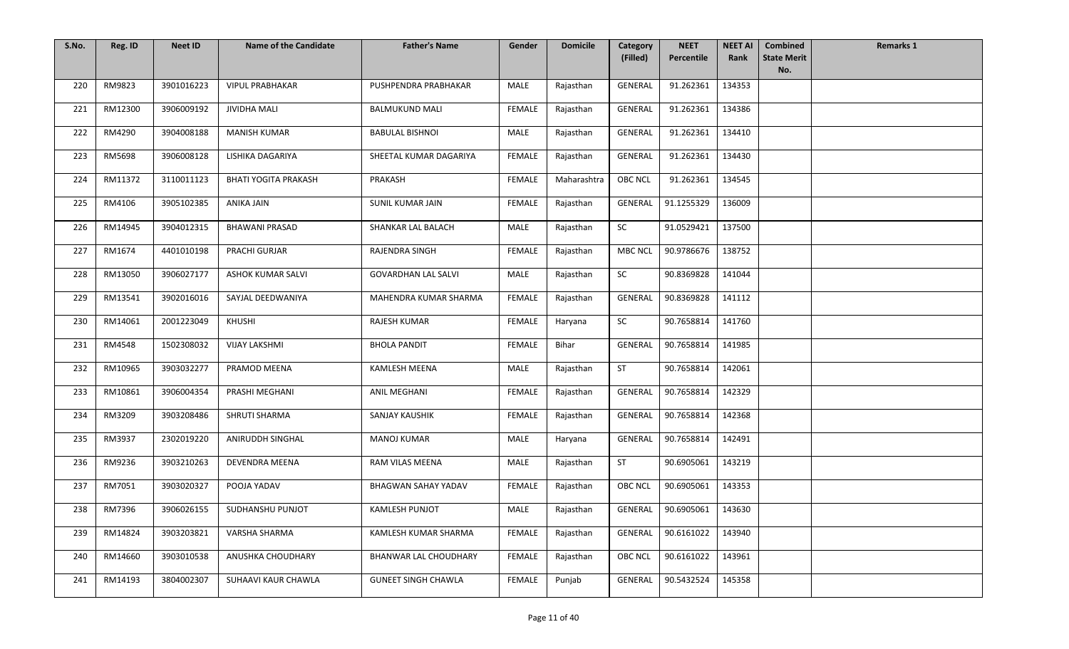| S.No. | Reg. ID | Neet ID | Name of the Candidate | Father's Name | Gender | Domicile | Category (Filled) | NEET Percentile | NEET AI Rank | Combined State Merit No. | Remarks 1 |
|---|---|---|---|---|---|---|---|---|---|---|---|
| 220 | RM9823 | 3901016223 | VIPUL PRABHAKAR | PUSHPENDRA PRABHAKAR | MALE | Rajasthan | GENERAL | 91.262361 | 134353 | | |
| 221 | RM12300 | 3906009192 | JIVIDHA MALI | BALMUKUND MALI | FEMALE | Rajasthan | GENERAL | 91.262361 | 134386 | | |
| 222 | RM4290 | 3904008188 | MANISH KUMAR | BABULAL BISHNOI | MALE | Rajasthan | GENERAL | 91.262361 | 134410 | | |
| 223 | RM5698 | 3906008128 | LISHIKA DAGARIYA | SHEETAL KUMAR DAGARIYA | FEMALE | Rajasthan | GENERAL | 91.262361 | 134430 | | |
| 224 | RM11372 | 3110011123 | BHATI YOGITA PRAKASH | PRAKASH | FEMALE | Maharashtra | OBC NCL | 91.262361 | 134545 | | |
| 225 | RM4106 | 3905102385 | ANIKA JAIN | SUNIL KUMAR JAIN | FEMALE | Rajasthan | GENERAL | 91.1255329 | 136009 | | |
| 226 | RM14945 | 3904012315 | BHAWANI PRASAD | SHANKAR LAL BALACH | MALE | Rajasthan | SC | 91.0529421 | 137500 | | |
| 227 | RM1674 | 4401010198 | PRACHI GURJAR | RAJENDRA SINGH | FEMALE | Rajasthan | MBC NCL | 90.9786676 | 138752 | | |
| 228 | RM13050 | 3906027177 | ASHOK KUMAR SALVI | GOVARDHAN LAL SALVI | MALE | Rajasthan | SC | 90.8369828 | 141044 | | |
| 229 | RM13541 | 3902016016 | SAYJAL DEEDWANIYA | MAHENDRA KUMAR SHARMA | FEMALE | Rajasthan | GENERAL | 90.8369828 | 141112 | | |
| 230 | RM14061 | 2001223049 | KHUSHI | RAJESH KUMAR | FEMALE | Haryana | SC | 90.7658814 | 141760 | | |
| 231 | RM4548 | 1502308032 | VIJAY LAKSHMI | BHOLA PANDIT | FEMALE | Bihar | GENERAL | 90.7658814 | 141985 | | |
| 232 | RM10965 | 3903032277 | PRAMOD MEENA | KAMLESH MEENA | MALE | Rajasthan | ST | 90.7658814 | 142061 | | |
| 233 | RM10861 | 3906004354 | PRASHI MEGHANI | ANIL MEGHANI | FEMALE | Rajasthan | GENERAL | 90.7658814 | 142329 | | |
| 234 | RM3209 | 3903208486 | SHRUTI SHARMA | SANJAY KAUSHIK | FEMALE | Rajasthan | GENERAL | 90.7658814 | 142368 | | |
| 235 | RM3937 | 2302019220 | ANIRUDDH SINGHAL | MANOJ KUMAR | MALE | Haryana | GENERAL | 90.7658814 | 142491 | | |
| 236 | RM9236 | 3903210263 | DEVENDRA MEENA | RAM VILAS MEENA | MALE | Rajasthan | ST | 90.6905061 | 143219 | | |
| 237 | RM7051 | 3903020327 | POOJA YADAV | BHAGWAN SAHAY YADAV | FEMALE | Rajasthan | OBC NCL | 90.6905061 | 143353 | | |
| 238 | RM7396 | 3906026155 | SUDHANSHU PUNJOT | KAMLESH PUNJOT | MALE | Rajasthan | GENERAL | 90.6905061 | 143630 | | |
| 239 | RM14824 | 3903203821 | VARSHA SHARMA | KAMLESH KUMAR SHARMA | FEMALE | Rajasthan | GENERAL | 90.6161022 | 143940 | | |
| 240 | RM14660 | 3903010538 | ANUSHKA CHOUDHARY | BHANWAR LAL CHOUDHARY | FEMALE | Rajasthan | OBC NCL | 90.6161022 | 143961 | | |
| 241 | RM14193 | 3804002307 | SUHAAVI KAUR CHAWLA | GUNEET SINGH CHAWLA | FEMALE | Punjab | GENERAL | 90.5432524 | 145358 | | |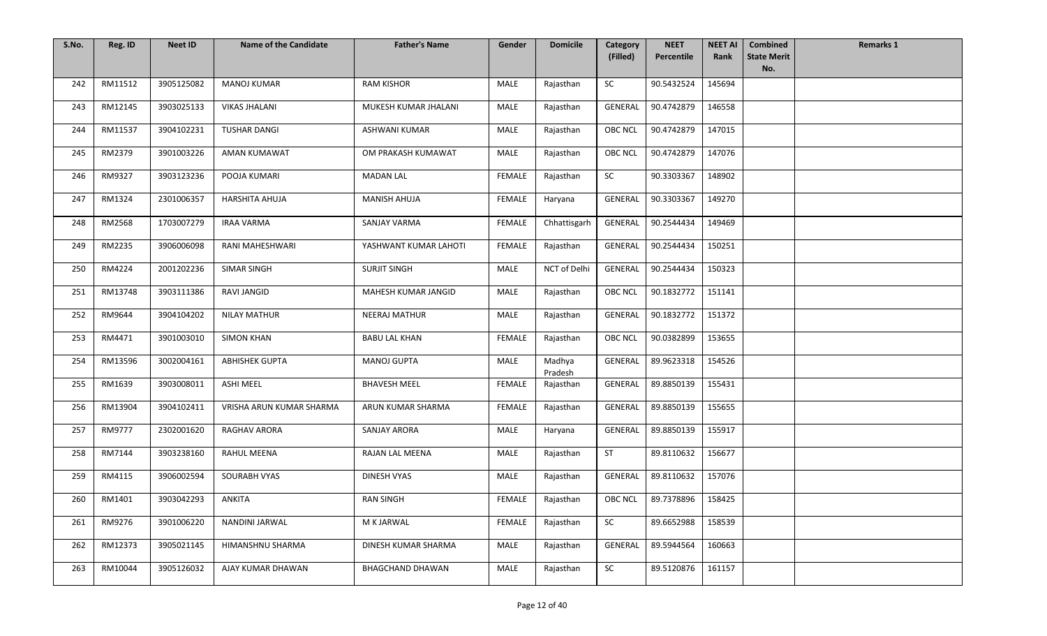| S.No. | Reg. ID | Neet ID | Name of the Candidate | Father's Name | Gender | Domicile | Category (Filled) | NEET Percentile | NEET AI Rank | Combined State Merit No. | Remarks 1 |
|---|---|---|---|---|---|---|---|---|---|---|---|
| 242 | RM11512 | 3905125082 | MANOJ KUMAR | RAM KISHOR | MALE | Rajasthan | SC | 90.5432524 | 145694 | | |
| 243 | RM12145 | 3903025133 | VIKAS JHALANI | MUKESH KUMAR JHALANI | MALE | Rajasthan | GENERAL | 90.4742879 | 146558 | | |
| 244 | RM11537 | 3904102231 | TUSHAR DANGI | ASHWANI KUMAR | MALE | Rajasthan | OBC NCL | 90.4742879 | 147015 | | |
| 245 | RM2379 | 3901003226 | AMAN KUMAWAT | OM PRAKASH KUMAWAT | MALE | Rajasthan | OBC NCL | 90.4742879 | 147076 | | |
| 246 | RM9327 | 3903123236 | POOJA KUMARI | MADAN LAL | FEMALE | Rajasthan | SC | 90.3303367 | 148902 | | |
| 247 | RM1324 | 2301006357 | HARSHITA AHUJA | MANISH AHUJA | FEMALE | Haryana | GENERAL | 90.3303367 | 149270 | | |
| 248 | RM2568 | 1703007279 | IRAA VARMA | SANJAY VARMA | FEMALE | Chhattisgarh | GENERAL | 90.2544434 | 149469 | | |
| 249 | RM2235 | 3906006098 | RANI MAHESHWARI | YASHWANT KUMAR LAHOTI | FEMALE | Rajasthan | GENERAL | 90.2544434 | 150251 | | |
| 250 | RM4224 | 2001202236 | SIMAR SINGH | SURJIT SINGH | MALE | NCT of Delhi | GENERAL | 90.2544434 | 150323 | | |
| 251 | RM13748 | 3903111386 | RAVI JANGID | MAHESH KUMAR JANGID | MALE | Rajasthan | OBC NCL | 90.1832772 | 151141 | | |
| 252 | RM9644 | 3904104202 | NILAY MATHUR | NEERAJ MATHUR | MALE | Rajasthan | GENERAL | 90.1832772 | 151372 | | |
| 253 | RM4471 | 3901003010 | SIMON KHAN | BABU LAL KHAN | FEMALE | Rajasthan | OBC NCL | 90.0382899 | 153655 | | |
| 254 | RM13596 | 3002004161 | ABHISHEK GUPTA | MANOJ GUPTA | MALE | Madhya Pradesh | GENERAL | 89.9623318 | 154526 | | |
| 255 | RM1639 | 3903008011 | ASHI MEEL | BHAVESH MEEL | FEMALE | Rajasthan | GENERAL | 89.8850139 | 155431 | | |
| 256 | RM13904 | 3904102411 | VRISHA ARUN KUMAR SHARMA | ARUN KUMAR SHARMA | FEMALE | Rajasthan | GENERAL | 89.8850139 | 155655 | | |
| 257 | RM9777 | 2302001620 | RAGHAV ARORA | SANJAY ARORA | MALE | Haryana | GENERAL | 89.8850139 | 155917 | | |
| 258 | RM7144 | 3903238160 | RAHUL MEENA | RAJAN LAL MEENA | MALE | Rajasthan | ST | 89.8110632 | 156677 | | |
| 259 | RM4115 | 3906002594 | SOURABH VYAS | DINESH VYAS | MALE | Rajasthan | GENERAL | 89.8110632 | 157076 | | |
| 260 | RM1401 | 3903042293 | ANKITA | RAN SINGH | FEMALE | Rajasthan | OBC NCL | 89.7378896 | 158425 | | |
| 261 | RM9276 | 3901006220 | NANDINI JARWAL | M K JARWAL | FEMALE | Rajasthan | SC | 89.6652988 | 158539 | | |
| 262 | RM12373 | 3905021145 | HIMANSHNU SHARMA | DINESH KUMAR SHARMA | MALE | Rajasthan | GENERAL | 89.5944564 | 160663 | | |
| 263 | RM10044 | 3905126032 | AJAY KUMAR DHAWAN | BHAGCHAND DHAWAN | MALE | Rajasthan | SC | 89.5120876 | 161157 | | |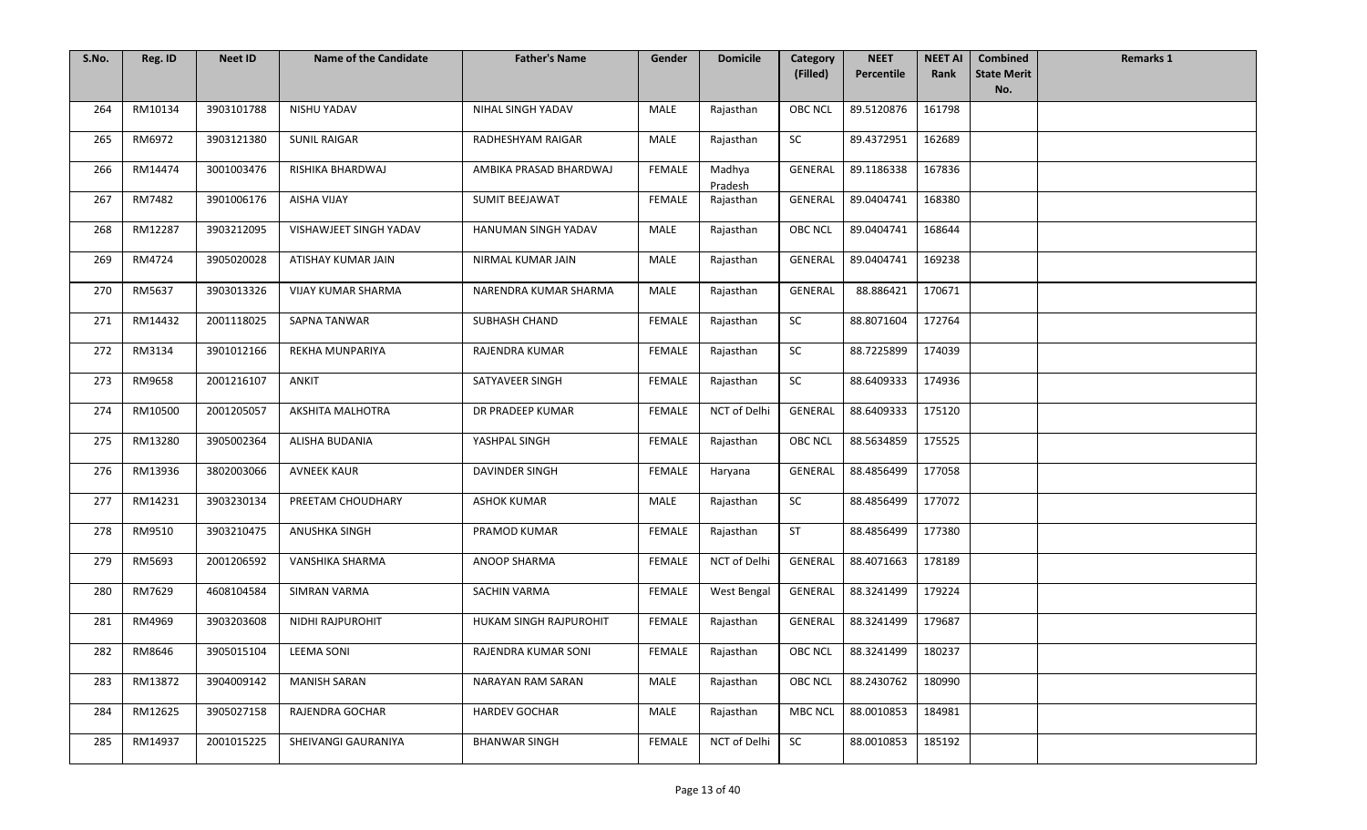| S.No. | Reg. ID | Neet ID | Name of the Candidate | Father's Name | Gender | Domicile | Category (Filled) | NEET Percentile | NEET AI Rank | Combined State Merit No. | Remarks 1 |
|---|---|---|---|---|---|---|---|---|---|---|---|
| 264 | RM10134 | 3903101788 | NISHU YADAV | NIHAL SINGH YADAV | MALE | Rajasthan | OBC NCL | 89.5120876 | 161798 | | |
| 265 | RM6972 | 3903121380 | SUNIL RAIGAR | RADHESHYAM RAIGAR | MALE | Rajasthan | SC | 89.4372951 | 162689 | | |
| 266 | RM14474 | 3001003476 | RISHIKA BHARDWAJ | AMBIKA PRASAD BHARDWAJ | FEMALE | Madhya Pradesh | GENERAL | 89.1186338 | 167836 | | |
| 267 | RM7482 | 3901006176 | AISHA VIJAY | SUMIT BEEJAWAT | FEMALE | Rajasthan | GENERAL | 89.0404741 | 168380 | | |
| 268 | RM12287 | 3903212095 | VISHAWJEET SINGH YADAV | HANUMAN SINGH YADAV | MALE | Rajasthan | OBC NCL | 89.0404741 | 168644 | | |
| 269 | RM4724 | 3905020028 | ATISHAY KUMAR JAIN | NIRMAL KUMAR JAIN | MALE | Rajasthan | GENERAL | 89.0404741 | 169238 | | |
| 270 | RM5637 | 3903013326 | VIJAY KUMAR SHARMA | NARENDRA KUMAR SHARMA | MALE | Rajasthan | GENERAL | 88.886421 | 170671 | | |
| 271 | RM14432 | 2001118025 | SAPNA TANWAR | SUBHASH CHAND | FEMALE | Rajasthan | SC | 88.8071604 | 172764 | | |
| 272 | RM3134 | 3901012166 | REKHA MUNPARIYA | RAJENDRA KUMAR | FEMALE | Rajasthan | SC | 88.7225899 | 174039 | | |
| 273 | RM9658 | 2001216107 | ANKIT | SATYAVEER SINGH | FEMALE | Rajasthan | SC | 88.6409333 | 174936 | | |
| 274 | RM10500 | 2001205057 | AKSHITA MALHOTRA | DR PRADEEP KUMAR | FEMALE | NCT of Delhi | GENERAL | 88.6409333 | 175120 | | |
| 275 | RM13280 | 3905002364 | ALISHA BUDANIA | YASHPAL SINGH | FEMALE | Rajasthan | OBC NCL | 88.5634859 | 175525 | | |
| 276 | RM13936 | 3802003066 | AVNEEK KAUR | DAVINDER SINGH | FEMALE | Haryana | GENERAL | 88.4856499 | 177058 | | |
| 277 | RM14231 | 3903230134 | PREETAM CHOUDHARY | ASHOK KUMAR | MALE | Rajasthan | SC | 88.4856499 | 177072 | | |
| 278 | RM9510 | 3903210475 | ANUSHKA SINGH | PRAMOD KUMAR | FEMALE | Rajasthan | ST | 88.4856499 | 177380 | | |
| 279 | RM5693 | 2001206592 | VANSHIKA SHARMA | ANOOP SHARMA | FEMALE | NCT of Delhi | GENERAL | 88.4071663 | 178189 | | |
| 280 | RM7629 | 4608104584 | SIMRAN VARMA | SACHIN VARMA | FEMALE | West Bengal | GENERAL | 88.3241499 | 179224 | | |
| 281 | RM4969 | 3903203608 | NIDHI RAJPUROHIT | HUKAM SINGH RAJPUROHIT | FEMALE | Rajasthan | GENERAL | 88.3241499 | 179687 | | |
| 282 | RM8646 | 3905015104 | LEEMA SONI | RAJENDRA KUMAR SONI | FEMALE | Rajasthan | OBC NCL | 88.3241499 | 180237 | | |
| 283 | RM13872 | 3904009142 | MANISH SARAN | NARAYAN RAM SARAN | MALE | Rajasthan | OBC NCL | 88.2430762 | 180990 | | |
| 284 | RM12625 | 3905027158 | RAJENDRA GOCHAR | HARDEV GOCHAR | MALE | Rajasthan | MBC NCL | 88.0010853 | 184981 | | |
| 285 | RM14937 | 2001015225 | SHEIVANGI GAURANIYA | BHANWAR SINGH | FEMALE | NCT of Delhi | SC | 88.0010853 | 185192 | | |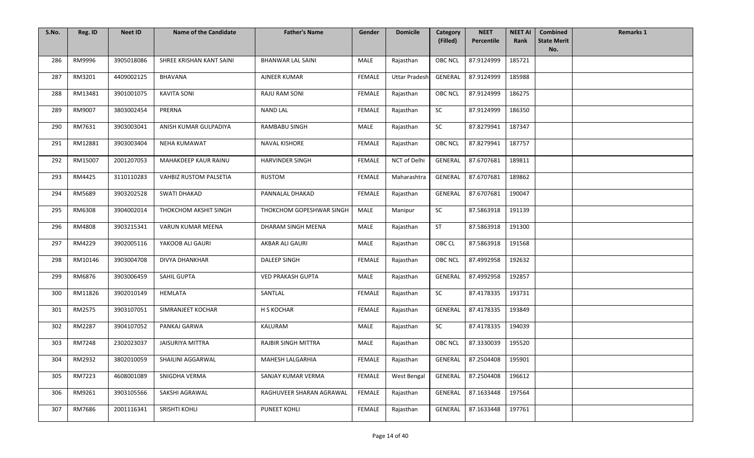| S.No. | Reg. ID | Neet ID | Name of the Candidate | Father's Name | Gender | Domicile | Category (Filled) | NEET Percentile | NEET AI Rank | Combined State Merit No. | Remarks 1 |
|---|---|---|---|---|---|---|---|---|---|---|---|
| 286 | RM9996 | 3905018086 | SHREE KRISHAN KANT SAINI | BHANWAR LAL SAINI | MALE | Rajasthan | OBC NCL | 87.9124999 | 185721 | | |
| 287 | RM3201 | 4409002125 | BHAVANA | AJNEER KUMAR | FEMALE | Uttar Pradesh | GENERAL | 87.9124999 | 185988 | | |
| 288 | RM13481 | 3901001075 | KAVITA SONI | RAJU RAM SONI | FEMALE | Rajasthan | OBC NCL | 87.9124999 | 186275 | | |
| 289 | RM9007 | 3803002454 | PRERNA | NAND LAL | FEMALE | Rajasthan | SC | 87.9124999 | 186350 | | |
| 290 | RM7631 | 3903003041 | ANISH KUMAR GULPADIYA | RAMBABU SINGH | MALE | Rajasthan | SC | 87.8279941 | 187347 | | |
| 291 | RM12881 | 3903003404 | NEHA KUMAWAT | NAVAL KISHORE | FEMALE | Rajasthan | OBC NCL | 87.8279941 | 187757 | | |
| 292 | RM15007 | 2001207053 | MAHAKDEEP KAUR RAINU | HARVINDER SINGH | FEMALE | NCT of Delhi | GENERAL | 87.6707681 | 189811 | | |
| 293 | RM4425 | 3110110283 | VAHBIZ RUSTOM PALSETIA | RUSTOM | FEMALE | Maharashtra | GENERAL | 87.6707681 | 189862 | | |
| 294 | RM5689 | 3903202528 | SWATI DHAKAD | PANNALAL DHAKAD | FEMALE | Rajasthan | GENERAL | 87.6707681 | 190047 | | |
| 295 | RM6308 | 3904002014 | THOKCHOM AKSHIT SINGH | THOKCHOM GOPESHWAR SINGH | MALE | Manipur | SC | 87.5863918 | 191139 | | |
| 296 | RM4808 | 3903215341 | VARUN KUMAR MEENA | DHARAM SINGH MEENA | MALE | Rajasthan | ST | 87.5863918 | 191300 | | |
| 297 | RM4229 | 3902005116 | YAKOOB ALI GAURI | AKBAR ALI GAURI | MALE | Rajasthan | OBC CL | 87.5863918 | 191568 | | |
| 298 | RM10146 | 3903004708 | DIVYA DHANKHAR | DALEEP SINGH | FEMALE | Rajasthan | OBC NCL | 87.4992958 | 192632 | | |
| 299 | RM6876 | 3903006459 | SAHIL GUPTA | VED PRAKASH GUPTA | MALE | Rajasthan | GENERAL | 87.4992958 | 192857 | | |
| 300 | RM11826 | 3902010149 | HEMLATA | SANTLAL | FEMALE | Rajasthan | SC | 87.4178335 | 193731 | | |
| 301 | RM2575 | 3903107051 | SIMRANJEET KOCHAR | H S KOCHAR | FEMALE | Rajasthan | GENERAL | 87.4178335 | 193849 | | |
| 302 | RM2287 | 3904107052 | PANKAJ GARWA | KALURAM | MALE | Rajasthan | SC | 87.4178335 | 194039 | | |
| 303 | RM7248 | 2302023037 | JAISURIYA MITTRA | RAJBIR SINGH MITTRA | MALE | Rajasthan | OBC NCL | 87.3330039 | 195520 | | |
| 304 | RM2932 | 3802010059 | SHAILINI AGGARWAL | MAHESH LALGARHIA | FEMALE | Rajasthan | GENERAL | 87.2504408 | 195901 | | |
| 305 | RM7223 | 4608001089 | SNIGDHA VERMA | SANJAY KUMAR VERMA | FEMALE | West Bengal | GENERAL | 87.2504408 | 196612 | | |
| 306 | RM9261 | 3903105566 | SAKSHI AGRAWAL | RAGHUVEER SHARAN AGRAWAL | FEMALE | Rajasthan | GENERAL | 87.1633448 | 197564 | | |
| 307 | RM7686 | 2001116341 | SRISHTI KOHLI | PUNEET KOHLI | FEMALE | Rajasthan | GENERAL | 87.1633448 | 197761 | | |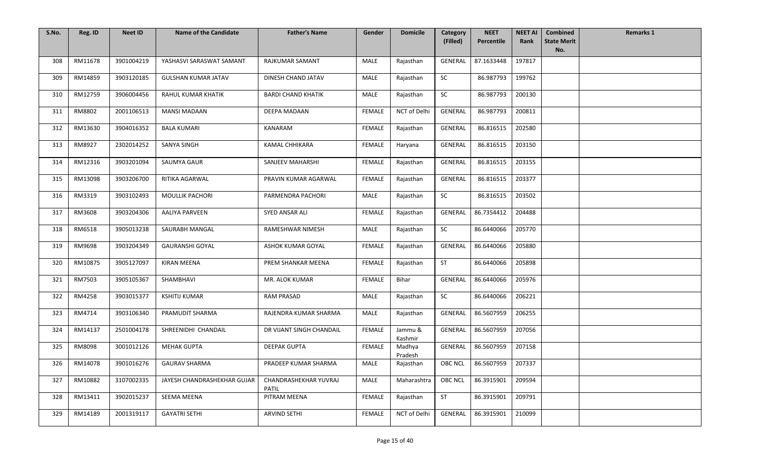| S.No. | Reg. ID | Neet ID | Name of the Candidate | Father's Name | Gender | Domicile | Category (Filled) | NEET Percentile | NEET AI Rank | Combined State Merit No. | Remarks 1 |
|---|---|---|---|---|---|---|---|---|---|---|---|
| 308 | RM11678 | 3901004219 | YASHASVI SARASWAT SAMANT | RAJKUMAR SAMANT | MALE | Rajasthan | GENERAL | 87.1633448 | 197817 | | |
| 309 | RM14859 | 3903120185 | GULSHAN KUMAR JATAV | DINESH CHAND JATAV | MALE | Rajasthan | SC | 86.987793 | 199762 | | |
| 310 | RM12759 | 3906004456 | RAHUL KUMAR KHATIK | BARDI CHAND KHATIK | MALE | Rajasthan | SC | 86.987793 | 200130 | | |
| 311 | RM8802 | 2001106513 | MANSI MADAAN | DEEPA MADAAN | FEMALE | NCT of Delhi | GENERAL | 86.987793 | 200811 | | |
| 312 | RM13630 | 3904016352 | BALA KUMARI | KANARAM | FEMALE | Rajasthan | GENERAL | 86.816515 | 202580 | | |
| 313 | RM8927 | 2302014252 | SANYA SINGH | KAMAL CHHIKARA | FEMALE | Haryana | GENERAL | 86.816515 | 203150 | | |
| 314 | RM12316 | 3903201094 | SAUMYA GAUR | SANJEEV MAHARSHI | FEMALE | Rajasthan | GENERAL | 86.816515 | 203155 | | |
| 315 | RM13098 | 3903206700 | RITIKA AGARWAL | PRAVIN KUMAR AGARWAL | FEMALE | Rajasthan | GENERAL | 86.816515 | 203377 | | |
| 316 | RM3319 | 3903102493 | MOULLIK PACHORI | PARMENDRA PACHORI | MALE | Rajasthan | SC | 86.816515 | 203502 | | |
| 317 | RM3608 | 3903204306 | AALIYA PARVEEN | SYED ANSAR ALI | FEMALE | Rajasthan | GENERAL | 86.7354412 | 204488 | | |
| 318 | RM6518 | 3905013238 | SAURABH MANGAL | RAMESHWAR NIMESH | MALE | Rajasthan | SC | 86.6440066 | 205770 | | |
| 319 | RM9698 | 3903204349 | GAURANSHI GOYAL | ASHOK KUMAR GOYAL | FEMALE | Rajasthan | GENERAL | 86.6440066 | 205880 | | |
| 320 | RM10875 | 3905127097 | KIRAN MEENA | PREM SHANKAR MEENA | FEMALE | Rajasthan | ST | 86.6440066 | 205898 | | |
| 321 | RM7503 | 3905105367 | SHAMBHAVI | MR. ALOK KUMAR | FEMALE | Bihar | GENERAL | 86.6440066 | 205976 | | |
| 322 | RM4258 | 3903015377 | KSHITIJ KUMAR | RAM PRASAD | MALE | Rajasthan | SC | 86.6440066 | 206221 | | |
| 323 | RM4714 | 3903106340 | PRAMUDIT SHARMA | RAJENDRA KUMAR SHARMA | MALE | Rajasthan | GENERAL | 86.5607959 | 206255 | | |
| 324 | RM14137 | 2501004178 | SHREENIDHI CHANDAIL | DR VIJANT SINGH CHANDAIL | FEMALE | Jammu & Kashmir | GENERAL | 86.5607959 | 207056 | | |
| 325 | RM8098 | 3001012126 | MEHAK GUPTA | DEEPAK GUPTA | FEMALE | Madhya Pradesh | GENERAL | 86.5607959 | 207158 | | |
| 326 | RM14078 | 3901016276 | GAURAV SHARMA | PRADEEP KUMAR SHARMA | MALE | Rajasthan | OBC NCL | 86.5607959 | 207337 | | |
| 327 | RM10882 | 3107002335 | JAYESH CHANDRASHEKHAR GUJAR | CHANDRASHEKHAR YUVRAJ PATIL | MALE | Maharashtra | OBC NCL | 86.3915901 | 209594 | | |
| 328 | RM13411 | 3902015237 | SEEMA MEENA | PITRAM MEENA | FEMALE | Rajasthan | ST | 86.3915901 | 209791 | | |
| 329 | RM14189 | 2001319117 | GAYATRI SETHI | ARVIND SETHI | FEMALE | NCT of Delhi | GENERAL | 86.3915901 | 210099 | | |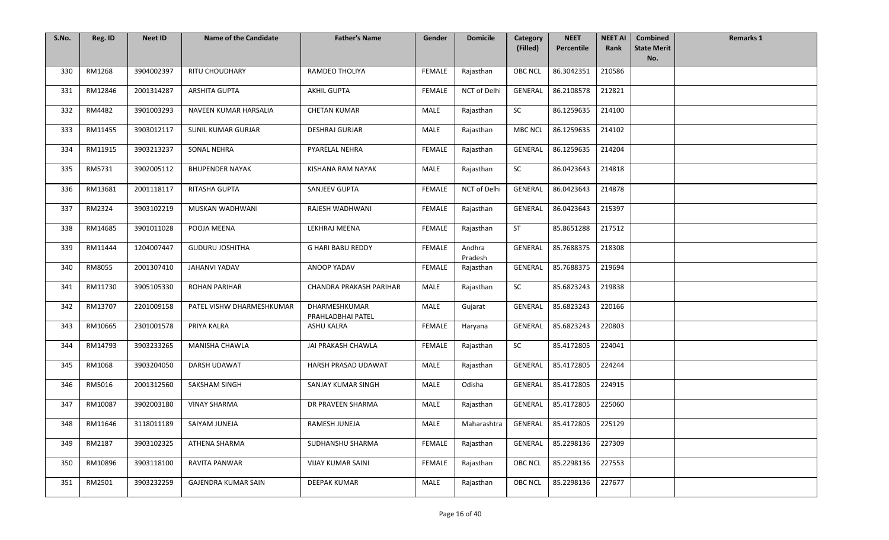| S.No. | Reg. ID | Neet ID | Name of the Candidate | Father's Name | Gender | Domicile | Category (Filled) | NEET Percentile | NEET AI Rank | Combined State Merit No. | Remarks 1 |
|---|---|---|---|---|---|---|---|---|---|---|---|
| 330 | RM1268 | 3904002397 | RITU CHOUDHARY | RAMDEO THOLIYA | FEMALE | Rajasthan | OBC NCL | 86.3042351 | 210586 | | |
| 331 | RM12846 | 2001314287 | ARSHITA GUPTA | AKHIL GUPTA | FEMALE | NCT of Delhi | GENERAL | 86.2108578 | 212821 | | |
| 332 | RM4482 | 3901003293 | NAVEEN KUMAR HARSALIA | CHETAN KUMAR | MALE | Rajasthan | SC | 86.1259635 | 214100 | | |
| 333 | RM11455 | 3903012117 | SUNIL KUMAR GURJAR | DESHRAJ GURJAR | MALE | Rajasthan | MBC NCL | 86.1259635 | 214102 | | |
| 334 | RM11915 | 3903213237 | SONAL NEHRA | PYARELAL NEHRA | FEMALE | Rajasthan | GENERAL | 86.1259635 | 214204 | | |
| 335 | RM5731 | 3902005112 | BHUPENDER NAYAK | KISHANA RAM NAYAK | MALE | Rajasthan | SC | 86.0423643 | 214818 | | |
| 336 | RM13681 | 2001118117 | RITASHA GUPTA | SANJEEV GUPTA | FEMALE | NCT of Delhi | GENERAL | 86.0423643 | 214878 | | |
| 337 | RM2324 | 3903102219 | MUSKAN WADHWANI | RAJESH WADHWANI | FEMALE | Rajasthan | GENERAL | 86.0423643 | 215397 | | |
| 338 | RM14685 | 3901011028 | POOJA MEENA | LEKHRAJ MEENA | FEMALE | Rajasthan | ST | 85.8651288 | 217512 | | |
| 339 | RM11444 | 1204007447 | GUDURU JOSHITHA | G HARI BABU REDDY | FEMALE | Andhra Pradesh | GENERAL | 85.7688375 | 218308 | | |
| 340 | RM8055 | 2001307410 | JAHANVI YADAV | ANOOP YADAV | FEMALE | Rajasthan | GENERAL | 85.7688375 | 219694 | | |
| 341 | RM11730 | 3905105330 | ROHAN PARIHAR | CHANDRA PRAKASH PARIHAR | MALE | Rajasthan | SC | 85.6823243 | 219838 | | |
| 342 | RM13707 | 2201009158 | PATEL VISHW DHARMESHKUMAR | DHARMESHKUMAR PRAHLADBHAI PATEL | MALE | Gujarat | GENERAL | 85.6823243 | 220166 | | |
| 343 | RM10665 | 2301001578 | PRIYA KALRA | ASHU KALRA | FEMALE | Haryana | GENERAL | 85.6823243 | 220803 | | |
| 344 | RM14793 | 3903233265 | MANISHA CHAWLA | JAI PRAKASH CHAWLA | FEMALE | Rajasthan | SC | 85.4172805 | 224041 | | |
| 345 | RM1068 | 3903204050 | DARSH UDAWAT | HARSH PRASAD UDAWAT | MALE | Rajasthan | GENERAL | 85.4172805 | 224244 | | |
| 346 | RM5016 | 2001312560 | SAKSHAM SINGH | SANJAY KUMAR SINGH | MALE | Odisha | GENERAL | 85.4172805 | 224915 | | |
| 347 | RM10087 | 3902003180 | VINAY SHARMA | DR PRAVEEN SHARMA | MALE | Rajasthan | GENERAL | 85.4172805 | 225060 | | |
| 348 | RM11646 | 3118011189 | SAIYAM JUNEJA | RAMESH JUNEJA | MALE | Maharashtra | GENERAL | 85.4172805 | 225129 | | |
| 349 | RM2187 | 3903102325 | ATHENA SHARMA | SUDHANSHU SHARMA | FEMALE | Rajasthan | GENERAL | 85.2298136 | 227309 | | |
| 350 | RM10896 | 3903118100 | RAVITA PANWAR | VIJAY KUMAR SAINI | FEMALE | Rajasthan | OBC NCL | 85.2298136 | 227553 | | |
| 351 | RM2501 | 3903232259 | GAJENDRA KUMAR SAIN | DEEPAK KUMAR | MALE | Rajasthan | OBC NCL | 85.2298136 | 227677 | | |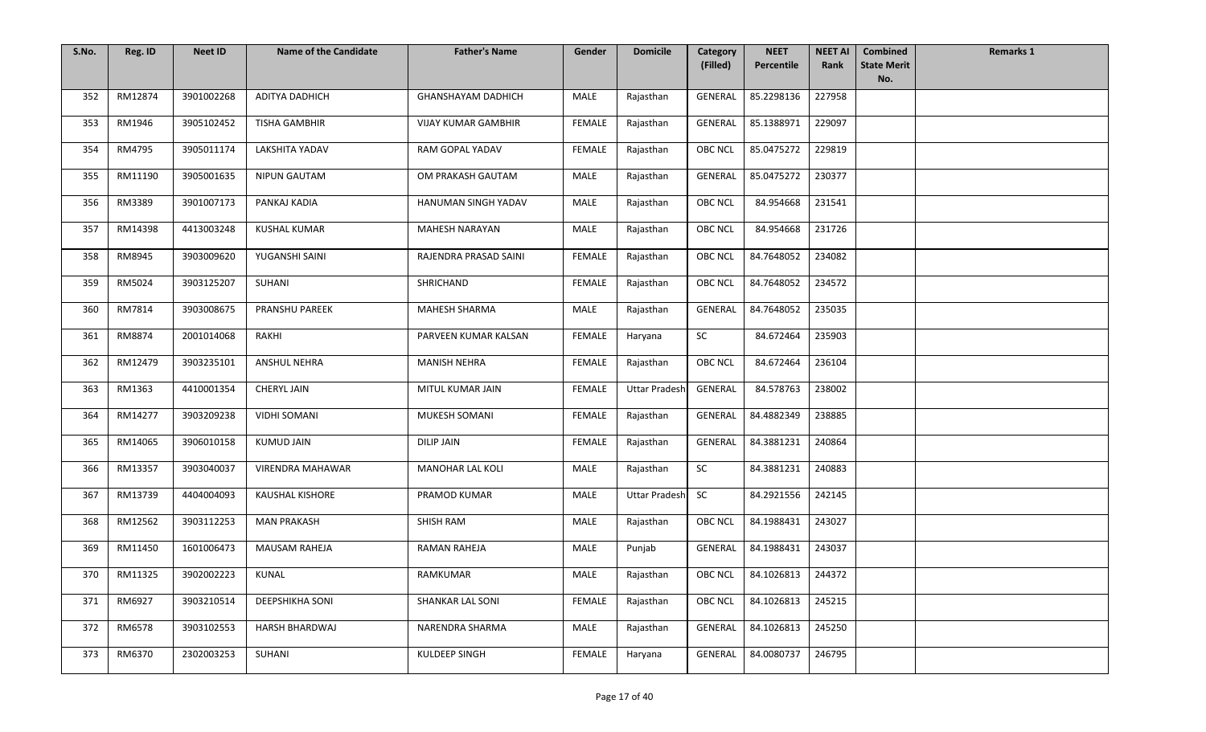| S.No. | Reg. ID | Neet ID | Name of the Candidate | Father's Name | Gender | Domicile | Category (Filled) | NEET Percentile | NEET AI Rank | Combined State Merit No. | Remarks 1 |
|---|---|---|---|---|---|---|---|---|---|---|---|
| 352 | RM12874 | 3901002268 | ADITYA DADHICH | GHANSHAYAM DADHICH | MALE | Rajasthan | GENERAL | 85.2298136 | 227958 | | |
| 353 | RM1946 | 3905102452 | TISHA GAMBHIR | VIJAY KUMAR GAMBHIR | FEMALE | Rajasthan | GENERAL | 85.1388971 | 229097 | | |
| 354 | RM4795 | 3905011174 | LAKSHITA YADAV | RAM GOPAL YADAV | FEMALE | Rajasthan | OBC NCL | 85.0475272 | 229819 | | |
| 355 | RM11190 | 3905001635 | NIPUN GAUTAM | OM PRAKASH GAUTAM | MALE | Rajasthan | GENERAL | 85.0475272 | 230377 | | |
| 356 | RM3389 | 3901007173 | PANKAJ KADIA | HANUMAN SINGH YADAV | MALE | Rajasthan | OBC NCL | 84.954668 | 231541 | | |
| 357 | RM14398 | 4413003248 | KUSHAL KUMAR | MAHESH NARAYAN | MALE | Rajasthan | OBC NCL | 84.954668 | 231726 | | |
| 358 | RM8945 | 3903009620 | YUGANSHI SAINI | RAJENDRA PRASAD SAINI | FEMALE | Rajasthan | OBC NCL | 84.7648052 | 234082 | | |
| 359 | RM5024 | 3903125207 | SUHANI | SHRICHAND | FEMALE | Rajasthan | OBC NCL | 84.7648052 | 234572 | | |
| 360 | RM7814 | 3903008675 | PRANSHU PAREEK | MAHESH SHARMA | MALE | Rajasthan | GENERAL | 84.7648052 | 235035 | | |
| 361 | RM8874 | 2001014068 | RAKHI | PARVEEN KUMAR KALSAN | FEMALE | Haryana | SC | 84.672464 | 235903 | | |
| 362 | RM12479 | 3903235101 | ANSHUL NEHRA | MANISH NEHRA | FEMALE | Rajasthan | OBC NCL | 84.672464 | 236104 | | |
| 363 | RM1363 | 4410001354 | CHERYL JAIN | MITUL KUMAR JAIN | FEMALE | Uttar Pradesh | GENERAL | 84.578763 | 238002 | | |
| 364 | RM14277 | 3903209238 | VIDHI SOMANI | MUKESH SOMANI | FEMALE | Rajasthan | GENERAL | 84.4882349 | 238885 | | |
| 365 | RM14065 | 3906010158 | KUMUD JAIN | DILIP JAIN | FEMALE | Rajasthan | GENERAL | 84.3881231 | 240864 | | |
| 366 | RM13357 | 3903040037 | VIRENDRA MAHAWAR | MANOHAR LAL KOLI | MALE | Rajasthan | SC | 84.3881231 | 240883 | | |
| 367 | RM13739 | 4404004093 | KAUSHAL KISHORE | PRAMOD KUMAR | MALE | Uttar Pradesh | SC | 84.2921556 | 242145 | | |
| 368 | RM12562 | 3903112253 | MAN PRAKASH | SHISH RAM | MALE | Rajasthan | OBC NCL | 84.1988431 | 243027 | | |
| 369 | RM11450 | 1601006473 | MAUSAM RAHEJA | RAMAN RAHEJA | MALE | Punjab | GENERAL | 84.1988431 | 243037 | | |
| 370 | RM11325 | 3902002223 | KUNAL | RAMKUMAR | MALE | Rajasthan | OBC NCL | 84.1026813 | 244372 | | |
| 371 | RM6927 | 3903210514 | DEEPSHIKHA SONI | SHANKAR LAL SONI | FEMALE | Rajasthan | OBC NCL | 84.1026813 | 245215 | | |
| 372 | RM6578 | 3903102553 | HARSH BHARDWAJ | NARENDRA SHARMA | MALE | Rajasthan | GENERAL | 84.1026813 | 245250 | | |
| 373 | RM6370 | 2302003253 | SUHANI | KULDEEP SINGH | FEMALE | Haryana | GENERAL | 84.0080737 | 246795 | | |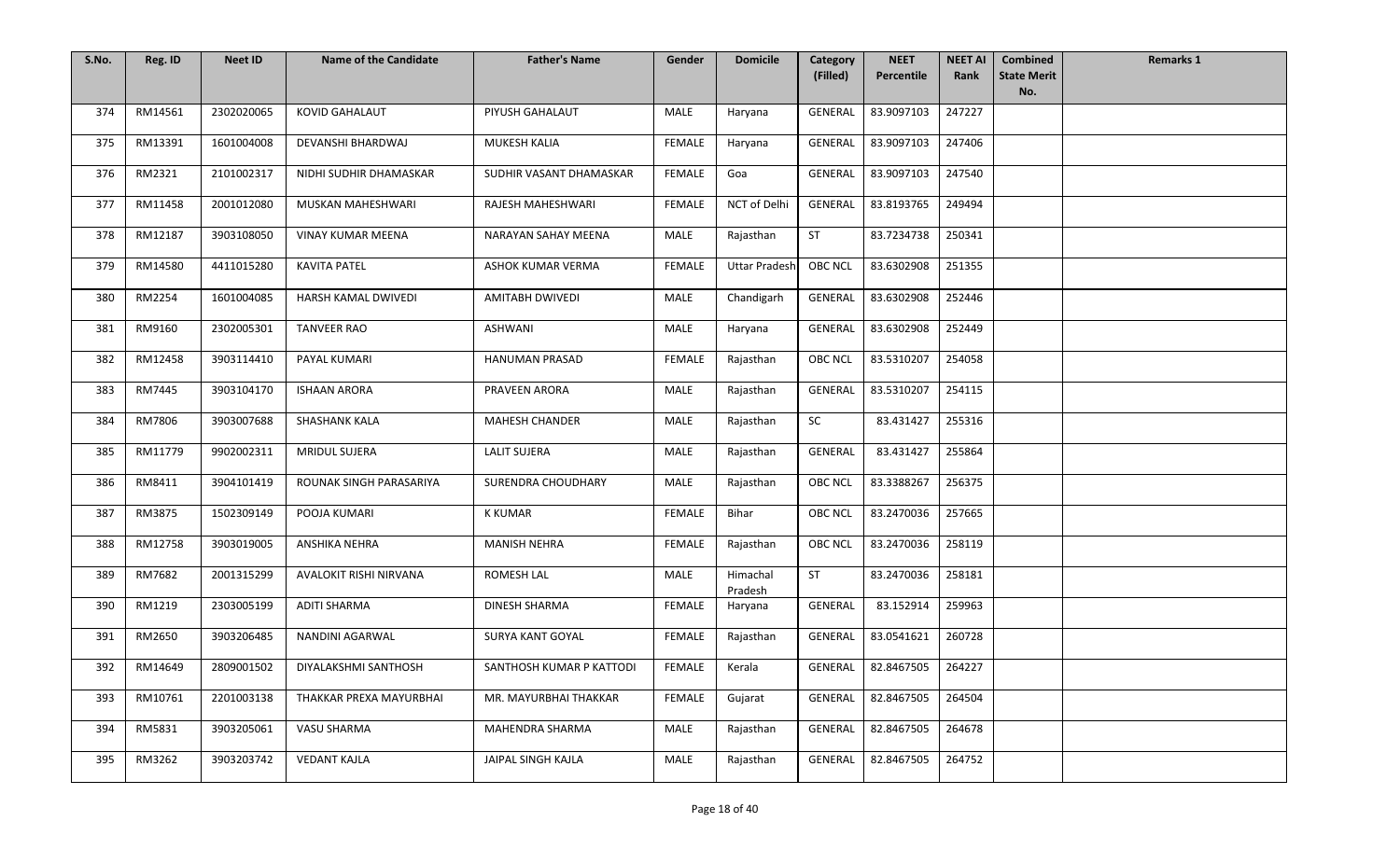| S.No. | Reg. ID | Neet ID | Name of the Candidate | Father's Name | Gender | Domicile | Category (Filled) | NEET Percentile | NEET AI Rank | Combined State Merit No. | Remarks 1 |
|---|---|---|---|---|---|---|---|---|---|---|---|
| 374 | RM14561 | 2302020065 | KOVID GAHALAUT | PIYUSH GAHALAUT | MALE | Haryana | GENERAL | 83.9097103 | 247227 | | |
| 375 | RM13391 | 1601004008 | DEVANSHI BHARDWAJ | MUKESH KALIA | FEMALE | Haryana | GENERAL | 83.9097103 | 247406 | | |
| 376 | RM2321 | 2101002317 | NIDHI SUDHIR DHAMASKAR | SUDHIR VASANT DHAMASKAR | FEMALE | Goa | GENERAL | 83.9097103 | 247540 | | |
| 377 | RM11458 | 2001012080 | MUSKAN MAHESHWARI | RAJESH MAHESHWARI | FEMALE | NCT of Delhi | GENERAL | 83.8193765 | 249494 | | |
| 378 | RM12187 | 3903108050 | VINAY KUMAR MEENA | NARAYAN SAHAY MEENA | MALE | Rajasthan | ST | 83.7234738 | 250341 | | |
| 379 | RM14580 | 4411015280 | KAVITA PATEL | ASHOK KUMAR VERMA | FEMALE | Uttar Pradesh | OBC NCL | 83.6302908 | 251355 | | |
| 380 | RM2254 | 1601004085 | HARSH KAMAL DWIVEDI | AMITABH DWIVEDI | MALE | Chandigarh | GENERAL | 83.6302908 | 252446 | | |
| 381 | RM9160 | 2302005301 | TANVEER RAO | ASHWANI | MALE | Haryana | GENERAL | 83.6302908 | 252449 | | |
| 382 | RM12458 | 3903114410 | PAYAL KUMARI | HANUMAN PRASAD | FEMALE | Rajasthan | OBC NCL | 83.5310207 | 254058 | | |
| 383 | RM7445 | 3903104170 | ISHAAN ARORA | PRAVEEN ARORA | MALE | Rajasthan | GENERAL | 83.5310207 | 254115 | | |
| 384 | RM7806 | 3903007688 | SHASHANK KALA | MAHESH CHANDER | MALE | Rajasthan | SC | 83.431427 | 255316 | | |
| 385 | RM11779 | 9902002311 | MRIDUL SUJERA | LALIT SUJERA | MALE | Rajasthan | GENERAL | 83.431427 | 255864 | | |
| 386 | RM8411 | 3904101419 | ROUNAK SINGH PARASARIYA | SURENDRA CHOUDHARY | MALE | Rajasthan | OBC NCL | 83.3388267 | 256375 | | |
| 387 | RM3875 | 1502309149 | POOJA KUMARI | K KUMAR | FEMALE | Bihar | OBC NCL | 83.2470036 | 257665 | | |
| 388 | RM12758 | 3903019005 | ANSHIKA NEHRA | MANISH NEHRA | FEMALE | Rajasthan | OBC NCL | 83.2470036 | 258119 | | |
| 389 | RM7682 | 2001315299 | AVALOKIT RISHI NIRVANA | ROMESH LAL | MALE | Himachal Pradesh | ST | 83.2470036 | 258181 | | |
| 390 | RM1219 | 2303005199 | ADITI SHARMA | DINESH SHARMA | FEMALE | Haryana | GENERAL | 83.152914 | 259963 | | |
| 391 | RM2650 | 3903206485 | NANDINI AGARWAL | SURYA KANT GOYAL | FEMALE | Rajasthan | GENERAL | 83.0541621 | 260728 | | |
| 392 | RM14649 | 2809001502 | DIYALAKSHMI SANTHOSH | SANTHOSH KUMAR P KATTODI | FEMALE | Kerala | GENERAL | 82.8467505 | 264227 | | |
| 393 | RM10761 | 2201003138 | THAKKAR PREXA MAYURBHAI | MR. MAYURBHAI THAKKAR | FEMALE | Gujarat | GENERAL | 82.8467505 | 264504 | | |
| 394 | RM5831 | 3903205061 | VASU SHARMA | MAHENDRA SHARMA | MALE | Rajasthan | GENERAL | 82.8467505 | 264678 | | |
| 395 | RM3262 | 3903203742 | VEDANT KAJLA | JAIPAL SINGH KAJLA | MALE | Rajasthan | GENERAL | 82.8467505 | 264752 | | |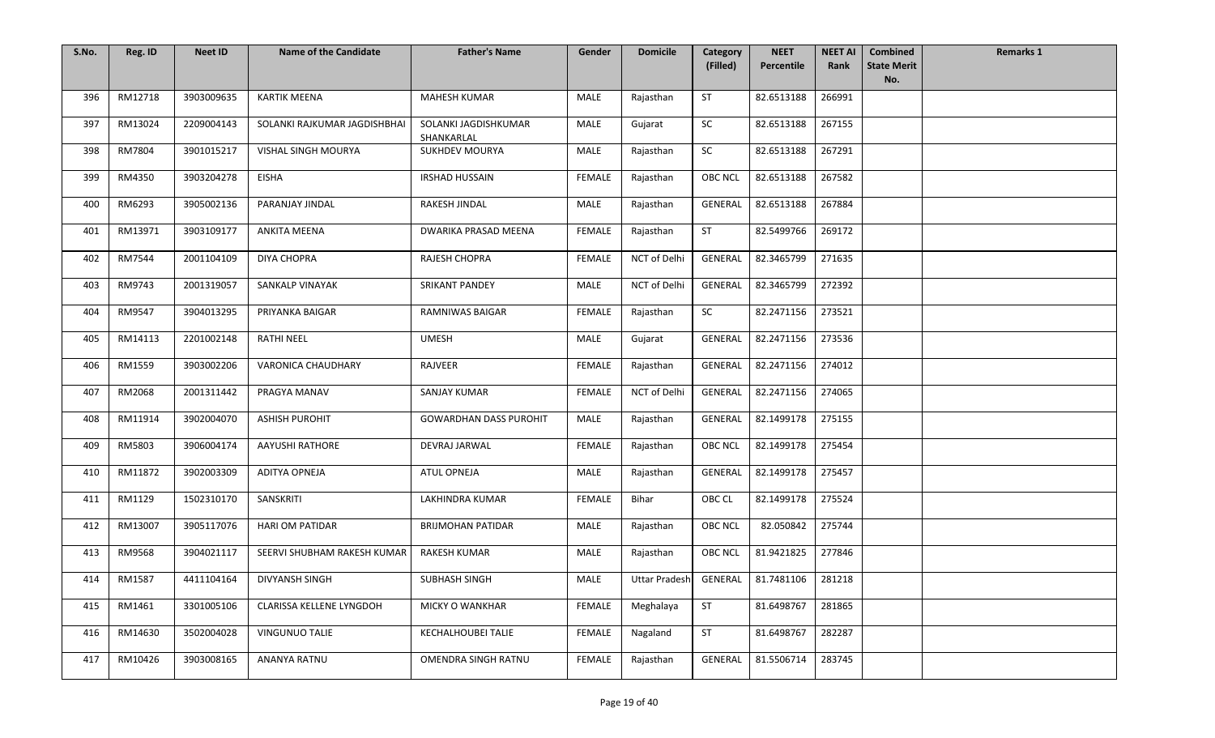| S.No. | Reg. ID | Neet ID | Name of the Candidate | Father's Name | Gender | Domicile | Category (Filled) | NEET Percentile | NEET AI Rank | Combined State Merit No. | Remarks 1 |
|---|---|---|---|---|---|---|---|---|---|---|---|
| 396 | RM12718 | 3903009635 | KARTIK MEENA | MAHESH KUMAR | MALE | Rajasthan | ST | 82.6513188 | 266991 | | |
| 397 | RM13024 | 2209004143 | SOLANKI RAJKUMAR JAGDISHBHAI | SOLANKI JAGDISHKUMAR SHANKARLAL | MALE | Gujarat | SC | 82.6513188 | 267155 | | |
| 398 | RM7804 | 3901015217 | VISHAL SINGH MOURYA | SUKHDEV MOURYA | MALE | Rajasthan | SC | 82.6513188 | 267291 | | |
| 399 | RM4350 | 3903204278 | EISHA | IRSHAD HUSSAIN | FEMALE | Rajasthan | OBC NCL | 82.6513188 | 267582 | | |
| 400 | RM6293 | 3905002136 | PARANJAY JINDAL | RAKESH JINDAL | MALE | Rajasthan | GENERAL | 82.6513188 | 267884 | | |
| 401 | RM13971 | 3903109177 | ANKITA MEENA | DWARIKA PRASAD MEENA | FEMALE | Rajasthan | ST | 82.5499766 | 269172 | | |
| 402 | RM7544 | 2001104109 | DIYA CHOPRA | RAJESH CHOPRA | FEMALE | NCT of Delhi | GENERAL | 82.3465799 | 271635 | | |
| 403 | RM9743 | 2001319057 | SANKALP VINAYAK | SRIKANT PANDEY | MALE | NCT of Delhi | GENERAL | 82.3465799 | 272392 | | |
| 404 | RM9547 | 3904013295 | PRIYANKA BAIGAR | RAMNIWAS BAIGAR | FEMALE | Rajasthan | SC | 82.2471156 | 273521 | | |
| 405 | RM14113 | 2201002148 | RATHI NEEL | UMESH | MALE | Gujarat | GENERAL | 82.2471156 | 273536 | | |
| 406 | RM1559 | 3903002206 | VARONICA CHAUDHARY | RAJVEER | FEMALE | Rajasthan | GENERAL | 82.2471156 | 274012 | | |
| 407 | RM2068 | 2001311442 | PRAGYA MANAV | SANJAY KUMAR | FEMALE | NCT of Delhi | GENERAL | 82.2471156 | 274065 | | |
| 408 | RM11914 | 3902004070 | ASHISH PUROHIT | GOWARDHAN DASS PUROHIT | MALE | Rajasthan | GENERAL | 82.1499178 | 275155 | | |
| 409 | RM5803 | 3906004174 | AAYUSHI RATHORE | DEVRAJ JARWAL | FEMALE | Rajasthan | OBC NCL | 82.1499178 | 275454 | | |
| 410 | RM11872 | 3902003309 | ADITYA OPNEJA | ATUL OPNEJA | MALE | Rajasthan | GENERAL | 82.1499178 | 275457 | | |
| 411 | RM1129 | 1502310170 | SANSKRITI | LAKHINDRA KUMAR | FEMALE | Bihar | OBC CL | 82.1499178 | 275524 | | |
| 412 | RM13007 | 3905117076 | HARI OM PATIDAR | BRIJMOHAN PATIDAR | MALE | Rajasthan | OBC NCL | 82.050842 | 275744 | | |
| 413 | RM9568 | 3904021117 | SEERVI SHUBHAM RAKESH KUMAR | RAKESH KUMAR | MALE | Rajasthan | OBC NCL | 81.9421825 | 277846 | | |
| 414 | RM1587 | 4411104164 | DIVYANSH SINGH | SUBHASH SINGH | MALE | Uttar Pradesh | GENERAL | 81.7481106 | 281218 | | |
| 415 | RM1461 | 3301005106 | CLARISSA KELLENE LYNGDOH | MICKY O WANKHAR | FEMALE | Meghalaya | ST | 81.6498767 | 281865 | | |
| 416 | RM14630 | 3502004028 | VINGUNUO TALIE | KECHALHOUBEI TALIE | FEMALE | Nagaland | ST | 81.6498767 | 282287 | | |
| 417 | RM10426 | 3903008165 | ANANYA RATNU | OMENDRA SINGH RATNU | FEMALE | Rajasthan | GENERAL | 81.5506714 | 283745 | | |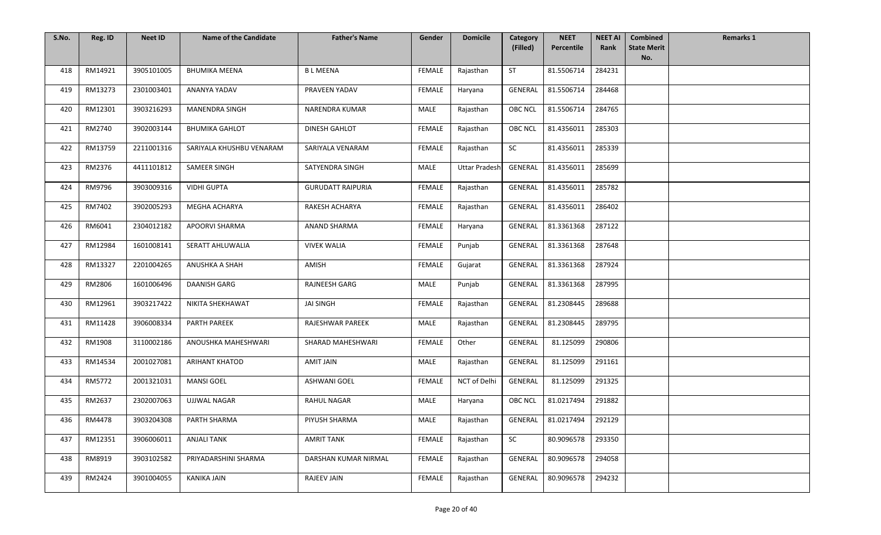| S.No. | Reg. ID | Neet ID | Name of the Candidate | Father's Name | Gender | Domicile | Category (Filled) | NEET Percentile | NEET AI Rank | Combined State Merit No. | Remarks 1 |
|---|---|---|---|---|---|---|---|---|---|---|---|
| 418 | RM14921 | 3905101005 | BHUMIKA MEENA | B L MEENA | FEMALE | Rajasthan | ST | 81.5506714 | 284231 | | |
| 419 | RM13273 | 2301003401 | ANANYA YADAV | PRAVEEN YADAV | FEMALE | Haryana | GENERAL | 81.5506714 | 284468 | | |
| 420 | RM12301 | 3903216293 | MANENDRA SINGH | NARENDRA KUMAR | MALE | Rajasthan | OBC NCL | 81.5506714 | 284765 | | |
| 421 | RM2740 | 3902003144 | BHUMIKA GAHLOT | DINESH GAHLOT | FEMALE | Rajasthan | OBC NCL | 81.4356011 | 285303 | | |
| 422 | RM13759 | 2211001316 | SARIYALA KHUSHBU VENARAM | SARIYALA VENARAM | FEMALE | Rajasthan | SC | 81.4356011 | 285339 | | |
| 423 | RM2376 | 4411101812 | SAMEER SINGH | SATYENDRA SINGH | MALE | Uttar Pradesh | GENERAL | 81.4356011 | 285699 | | |
| 424 | RM9796 | 3903009316 | VIDHI GUPTA | GURUDATT RAIPURIA | FEMALE | Rajasthan | GENERAL | 81.4356011 | 285782 | | |
| 425 | RM7402 | 3902005293 | MEGHA ACHARYA | RAKESH ACHARYA | FEMALE | Rajasthan | GENERAL | 81.4356011 | 286402 | | |
| 426 | RM6041 | 2304012182 | APOORVI SHARMA | ANAND SHARMA | FEMALE | Haryana | GENERAL | 81.3361368 | 287122 | | |
| 427 | RM12984 | 1601008141 | SERATT AHLUWALIA | VIVEK WALIA | FEMALE | Punjab | GENERAL | 81.3361368 | 287648 | | |
| 428 | RM13327 | 2201004265 | ANUSHKA A SHAH | AMISH | FEMALE | Gujarat | GENERAL | 81.3361368 | 287924 | | |
| 429 | RM2806 | 1601006496 | DAANISH GARG | RAJNEESH GARG | MALE | Punjab | GENERAL | 81.3361368 | 287995 | | |
| 430 | RM12961 | 3903217422 | NIKITA SHEKHAWAT | JAI SINGH | FEMALE | Rajasthan | GENERAL | 81.2308445 | 289688 | | |
| 431 | RM11428 | 3906008334 | PARTH PAREEK | RAJESHWAR PAREEK | MALE | Rajasthan | GENERAL | 81.2308445 | 289795 | | |
| 432 | RM1908 | 3110002186 | ANOUSHKA MAHESHWARI | SHARAD MAHESHWARI | FEMALE | Other | GENERAL | 81.125099 | 290806 | | |
| 433 | RM14534 | 2001027081 | ARIHANT KHATOD | AMIT JAIN | MALE | Rajasthan | GENERAL | 81.125099 | 291161 | | |
| 434 | RM5772 | 2001321031 | MANSI GOEL | ASHWANI GOEL | FEMALE | NCT of Delhi | GENERAL | 81.125099 | 291325 | | |
| 435 | RM2637 | 2302007063 | UJJWAL NAGAR | RAHUL NAGAR | MALE | Haryana | OBC NCL | 81.0217494 | 291882 | | |
| 436 | RM4478 | 3903204308 | PARTH SHARMA | PIYUSH SHARMA | MALE | Rajasthan | GENERAL | 81.0217494 | 292129 | | |
| 437 | RM12351 | 3906006011 | ANJALI TANK | AMRIT TANK | FEMALE | Rajasthan | SC | 80.9096578 | 293350 | | |
| 438 | RM8919 | 3903102582 | PRIYADARSHINI SHARMA | DARSHAN KUMAR NIRMAL | FEMALE | Rajasthan | GENERAL | 80.9096578 | 294058 | | |
| 439 | RM2424 | 3901004055 | KANIKA JAIN | RAJEEV JAIN | FEMALE | Rajasthan | GENERAL | 80.9096578 | 294232 | | |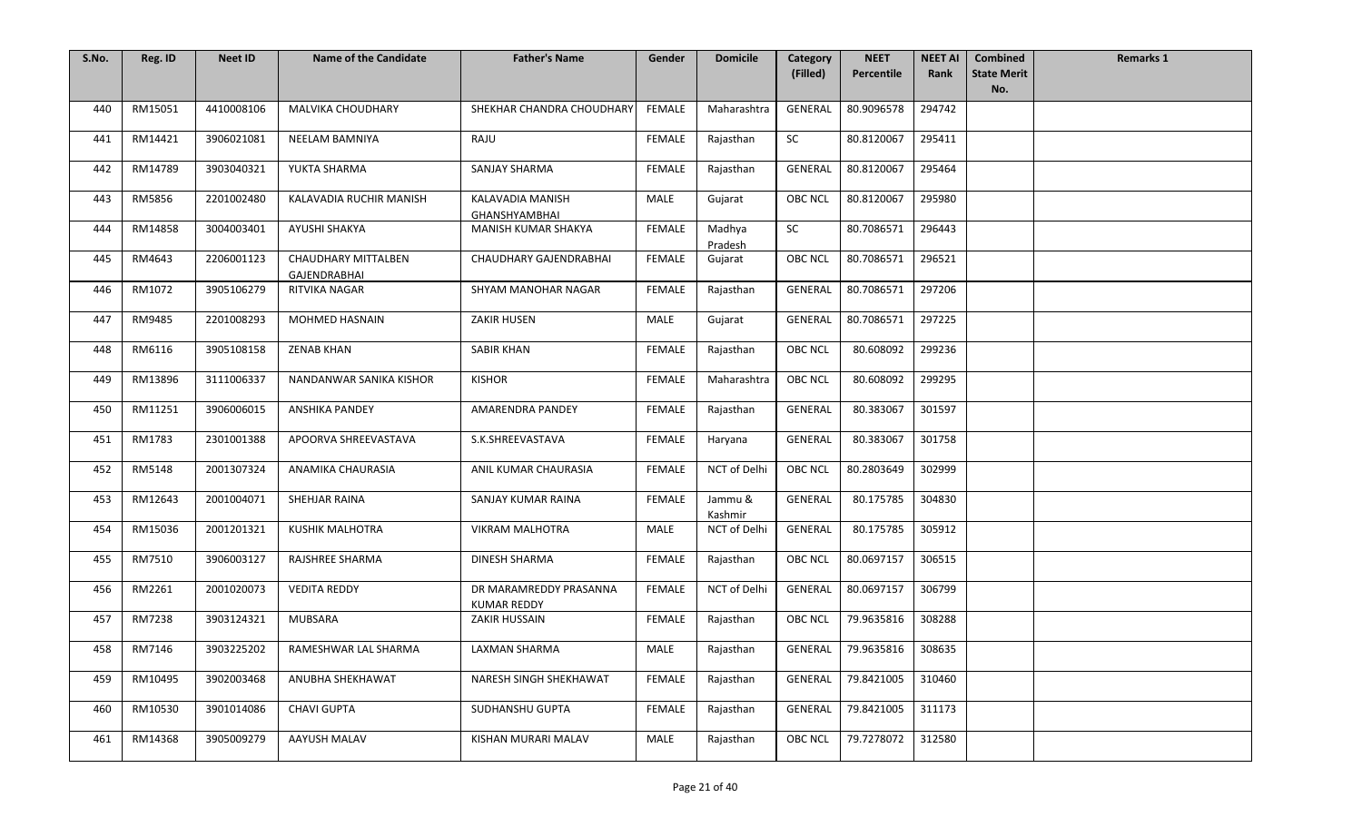| S.No. | Reg. ID | Neet ID | Name of the Candidate | Father's Name | Gender | Domicile | Category (Filled) | NEET Percentile | NEET AI Rank | Combined State Merit No. | Remarks 1 |
|---|---|---|---|---|---|---|---|---|---|---|---|
| 440 | RM15051 | 4410008106 | MALVIKA CHOUDHARY | SHEKHAR CHANDRA CHOUDHARY | FEMALE | Maharashtra | GENERAL | 80.9096578 | 294742 | | |
| 441 | RM14421 | 3906021081 | NEELAM BAMNIYA | RAJU | FEMALE | Rajasthan | SC | 80.8120067 | 295411 | | |
| 442 | RM14789 | 3903040321 | YUKTA SHARMA | SANJAY SHARMA | FEMALE | Rajasthan | GENERAL | 80.8120067 | 295464 | | |
| 443 | RM5856 | 2201002480 | KALAVADIA RUCHIR MANISH | KALAVADIA MANISH GHANSHYAMBHAI | MALE | Gujarat | OBC NCL | 80.8120067 | 295980 | | |
| 444 | RM14858 | 3004003401 | AYUSHI SHAKYA | MANISH KUMAR SHAKYA | FEMALE | Madhya Pradesh | SC | 80.7086571 | 296443 | | |
| 445 | RM4643 | 2206001123 | CHAUDHARY MITTALBEN GAJENDRABHAI | CHAUDHARY GAJENDRABHAI | FEMALE | Gujarat | OBC NCL | 80.7086571 | 296521 | | |
| 446 | RM1072 | 3905106279 | RITVIKA NAGAR | SHYAM MANOHAR NAGAR | FEMALE | Rajasthan | GENERAL | 80.7086571 | 297206 | | |
| 447 | RM9485 | 2201008293 | MOHMED HASNAIN | ZAKIR HUSEN | MALE | Gujarat | GENERAL | 80.7086571 | 297225 | | |
| 448 | RM6116 | 3905108158 | ZENAB KHAN | SABIR KHAN | FEMALE | Rajasthan | OBC NCL | 80.608092 | 299236 | | |
| 449 | RM13896 | 3111006337 | NANDANWAR SANIKA KISHOR | KISHOR | FEMALE | Maharashtra | OBC NCL | 80.608092 | 299295 | | |
| 450 | RM11251 | 3906006015 | ANSHIKA PANDEY | AMARENDRA PANDEY | FEMALE | Rajasthan | GENERAL | 80.383067 | 301597 | | |
| 451 | RM1783 | 2301001388 | APOORVA SHREEVASTAVA | S.K.SHREEVASTAVA | FEMALE | Haryana | GENERAL | 80.383067 | 301758 | | |
| 452 | RM5148 | 2001307324 | ANAMIKA CHAURASIA | ANIL KUMAR CHAURASIA | FEMALE | NCT of Delhi | OBC NCL | 80.2803649 | 302999 | | |
| 453 | RM12643 | 2001004071 | SHEHJAR RAINA | SANJAY KUMAR RAINA | FEMALE | Jammu & Kashmir | GENERAL | 80.175785 | 304830 | | |
| 454 | RM15036 | 2001201321 | KUSHIK MALHOTRA | VIKRAM MALHOTRA | MALE | NCT of Delhi | GENERAL | 80.175785 | 305912 | | |
| 455 | RM7510 | 3906003127 | RAJSHREE SHARMA | DINESH SHARMA | FEMALE | Rajasthan | OBC NCL | 80.0697157 | 306515 | | |
| 456 | RM2261 | 2001020073 | VEDITA REDDY | DR MARAMREDDY PRASANNA KUMAR REDDY | FEMALE | NCT of Delhi | GENERAL | 80.0697157 | 306799 | | |
| 457 | RM7238 | 3903124321 | MUBSARA | ZAKIR HUSSAIN | FEMALE | Rajasthan | OBC NCL | 79.9635816 | 308288 | | |
| 458 | RM7146 | 3903225202 | RAMESHWAR LAL SHARMA | LAXMAN SHARMA | MALE | Rajasthan | GENERAL | 79.9635816 | 308635 | | |
| 459 | RM10495 | 3902003468 | ANUBHA SHEKHAWAT | NARESH SINGH SHEKHAWAT | FEMALE | Rajasthan | GENERAL | 79.8421005 | 310460 | | |
| 460 | RM10530 | 3901014086 | CHAVI GUPTA | SUDHANSHU GUPTA | FEMALE | Rajasthan | GENERAL | 79.8421005 | 311173 | | |
| 461 | RM14368 | 3905009279 | AAYUSH MALAV | KISHAN MURARI MALAV | MALE | Rajasthan | OBC NCL | 79.7278072 | 312580 | | |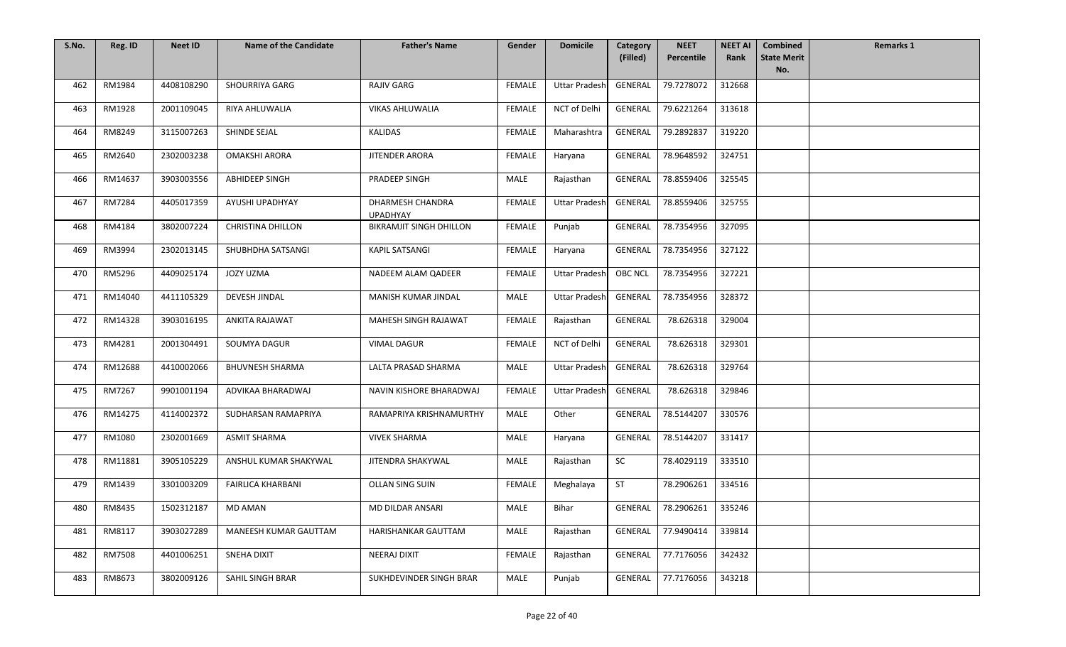| S.No. | Reg. ID | Neet ID | Name of the Candidate | Father's Name | Gender | Domicile | Category (Filled) | NEET Percentile | NEET AI Rank | Combined State Merit No. | Remarks 1 |
|---|---|---|---|---|---|---|---|---|---|---|---|
| 462 | RM1984 | 4408108290 | SHOURRIYA GARG | RAJIV GARG | FEMALE | Uttar Pradesh | GENERAL | 79.7278072 | 312668 | | |
| 463 | RM1928 | 2001109045 | RIYA AHLUWALIA | VIKAS AHLUWALIA | FEMALE | NCT of Delhi | GENERAL | 79.6221264 | 313618 | | |
| 464 | RM8249 | 3115007263 | SHINDE SEJAL | KALIDAS | FEMALE | Maharashtra | GENERAL | 79.2892837 | 319220 | | |
| 465 | RM2640 | 2302003238 | OMAKSHI ARORA | JITENDER ARORA | FEMALE | Haryana | GENERAL | 78.9648592 | 324751 | | |
| 466 | RM14637 | 3903003556 | ABHIDEEP SINGH | PRADEEP SINGH | MALE | Rajasthan | GENERAL | 78.8559406 | 325545 | | |
| 467 | RM7284 | 4405017359 | AYUSHI UPADHYAY | DHARMESH CHANDRA UPADHYAY | FEMALE | Uttar Pradesh | GENERAL | 78.8559406 | 325755 | | |
| 468 | RM4184 | 3802007224 | CHRISTINA DHILLON | BIKRAMJIT SINGH DHILLON | FEMALE | Punjab | GENERAL | 78.7354956 | 327095 | | |
| 469 | RM3994 | 2302013145 | SHUBHDHA SATSANGI | KAPIL SATSANGI | FEMALE | Haryana | GENERAL | 78.7354956 | 327122 | | |
| 470 | RM5296 | 4409025174 | JOZY UZMA | NADEEM ALAM QADEER | FEMALE | Uttar Pradesh | OBC NCL | 78.7354956 | 327221 | | |
| 471 | RM14040 | 4411105329 | DEVESH JINDAL | MANISH KUMAR JINDAL | MALE | Uttar Pradesh | GENERAL | 78.7354956 | 328372 | | |
| 472 | RM14328 | 3903016195 | ANKITA RAJAWAT | MAHESH SINGH RAJAWAT | FEMALE | Rajasthan | GENERAL | 78.626318 | 329004 | | |
| 473 | RM4281 | 2001304491 | SOUMYA DAGUR | VIMAL DAGUR | FEMALE | NCT of Delhi | GENERAL | 78.626318 | 329301 | | |
| 474 | RM12688 | 4410002066 | BHUVNESH SHARMA | LALTA PRASAD SHARMA | MALE | Uttar Pradesh | GENERAL | 78.626318 | 329764 | | |
| 475 | RM7267 | 9901001194 | ADVIKAA BHARADWAJ | NAVIN KISHORE BHARADWAJ | FEMALE | Uttar Pradesh | GENERAL | 78.626318 | 329846 | | |
| 476 | RM14275 | 4114002372 | SUDHARSAN RAMAPRIYA | RAMAPRIYA KRISHNAMURTHY | MALE | Other | GENERAL | 78.5144207 | 330576 | | |
| 477 | RM1080 | 2302001669 | ASMIT SHARMA | VIVEK SHARMA | MALE | Haryana | GENERAL | 78.5144207 | 331417 | | |
| 478 | RM11881 | 3905105229 | ANSHUL KUMAR SHAKYWAL | JITENDRA SHAKYWAL | MALE | Rajasthan | SC | 78.4029119 | 333510 | | |
| 479 | RM1439 | 3301003209 | FAIRLICA KHARBANI | OLLAN SING SUIN | FEMALE | Meghalaya | ST | 78.2906261 | 334516 | | |
| 480 | RM8435 | 1502312187 | MD AMAN | MD DILDAR ANSARI | MALE | Bihar | GENERAL | 78.2906261 | 335246 | | |
| 481 | RM8117 | 3903027289 | MANEESH KUMAR GAUTTAM | HARISHANKAR GAUTTAM | MALE | Rajasthan | GENERAL | 77.9490414 | 339814 | | |
| 482 | RM7508 | 4401006251 | SNEHA DIXIT | NEERAJ DIXIT | FEMALE | Rajasthan | GENERAL | 77.7176056 | 342432 | | |
| 483 | RM8673 | 3802009126 | SAHIL SINGH BRAR | SUKHDEVINDER SINGH BRAR | MALE | Punjab | GENERAL | 77.7176056 | 343218 | | |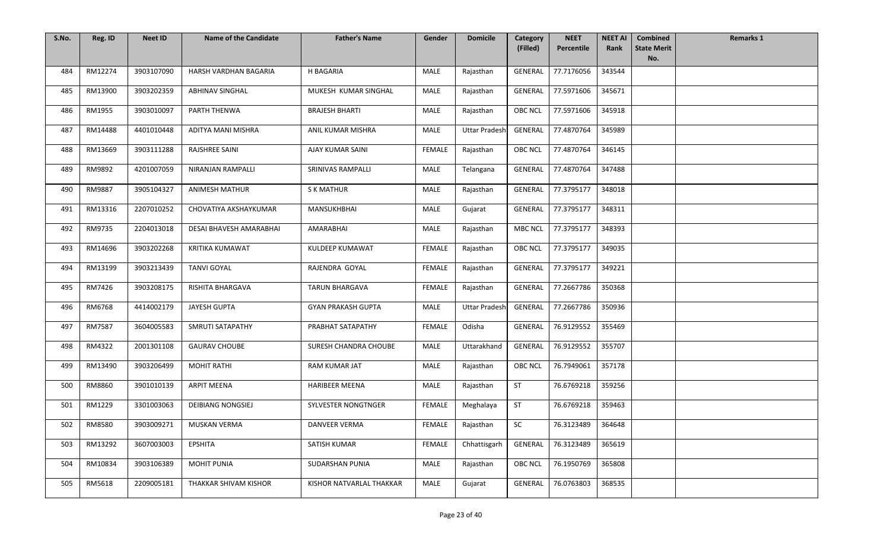| S.No. | Reg. ID | Neet ID | Name of the Candidate | Father's Name | Gender | Domicile | Category (Filled) | NEET Percentile | NEET AI Rank | Combined State Merit No. | Remarks 1 |
|---|---|---|---|---|---|---|---|---|---|---|---|
| 484 | RM12274 | 3903107090 | HARSH VARDHAN BAGARIA | H BAGARIA | MALE | Rajasthan | GENERAL | 77.7176056 | 343544 | | |
| 485 | RM13900 | 3903202359 | ABHINAV SINGHAL | MUKESH KUMAR SINGHAL | MALE | Rajasthan | GENERAL | 77.5971606 | 345671 | | |
| 486 | RM1955 | 3903010097 | PARTH THENWA | BRAJESH BHARTI | MALE | Rajasthan | OBC NCL | 77.5971606 | 345918 | | |
| 487 | RM14488 | 4401010448 | ADITYA MANI MISHRA | ANIL KUMAR MISHRA | MALE | Uttar Pradesh | GENERAL | 77.4870764 | 345989 | | |
| 488 | RM13669 | 3903111288 | RAJSHREE SAINI | AJAY KUMAR SAINI | FEMALE | Rajasthan | OBC NCL | 77.4870764 | 346145 | | |
| 489 | RM9892 | 4201007059 | NIRANJAN RAMPALLI | SRINIVAS RAMPALLI | MALE | Telangana | GENERAL | 77.4870764 | 347488 | | |
| 490 | RM9887 | 3905104327 | ANIMESH MATHUR | S K MATHUR | MALE | Rajasthan | GENERAL | 77.3795177 | 348018 | | |
| 491 | RM13316 | 2207010252 | CHOVATIYA AKSHAYKUMAR | MANSUKHBHAI | MALE | Gujarat | GENERAL | 77.3795177 | 348311 | | |
| 492 | RM9735 | 2204013018 | DESAI BHAVESH AMARABHAI | AMARABHAI | MALE | Rajasthan | MBC NCL | 77.3795177 | 348393 | | |
| 493 | RM14696 | 3903202268 | KRITIKA KUMAWAT | KULDEEP KUMAWAT | FEMALE | Rajasthan | OBC NCL | 77.3795177 | 349035 | | |
| 494 | RM13199 | 3903213439 | TANVI GOYAL | RAJENDRA GOYAL | FEMALE | Rajasthan | GENERAL | 77.3795177 | 349221 | | |
| 495 | RM7426 | 3903208175 | RISHITA BHARGAVA | TARUN BHARGAVA | FEMALE | Rajasthan | GENERAL | 77.2667786 | 350368 | | |
| 496 | RM6768 | 4414002179 | JAYESH GUPTA | GYAN PRAKASH GUPTA | MALE | Uttar Pradesh | GENERAL | 77.2667786 | 350936 | | |
| 497 | RM7587 | 3604005583 | SMRUTI SATAPATHY | PRABHAT SATAPATHY | FEMALE | Odisha | GENERAL | 76.9129552 | 355469 | | |
| 498 | RM4322 | 2001301108 | GAURAV CHOUBE | SURESH CHANDRA CHOUBE | MALE | Uttarakhand | GENERAL | 76.9129552 | 355707 | | |
| 499 | RM13490 | 3903206499 | MOHIT RATHI | RAM KUMAR JAT | MALE | Rajasthan | OBC NCL | 76.7949061 | 357178 | | |
| 500 | RM8860 | 3901010139 | ARPIT MEENA | HARIBEER MEENA | MALE | Rajasthan | ST | 76.6769218 | 359256 | | |
| 501 | RM1229 | 3301003063 | DEIBIANG NONGSIEJ | SYLVESTER NONGTNGER | FEMALE | Meghalaya | ST | 76.6769218 | 359463 | | |
| 502 | RM8580 | 3903009271 | MUSKAN VERMA | DANVEER VERMA | FEMALE | Rajasthan | SC | 76.3123489 | 364648 | | |
| 503 | RM13292 | 3607003003 | EPSHITA | SATISH KUMAR | FEMALE | Chhattisgarh | GENERAL | 76.3123489 | 365619 | | |
| 504 | RM10834 | 3903106389 | MOHIT PUNIA | SUDARSHAN PUNIA | MALE | Rajasthan | OBC NCL | 76.1950769 | 365808 | | |
| 505 | RM5618 | 2209005181 | THAKKAR SHIVAM KISHOR | KISHOR NATVARLAL THAKKAR | MALE | Gujarat | GENERAL | 76.0763803 | 368535 | | |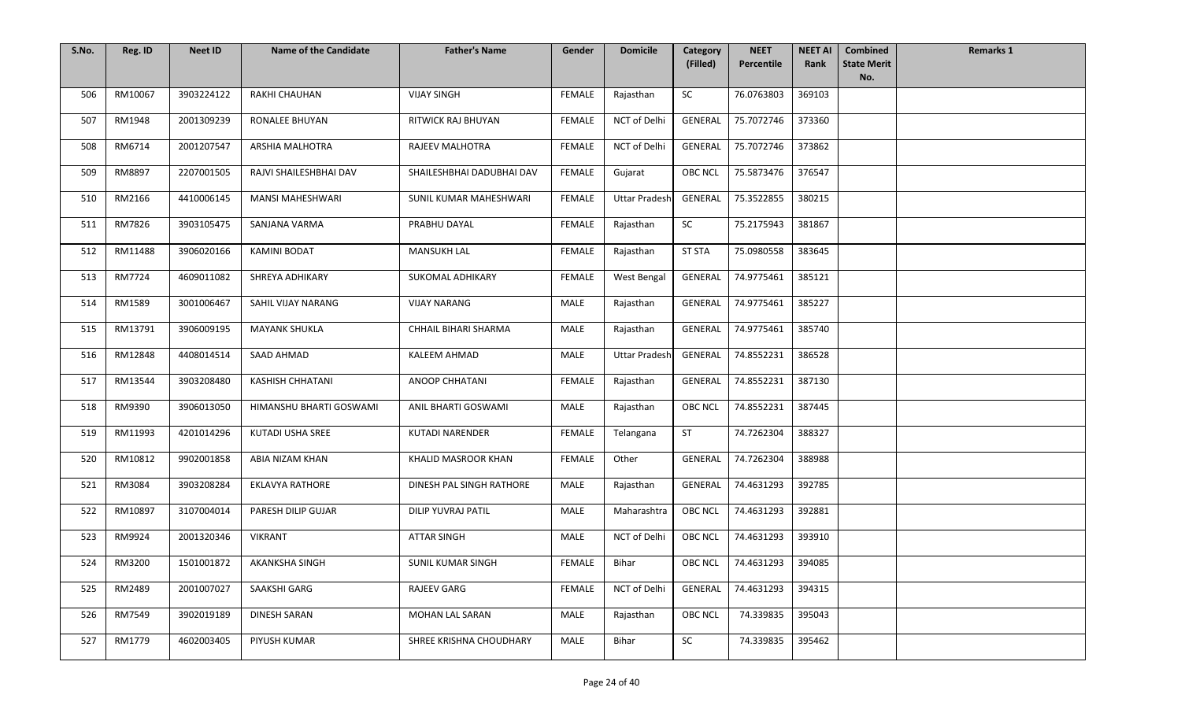| S.No. | Reg. ID | Neet ID | Name of the Candidate | Father's Name | Gender | Domicile | Category (Filled) | NEET Percentile | NEET AI Rank | Combined State Merit No. | Remarks 1 |
|---|---|---|---|---|---|---|---|---|---|---|---|
| 506 | RM10067 | 3903224122 | RAKHI CHAUHAN | VIJAY SINGH | FEMALE | Rajasthan | SC | 76.0763803 | 369103 | | |
| 507 | RM1948 | 2001309239 | RONALEE BHUYAN | RITWICK RAJ BHUYAN | FEMALE | NCT of Delhi | GENERAL | 75.7072746 | 373360 | | |
| 508 | RM6714 | 2001207547 | ARSHIA MALHOTRA | RAJEEV MALHOTRA | FEMALE | NCT of Delhi | GENERAL | 75.7072746 | 373862 | | |
| 509 | RM8897 | 2207001505 | RAJVI SHAILESHBHAI DAV | SHAILESHBHAI DADUBHAI DAV | FEMALE | Gujarat | OBC NCL | 75.5873476 | 376547 | | |
| 510 | RM2166 | 4410006145 | MANSI MAHESHWARI | SUNIL KUMAR MAHESHWARI | FEMALE | Uttar Pradesh | GENERAL | 75.3522855 | 380215 | | |
| 511 | RM7826 | 3903105475 | SANJANA VARMA | PRABHU DAYAL | FEMALE | Rajasthan | SC | 75.2175943 | 381867 | | |
| 512 | RM11488 | 3906020166 | KAMINI BODAT | MANSUKH LAL | FEMALE | Rajasthan | ST STA | 75.0980558 | 383645 | | |
| 513 | RM7724 | 4609011082 | SHREYA ADHIKARY | SUKOMAL ADHIKARY | FEMALE | West Bengal | GENERAL | 74.9775461 | 385121 | | |
| 514 | RM1589 | 3001006467 | SAHIL VIJAY NARANG | VIJAY NARANG | MALE | Rajasthan | GENERAL | 74.9775461 | 385227 | | |
| 515 | RM13791 | 3906009195 | MAYANK SHUKLA | CHHAIL BIHARI SHARMA | MALE | Rajasthan | GENERAL | 74.9775461 | 385740 | | |
| 516 | RM12848 | 4408014514 | SAAD AHMAD | KALEEM AHMAD | MALE | Uttar Pradesh | GENERAL | 74.8552231 | 386528 | | |
| 517 | RM13544 | 3903208480 | KASHISH CHHATANI | ANOOP CHHATANI | FEMALE | Rajasthan | GENERAL | 74.8552231 | 387130 | | |
| 518 | RM9390 | 3906013050 | HIMANSHU BHARTI GOSWAMI | ANIL BHARTI GOSWAMI | MALE | Rajasthan | OBC NCL | 74.8552231 | 387445 | | |
| 519 | RM11993 | 4201014296 | KUTADI USHA SREE | KUTADI NARENDER | FEMALE | Telangana | ST | 74.7262304 | 388327 | | |
| 520 | RM10812 | 9902001858 | ABIA NIZAM KHAN | KHALID MASROOR KHAN | FEMALE | Other | GENERAL | 74.7262304 | 388988 | | |
| 521 | RM3084 | 3903208284 | EKLAVYA RATHORE | DINESH PAL SINGH RATHORE | MALE | Rajasthan | GENERAL | 74.4631293 | 392785 | | |
| 522 | RM10897 | 3107004014 | PARESH DILIP GUJAR | DILIP YUVRAJ PATIL | MALE | Maharashtra | OBC NCL | 74.4631293 | 392881 | | |
| 523 | RM9924 | 2001320346 | VIKRANT | ATTAR SINGH | MALE | NCT of Delhi | OBC NCL | 74.4631293 | 393910 | | |
| 524 | RM3200 | 1501001872 | AKANKSHA SINGH | SUNIL KUMAR SINGH | FEMALE | Bihar | OBC NCL | 74.4631293 | 394085 | | |
| 525 | RM2489 | 2001007027 | SAAKSHI GARG | RAJEEV GARG | FEMALE | NCT of Delhi | GENERAL | 74.4631293 | 394315 | | |
| 526 | RM7549 | 3902019189 | DINESH SARAN | MOHAN LAL SARAN | MALE | Rajasthan | OBC NCL | 74.339835 | 395043 | | |
| 527 | RM1779 | 4602003405 | PIYUSH KUMAR | SHREE KRISHNA CHOUDHARY | MALE | Bihar | SC | 74.339835 | 395462 | | |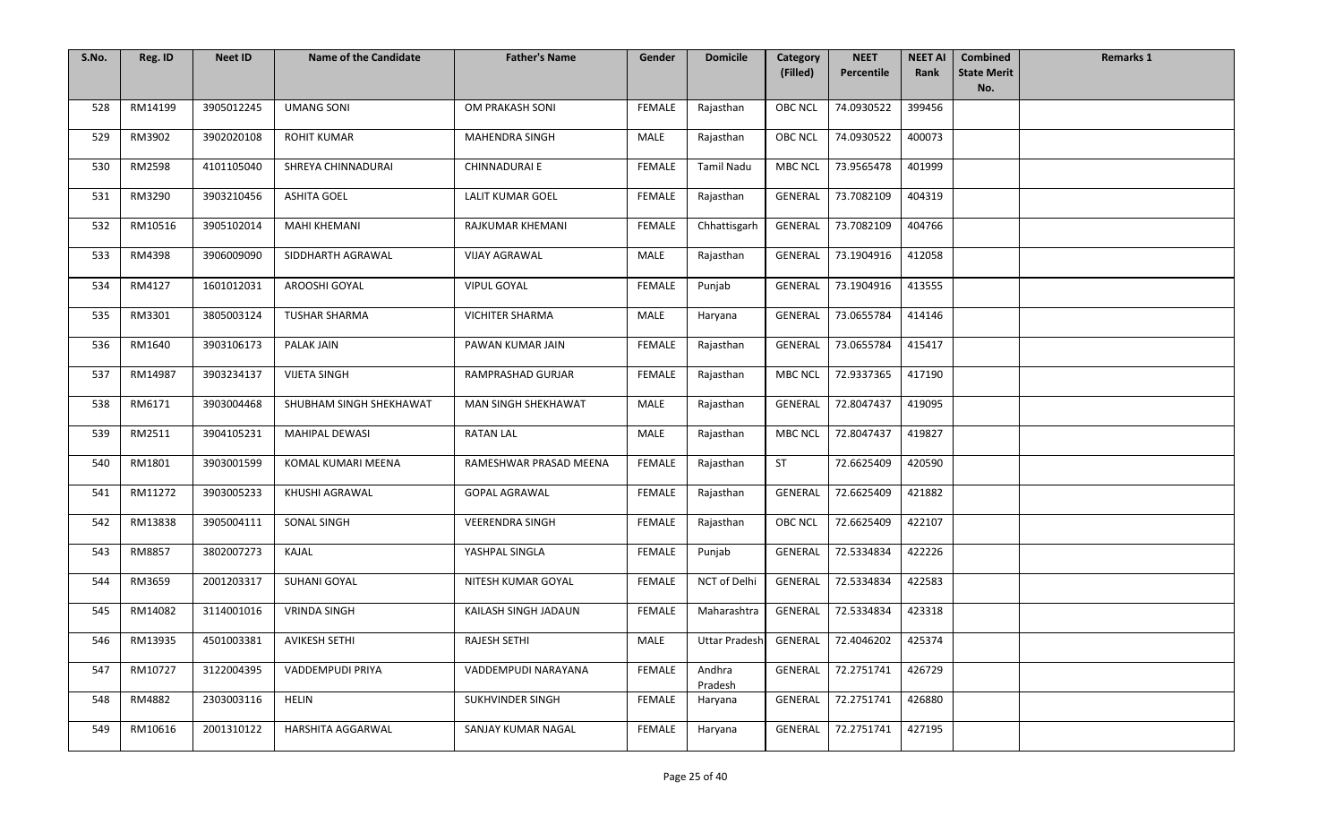| S.No. | Reg. ID | Neet ID | Name of the Candidate | Father's Name | Gender | Domicile | Category (Filled) | NEET Percentile | NEET AI Rank | Combined State Merit No. | Remarks 1 |
|---|---|---|---|---|---|---|---|---|---|---|---|
| 528 | RM14199 | 3905012245 | UMANG SONI | OM PRAKASH SONI | FEMALE | Rajasthan | OBC NCL | 74.0930522 | 399456 | | |
| 529 | RM3902 | 3902020108 | ROHIT KUMAR | MAHENDRA SINGH | MALE | Rajasthan | OBC NCL | 74.0930522 | 400073 | | |
| 530 | RM2598 | 4101105040 | SHREYA CHINNADURAI | CHINNADURAI E | FEMALE | Tamil Nadu | MBC NCL | 73.9565478 | 401999 | | |
| 531 | RM3290 | 3903210456 | ASHITA GOEL | LALIT KUMAR GOEL | FEMALE | Rajasthan | GENERAL | 73.7082109 | 404319 | | |
| 532 | RM10516 | 3905102014 | MAHI KHEMANI | RAJKUMAR KHEMANI | FEMALE | Chhattisgarh | GENERAL | 73.7082109 | 404766 | | |
| 533 | RM4398 | 3906009090 | SIDDHARTH AGRAWAL | VIJAY AGRAWAL | MALE | Rajasthan | GENERAL | 73.1904916 | 412058 | | |
| 534 | RM4127 | 1601012031 | AROOSHI GOYAL | VIPUL GOYAL | FEMALE | Punjab | GENERAL | 73.1904916 | 413555 | | |
| 535 | RM3301 | 3805003124 | TUSHAR SHARMA | VICHITER SHARMA | MALE | Haryana | GENERAL | 73.0655784 | 414146 | | |
| 536 | RM1640 | 3903106173 | PALAK JAIN | PAWAN KUMAR JAIN | FEMALE | Rajasthan | GENERAL | 73.0655784 | 415417 | | |
| 537 | RM14987 | 3903234137 | VIJETA SINGH | RAMPRASHAD GURJAR | FEMALE | Rajasthan | MBC NCL | 72.9337365 | 417190 | | |
| 538 | RM6171 | 3903004468 | SHUBHAM SINGH SHEKHAWAT | MAN SINGH SHEKHAWAT | MALE | Rajasthan | GENERAL | 72.8047437 | 419095 | | |
| 539 | RM2511 | 3904105231 | MAHIPAL DEWASI | RATAN LAL | MALE | Rajasthan | MBC NCL | 72.8047437 | 419827 | | |
| 540 | RM1801 | 3903001599 | KOMAL KUMARI MEENA | RAMESHWAR PRASAD MEENA | FEMALE | Rajasthan | ST | 72.6625409 | 420590 | | |
| 541 | RM11272 | 3903005233 | KHUSHI AGRAWAL | GOPAL AGRAWAL | FEMALE | Rajasthan | GENERAL | 72.6625409 | 421882 | | |
| 542 | RM13838 | 3905004111 | SONAL SINGH | VEERENDRA SINGH | FEMALE | Rajasthan | OBC NCL | 72.6625409 | 422107 | | |
| 543 | RM8857 | 3802007273 | KAJAL | YASHPAL SINGLA | FEMALE | Punjab | GENERAL | 72.5334834 | 422226 | | |
| 544 | RM3659 | 2001203317 | SUHANI GOYAL | NITESH KUMAR GOYAL | FEMALE | NCT of Delhi | GENERAL | 72.5334834 | 422583 | | |
| 545 | RM14082 | 3114001016 | VRINDA SINGH | KAILASH SINGH JADAUN | FEMALE | Maharashtra | GENERAL | 72.5334834 | 423318 | | |
| 546 | RM13935 | 4501003381 | AVIKESH SETHI | RAJESH SETHI | MALE | Uttar Pradesh | GENERAL | 72.4046202 | 425374 | | |
| 547 | RM10727 | 3122004395 | VADDEMPUDI PRIYA | VADDEMPUDI NARAYANA | FEMALE | Andhra Pradesh | GENERAL | 72.2751741 | 426729 | | |
| 548 | RM4882 | 2303003116 | HELIN | SUKHVINDER SINGH | FEMALE | Haryana | GENERAL | 72.2751741 | 426880 | | |
| 549 | RM10616 | 2001310122 | HARSHITA AGGARWAL | SANJAY KUMAR NAGAL | FEMALE | Haryana | GENERAL | 72.2751741 | 427195 | | |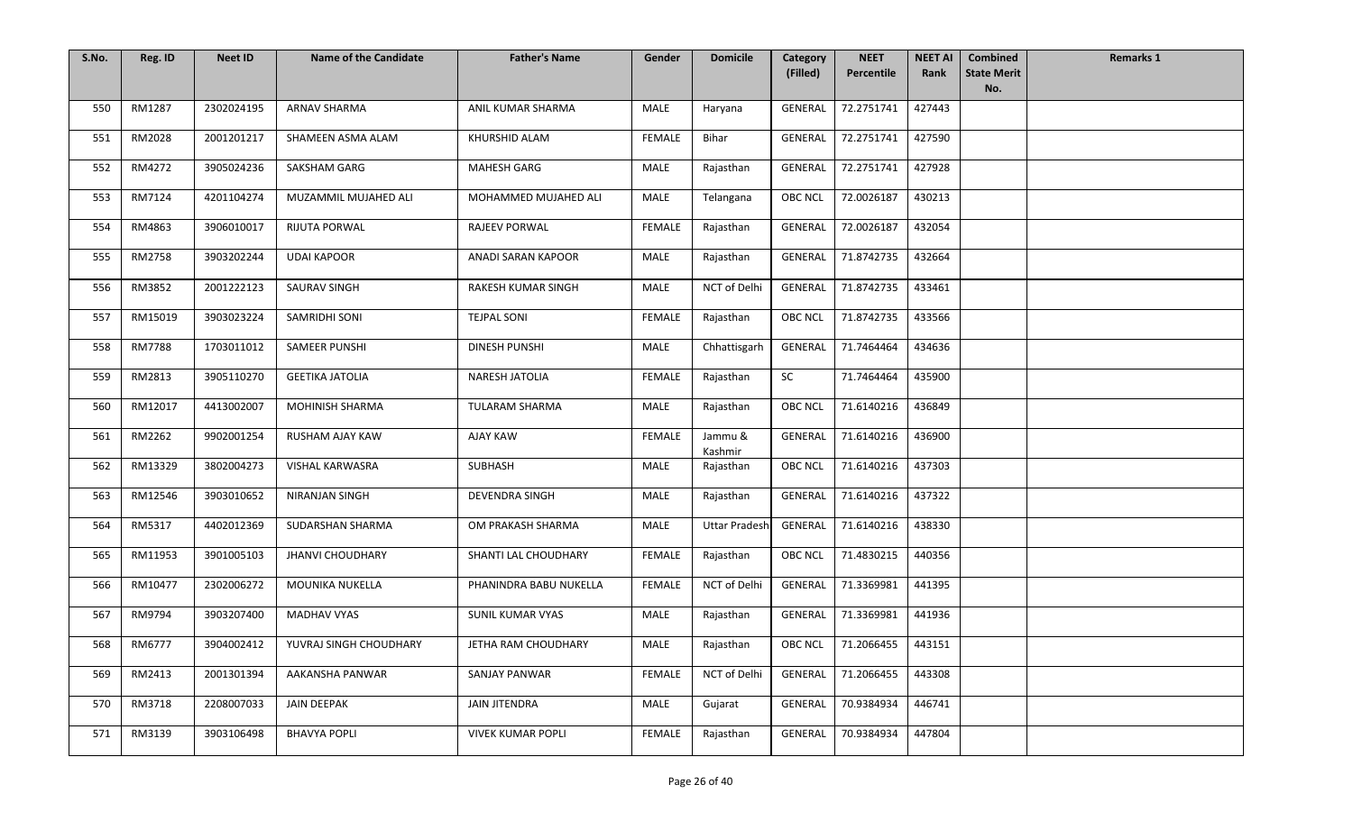| S.No. | Reg. ID | Neet ID | Name of the Candidate | Father's Name | Gender | Domicile | Category (Filled) | NEET Percentile | NEET AI Rank | Combined State Merit No. | Remarks 1 |
|---|---|---|---|---|---|---|---|---|---|---|---|
| 550 | RM1287 | 2302024195 | ARNAV SHARMA | ANIL KUMAR SHARMA | MALE | Haryana | GENERAL | 72.2751741 | 427443 | | |
| 551 | RM2028 | 2001201217 | SHAMEEN ASMA ALAM | KHURSHID ALAM | FEMALE | Bihar | GENERAL | 72.2751741 | 427590 | | |
| 552 | RM4272 | 3905024236 | SAKSHAM GARG | MAHESH GARG | MALE | Rajasthan | GENERAL | 72.2751741 | 427928 | | |
| 553 | RM7124 | 4201104274 | MUZAMMIL MUJAHED ALI | MOHAMMED MUJAHED ALI | MALE | Telangana | OBC NCL | 72.0026187 | 430213 | | |
| 554 | RM4863 | 3906010017 | RIJUTA PORWAL | RAJEEV PORWAL | FEMALE | Rajasthan | GENERAL | 72.0026187 | 432054 | | |
| 555 | RM2758 | 3903202244 | UDAI KAPOOR | ANADI SARAN KAPOOR | MALE | Rajasthan | GENERAL | 71.8742735 | 432664 | | |
| 556 | RM3852 | 2001222123 | SAURAV SINGH | RAKESH KUMAR SINGH | MALE | NCT of Delhi | GENERAL | 71.8742735 | 433461 | | |
| 557 | RM15019 | 3903023224 | SAMRIDHI SONI | TEJPAL SONI | FEMALE | Rajasthan | OBC NCL | 71.8742735 | 433566 | | |
| 558 | RM7788 | 1703011012 | SAMEER PUNSHI | DINESH PUNSHI | MALE | Chhattisgarh | GENERAL | 71.7464464 | 434636 | | |
| 559 | RM2813 | 3905110270 | GEETIKA JATOLIA | NARESH JATOLIA | FEMALE | Rajasthan | SC | 71.7464464 | 435900 | | |
| 560 | RM12017 | 4413002007 | MOHINISH SHARMA | TULARAM SHARMA | MALE | Rajasthan | OBC NCL | 71.6140216 | 436849 | | |
| 561 | RM2262 | 9902001254 | RUSHAM AJAY KAW | AJAY KAW | FEMALE | Jammu & Kashmir | GENERAL | 71.6140216 | 436900 | | |
| 562 | RM13329 | 3802004273 | VISHAL KARWASRA | SUBHASH | MALE | Rajasthan | OBC NCL | 71.6140216 | 437303 | | |
| 563 | RM12546 | 3903010652 | NIRANJAN SINGH | DEVENDRA SINGH | MALE | Rajasthan | GENERAL | 71.6140216 | 437322 | | |
| 564 | RM5317 | 4402012369 | SUDARSHAN SHARMA | OM PRAKASH SHARMA | MALE | Uttar Pradesh | GENERAL | 71.6140216 | 438330 | | |
| 565 | RM11953 | 3901005103 | JHANVI CHOUDHARY | SHANTI LAL CHOUDHARY | FEMALE | Rajasthan | OBC NCL | 71.4830215 | 440356 | | |
| 566 | RM10477 | 2302006272 | MOUNIKA NUKELLA | PHANINDRA BABU NUKELLA | FEMALE | NCT of Delhi | GENERAL | 71.3369981 | 441395 | | |
| 567 | RM9794 | 3903207400 | MADHAV VYAS | SUNIL KUMAR VYAS | MALE | Rajasthan | GENERAL | 71.3369981 | 441936 | | |
| 568 | RM6777 | 3904002412 | YUVRAJ SINGH CHOUDHARY | JETHA RAM CHOUDHARY | MALE | Rajasthan | OBC NCL | 71.2066455 | 443151 | | |
| 569 | RM2413 | 2001301394 | AAKANSHA PANWAR | SANJAY PANWAR | FEMALE | NCT of Delhi | GENERAL | 71.2066455 | 443308 | | |
| 570 | RM3718 | 2208007033 | JAIN DEEPAK | JAIN JITENDRA | MALE | Gujarat | GENERAL | 70.9384934 | 446741 | | |
| 571 | RM3139 | 3903106498 | BHAVYA POPLI | VIVEK KUMAR POPLI | FEMALE | Rajasthan | GENERAL | 70.9384934 | 447804 | | |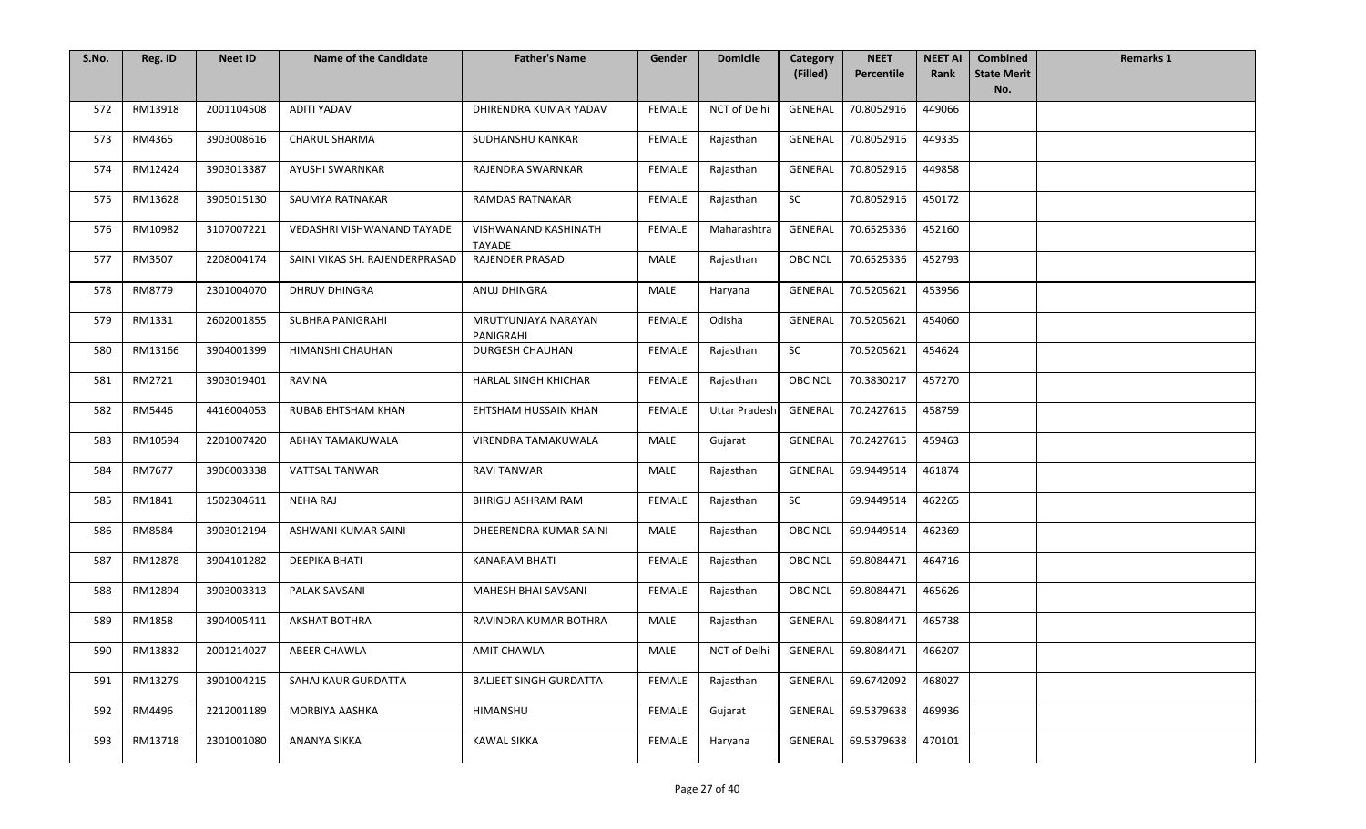| S.No. | Reg. ID | Neet ID | Name of the Candidate | Father's Name | Gender | Domicile | Category (Filled) | NEET Percentile | NEET AI Rank | Combined State Merit No. | Remarks 1 |
|---|---|---|---|---|---|---|---|---|---|---|---|
| 572 | RM13918 | 2001104508 | ADITI YADAV | DHIRENDRA KUMAR YADAV | FEMALE | NCT of Delhi | GENERAL | 70.8052916 | 449066 | | |
| 573 | RM4365 | 3903008616 | CHARUL SHARMA | SUDHANSHU KANKAR | FEMALE | Rajasthan | GENERAL | 70.8052916 | 449335 | | |
| 574 | RM12424 | 3903013387 | AYUSHI SWARNKAR | RAJENDRA SWARNKAR | FEMALE | Rajasthan | GENERAL | 70.8052916 | 449858 | | |
| 575 | RM13628 | 3905015130 | SAUMYA RATNAKAR | RAMDAS RATNAKAR | FEMALE | Rajasthan | SC | 70.8052916 | 450172 | | |
| 576 | RM10982 | 3107007221 | VEDASHRI VISHWANAND TAYADE | VISHWANAND KASHINATH TAYADE | FEMALE | Maharashtra | GENERAL | 70.6525336 | 452160 | | |
| 577 | RM3507 | 2208004174 | SAINI VIKAS SH. RAJENDERPRASAD | RAJENDER PRASAD | MALE | Rajasthan | OBC NCL | 70.6525336 | 452793 | | |
| 578 | RM8779 | 2301004070 | DHRUV DHINGRA | ANUJ DHINGRA | MALE | Haryana | GENERAL | 70.5205621 | 453956 | | |
| 579 | RM1331 | 2602001855 | SUBHRA PANIGRAHI | MRUTYUNJAYA NARAYAN PANIGRAHI | FEMALE | Odisha | GENERAL | 70.5205621 | 454060 | | |
| 580 | RM13166 | 3904001399 | HIMANSHI CHAUHAN | DURGESH CHAUHAN | FEMALE | Rajasthan | SC | 70.5205621 | 454624 | | |
| 581 | RM2721 | 3903019401 | RAVINA | HARLAL SINGH KHICHAR | FEMALE | Rajasthan | OBC NCL | 70.3830217 | 457270 | | |
| 582 | RM5446 | 4416004053 | RUBAB EHTSHAM KHAN | EHTSHAM HUSSAIN KHAN | FEMALE | Uttar Pradesh | GENERAL | 70.2427615 | 458759 | | |
| 583 | RM10594 | 2201007420 | ABHAY TAMAKUWALA | VIRENDRA TAMAKUWALA | MALE | Gujarat | GENERAL | 70.2427615 | 459463 | | |
| 584 | RM7677 | 3906003338 | VATTSAL TANWAR | RAVI TANWAR | MALE | Rajasthan | GENERAL | 69.9449514 | 461874 | | |
| 585 | RM1841 | 1502304611 | NEHA RAJ | BHRIGU ASHRAM RAM | FEMALE | Rajasthan | SC | 69.9449514 | 462265 | | |
| 586 | RM8584 | 3903012194 | ASHWANI KUMAR SAINI | DHEERENDRA KUMAR SAINI | MALE | Rajasthan | OBC NCL | 69.9449514 | 462369 | | |
| 587 | RM12878 | 3904101282 | DEEPIKA BHATI | KANARAM BHATI | FEMALE | Rajasthan | OBC NCL | 69.8084471 | 464716 | | |
| 588 | RM12894 | 3903003313 | PALAK SAVSANI | MAHESH BHAI SAVSANI | FEMALE | Rajasthan | OBC NCL | 69.8084471 | 465626 | | |
| 589 | RM1858 | 3904005411 | AKSHAT BOTHRA | RAVINDRA KUMAR BOTHRA | MALE | Rajasthan | GENERAL | 69.8084471 | 465738 | | |
| 590 | RM13832 | 2001214027 | ABEER CHAWLA | AMIT CHAWLA | MALE | NCT of Delhi | GENERAL | 69.8084471 | 466207 | | |
| 591 | RM13279 | 3901004215 | SAHAJ KAUR GURDATTA | BALJEET SINGH GURDATTA | FEMALE | Rajasthan | GENERAL | 69.6742092 | 468027 | | |
| 592 | RM4496 | 2212001189 | MORBIYA AASHKA | HIMANSHU | FEMALE | Gujarat | GENERAL | 69.5379638 | 469936 | | |
| 593 | RM13718 | 2301001080 | ANANYA SIKKA | KAWAL SIKKA | FEMALE | Haryana | GENERAL | 69.5379638 | 470101 | | |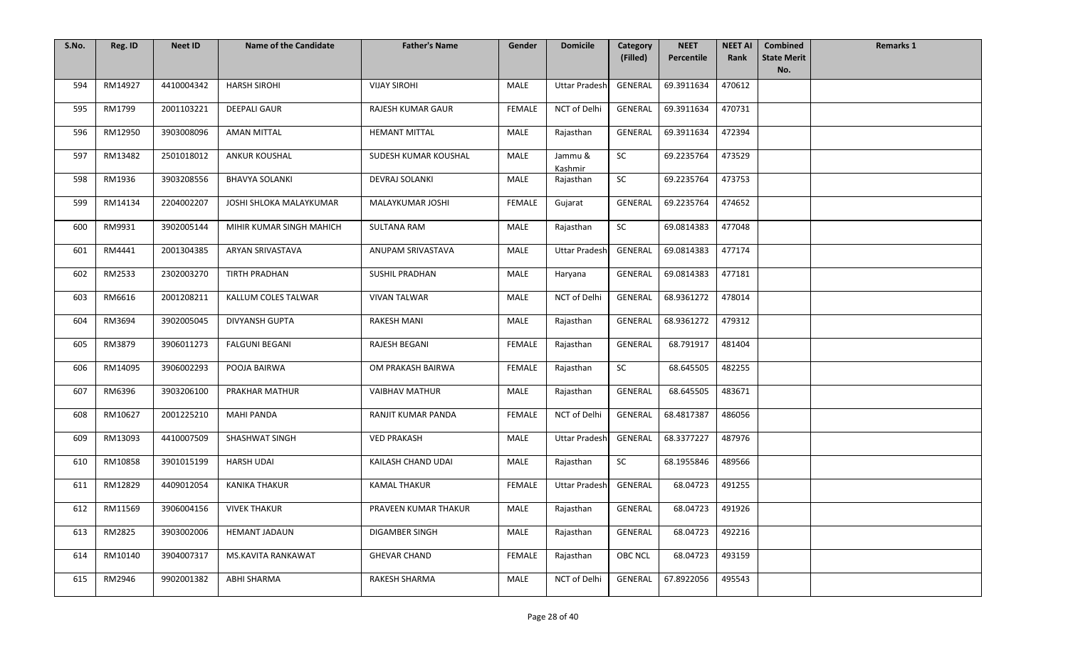| S.No. | Reg. ID | Neet ID | Name of the Candidate | Father's Name | Gender | Domicile | Category (Filled) | NEET Percentile | NEET AI Rank | Combined State Merit No. | Remarks 1 |
|---|---|---|---|---|---|---|---|---|---|---|---|
| 594 | RM14927 | 4410004342 | HARSH SIROHI | VIJAY SIROHI | MALE | Uttar Pradesh | GENERAL | 69.3911634 | 470612 | | |
| 595 | RM1799 | 2001103221 | DEEPALI GAUR | RAJESH KUMAR GAUR | FEMALE | NCT of Delhi | GENERAL | 69.3911634 | 470731 | | |
| 596 | RM12950 | 3903008096 | AMAN MITTAL | HEMANT MITTAL | MALE | Rajasthan | GENERAL | 69.3911634 | 472394 | | |
| 597 | RM13482 | 2501018012 | ANKUR KOUSHAL | SUDESH KUMAR KOUSHAL | MALE | Jammu & Kashmir | SC | 69.2235764 | 473529 | | |
| 598 | RM1936 | 3903208556 | BHAVYA SOLANKI | DEVRAJ SOLANKI | MALE | Rajasthan | SC | 69.2235764 | 473753 | | |
| 599 | RM14134 | 2204002207 | JOSHI SHLOKA MALAYKUMAR | MALAYKUMAR JOSHI | FEMALE | Gujarat | GENERAL | 69.2235764 | 474652 | | |
| 600 | RM9931 | 3902005144 | MIHIR KUMAR SINGH MAHICH | SULTANA RAM | MALE | Rajasthan | SC | 69.0814383 | 477048 | | |
| 601 | RM4441 | 2001304385 | ARYAN SRIVASTAVA | ANUPAM SRIVASTAVA | MALE | Uttar Pradesh | GENERAL | 69.0814383 | 477174 | | |
| 602 | RM2533 | 2302003270 | TIRTH PRADHAN | SUSHIL PRADHAN | MALE | Haryana | GENERAL | 69.0814383 | 477181 | | |
| 603 | RM6616 | 2001208211 | KALLUM COLES TALWAR | VIVAN TALWAR | MALE | NCT of Delhi | GENERAL | 68.9361272 | 478014 | | |
| 604 | RM3694 | 3902005045 | DIVYANSH GUPTA | RAKESH MANI | MALE | Rajasthan | GENERAL | 68.9361272 | 479312 | | |
| 605 | RM3879 | 3906011273 | FALGUNI BEGANI | RAJESH BEGANI | FEMALE | Rajasthan | GENERAL | 68.791917 | 481404 | | |
| 606 | RM14095 | 3906002293 | POOJA BAIRWA | OM PRAKASH BAIRWA | FEMALE | Rajasthan | SC | 68.645505 | 482255 | | |
| 607 | RM6396 | 3903206100 | PRAKHAR MATHUR | VAIBHAV MATHUR | MALE | Rajasthan | GENERAL | 68.645505 | 483671 | | |
| 608 | RM10627 | 2001225210 | MAHI PANDA | RANJIT KUMAR PANDA | FEMALE | NCT of Delhi | GENERAL | 68.4817387 | 486056 | | |
| 609 | RM13093 | 4410007509 | SHASHWAT SINGH | VED PRAKASH | MALE | Uttar Pradesh | GENERAL | 68.3377227 | 487976 | | |
| 610 | RM10858 | 3901015199 | HARSH UDAI | KAILASH CHAND UDAI | MALE | Rajasthan | SC | 68.1955846 | 489566 | | |
| 611 | RM12829 | 4409012054 | KANIKA THAKUR | KAMAL THAKUR | FEMALE | Uttar Pradesh | GENERAL | 68.04723 | 491255 | | |
| 612 | RM11569 | 3906004156 | VIVEK THAKUR | PRAVEEN KUMAR THAKUR | MALE | Rajasthan | GENERAL | 68.04723 | 491926 | | |
| 613 | RM2825 | 3903002006 | HEMANT JADAUN | DIGAMBER SINGH | MALE | Rajasthan | GENERAL | 68.04723 | 492216 | | |
| 614 | RM10140 | 3904007317 | MS.KAVITA RANKAWAT | GHEVAR CHAND | FEMALE | Rajasthan | OBC NCL | 68.04723 | 493159 | | |
| 615 | RM2946 | 9902001382 | ABHI SHARMA | RAKESH SHARMA | MALE | NCT of Delhi | GENERAL | 67.8922056 | 495543 | | |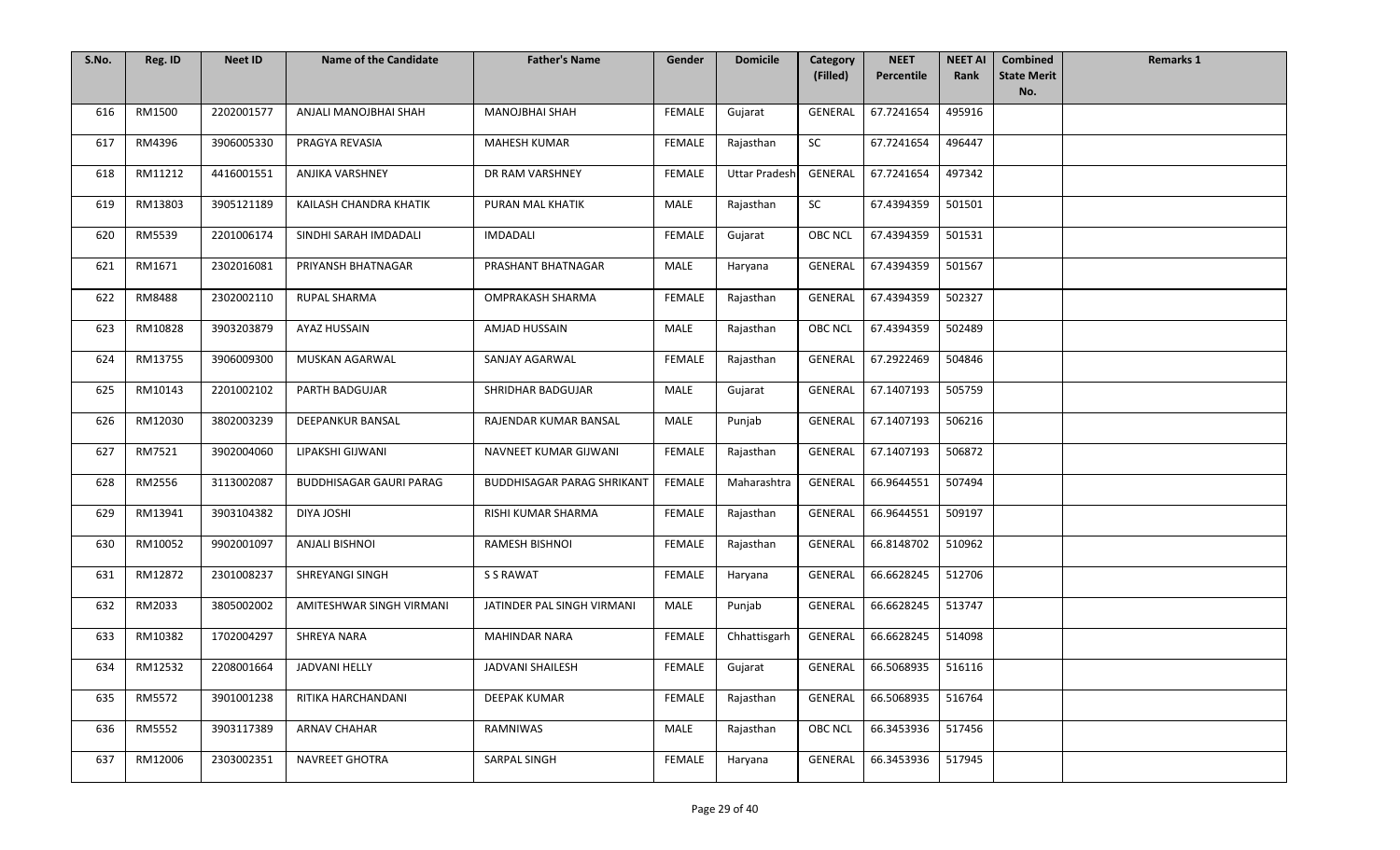| S.No. | Reg. ID | Neet ID | Name of the Candidate | Father's Name | Gender | Domicile | Category (Filled) | NEET Percentile | NEET AI Rank | Combined State Merit No. | Remarks 1 |
|---|---|---|---|---|---|---|---|---|---|---|---|
| 616 | RM1500 | 2202001577 | ANJALI MANOJBHAI SHAH | MANOJBHAI SHAH | FEMALE | Gujarat | GENERAL | 67.7241654 | 495916 | | |
| 617 | RM4396 | 3906005330 | PRAGYA REVASIA | MAHESH KUMAR | FEMALE | Rajasthan | SC | 67.7241654 | 496447 | | |
| 618 | RM11212 | 4416001551 | ANJIKA VARSHNEY | DR RAM VARSHNEY | FEMALE | Uttar Pradesh | GENERAL | 67.7241654 | 497342 | | |
| 619 | RM13803 | 3905121189 | KAILASH CHANDRA KHATIK | PURAN MAL KHATIK | MALE | Rajasthan | SC | 67.4394359 | 501501 | | |
| 620 | RM5539 | 2201006174 | SINDHI SARAH IMDADALI | IMDADALI | FEMALE | Gujarat | OBC NCL | 67.4394359 | 501531 | | |
| 621 | RM1671 | 2302016081 | PRIYANSH BHATNAGAR | PRASHANT BHATNAGAR | MALE | Haryana | GENERAL | 67.4394359 | 501567 | | |
| 622 | RM8488 | 2302002110 | RUPAL SHARMA | OMPRAKASH SHARMA | FEMALE | Rajasthan | GENERAL | 67.4394359 | 502327 | | |
| 623 | RM10828 | 3903203879 | AYAZ HUSSAIN | AMJAD HUSSAIN | MALE | Rajasthan | OBC NCL | 67.4394359 | 502489 | | |
| 624 | RM13755 | 3906009300 | MUSKAN AGARWAL | SANJAY AGARWAL | FEMALE | Rajasthan | GENERAL | 67.2922469 | 504846 | | |
| 625 | RM10143 | 2201002102 | PARTH BADGUJAR | SHRIDHAR BADGUJAR | MALE | Gujarat | GENERAL | 67.1407193 | 505759 | | |
| 626 | RM12030 | 3802003239 | DEEPANKUR BANSAL | RAJENDAR KUMAR BANSAL | MALE | Punjab | GENERAL | 67.1407193 | 506216 | | |
| 627 | RM7521 | 3902004060 | LIPAKSHI GIJWANI | NAVNEET KUMAR GIJWANI | FEMALE | Rajasthan | GENERAL | 67.1407193 | 506872 | | |
| 628 | RM2556 | 3113002087 | BUDDHISAGAR GAURI PARAG | BUDDHISAGAR PARAG SHRIKANT | FEMALE | Maharashtra | GENERAL | 66.9644551 | 507494 | | |
| 629 | RM13941 | 3903104382 | DIYA JOSHI | RISHI KUMAR SHARMA | FEMALE | Rajasthan | GENERAL | 66.9644551 | 509197 | | |
| 630 | RM10052 | 9902001097 | ANJALI BISHNOI | RAMESH BISHNOI | FEMALE | Rajasthan | GENERAL | 66.8148702 | 510962 | | |
| 631 | RM12872 | 2301008237 | SHREYANGI SINGH | S S RAWAT | FEMALE | Haryana | GENERAL | 66.6628245 | 512706 | | |
| 632 | RM2033 | 3805002002 | AMITESHWAR SINGH VIRMANI | JATINDER PAL SINGH VIRMANI | MALE | Punjab | GENERAL | 66.6628245 | 513747 | | |
| 633 | RM10382 | 1702004297 | SHREYA NARA | MAHINDAR NARA | FEMALE | Chhattisgarh | GENERAL | 66.6628245 | 514098 | | |
| 634 | RM12532 | 2208001664 | JADVANI HELLY | JADVANI SHAILESH | FEMALE | Gujarat | GENERAL | 66.5068935 | 516116 | | |
| 635 | RM5572 | 3901001238 | RITIKA HARCHANDANI | DEEPAK KUMAR | FEMALE | Rajasthan | GENERAL | 66.5068935 | 516764 | | |
| 636 | RM5552 | 3903117389 | ARNAV CHAHAR | RAMNIWAS | MALE | Rajasthan | OBC NCL | 66.3453936 | 517456 | | |
| 637 | RM12006 | 2303002351 | NAVREET GHOTRA | SARPAL SINGH | FEMALE | Haryana | GENERAL | 66.3453936 | 517945 | | |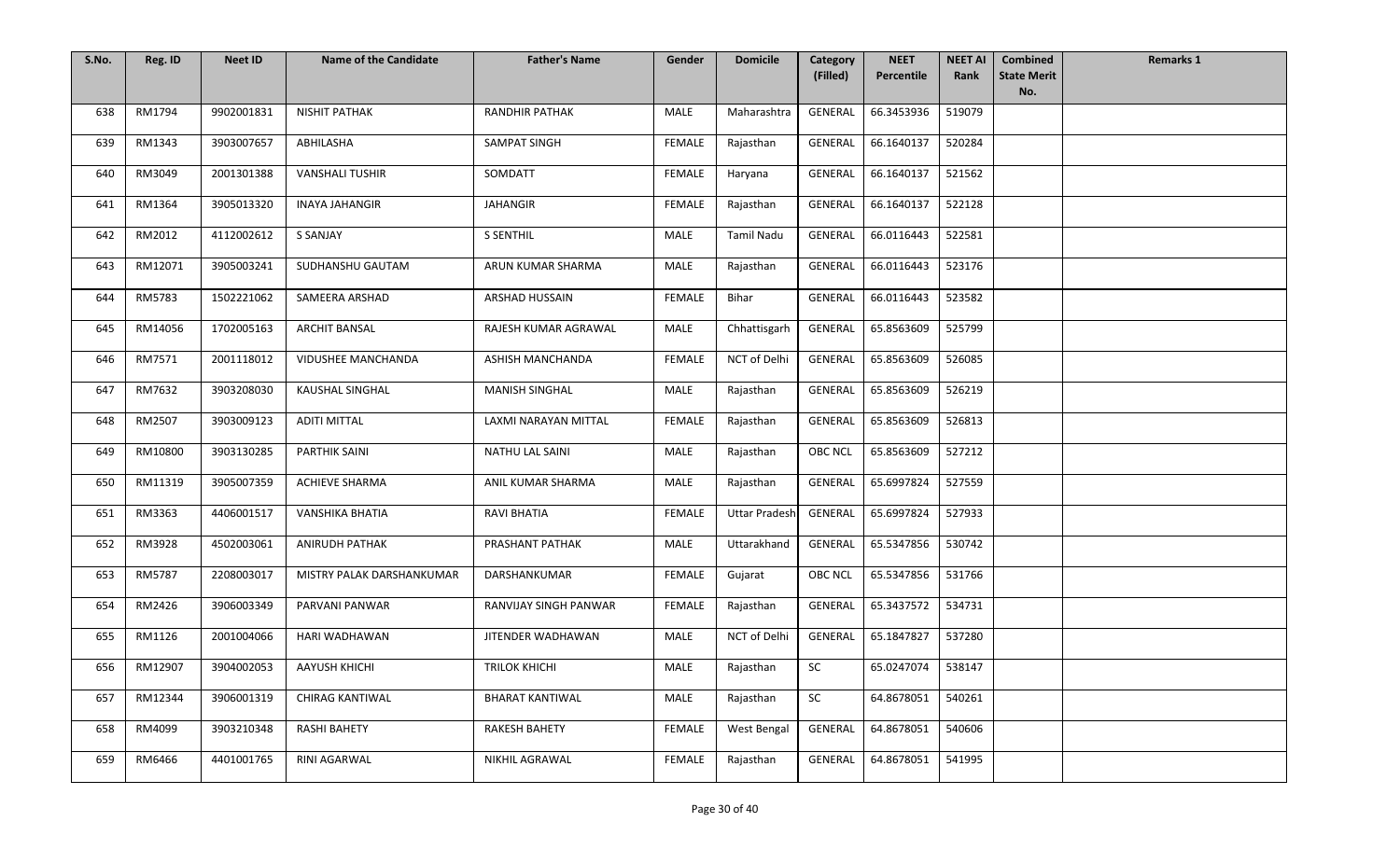| S.No. | Reg. ID | Neet ID | Name of the Candidate | Father's Name | Gender | Domicile | Category (Filled) | NEET Percentile | NEET AI Rank | Combined State Merit No. | Remarks 1 |
|---|---|---|---|---|---|---|---|---|---|---|---|
| 638 | RM1794 | 9902001831 | NISHIT PATHAK | RANDHIR PATHAK | MALE | Maharashtra | GENERAL | 66.3453936 | 519079 | | |
| 639 | RM1343 | 3903007657 | ABHILASHA | SAMPAT SINGH | FEMALE | Rajasthan | GENERAL | 66.1640137 | 520284 | | |
| 640 | RM3049 | 2001301388 | VANSHALI TUSHIR | SOMDATT | FEMALE | Haryana | GENERAL | 66.1640137 | 521562 | | |
| 641 | RM1364 | 3905013320 | INAYA JAHANGIR | JAHANGIR | FEMALE | Rajasthan | GENERAL | 66.1640137 | 522128 | | |
| 642 | RM2012 | 4112002612 | S SANJAY | S SENTHIL | MALE | Tamil Nadu | GENERAL | 66.0116443 | 522581 | | |
| 643 | RM12071 | 3905003241 | SUDHANSHU GAUTAM | ARUN KUMAR SHARMA | MALE | Rajasthan | GENERAL | 66.0116443 | 523176 | | |
| 644 | RM5783 | 1502221062 | SAMEERA ARSHAD | ARSHAD HUSSAIN | FEMALE | Bihar | GENERAL | 66.0116443 | 523582 | | |
| 645 | RM14056 | 1702005163 | ARCHIT BANSAL | RAJESH KUMAR AGRAWAL | MALE | Chhattisgarh | GENERAL | 65.8563609 | 525799 | | |
| 646 | RM7571 | 2001118012 | VIDUSHEE MANCHANDA | ASHISH MANCHANDA | FEMALE | NCT of Delhi | GENERAL | 65.8563609 | 526085 | | |
| 647 | RM7632 | 3903208030 | KAUSHAL SINGHAL | MANISH SINGHAL | MALE | Rajasthan | GENERAL | 65.8563609 | 526219 | | |
| 648 | RM2507 | 3903009123 | ADITI MITTAL | LAXMI NARAYAN MITTAL | FEMALE | Rajasthan | GENERAL | 65.8563609 | 526813 | | |
| 649 | RM10800 | 3903130285 | PARTHIK SAINI | NATHU LAL SAINI | MALE | Rajasthan | OBC NCL | 65.8563609 | 527212 | | |
| 650 | RM11319 | 3905007359 | ACHIEVE SHARMA | ANIL KUMAR SHARMA | MALE | Rajasthan | GENERAL | 65.6997824 | 527559 | | |
| 651 | RM3363 | 4406001517 | VANSHIKA BHATIA | RAVI BHATIA | FEMALE | Uttar Pradesh | GENERAL | 65.6997824 | 527933 | | |
| 652 | RM3928 | 4502003061 | ANIRUDH PATHAK | PRASHANT PATHAK | MALE | Uttarakhand | GENERAL | 65.5347856 | 530742 | | |
| 653 | RM5787 | 2208003017 | MISTRY PALAK DARSHANKUMAR | DARSHANKUMAR | FEMALE | Gujarat | OBC NCL | 65.5347856 | 531766 | | |
| 654 | RM2426 | 3906003349 | PARVANI PANWAR | RANVIJAY SINGH PANWAR | FEMALE | Rajasthan | GENERAL | 65.3437572 | 534731 | | |
| 655 | RM1126 | 2001004066 | HARI WADHAWAN | JITENDER WADHAWAN | MALE | NCT of Delhi | GENERAL | 65.1847827 | 537280 | | |
| 656 | RM12907 | 3904002053 | AAYUSH KHICHI | TRILOK KHICHI | MALE | Rajasthan | SC | 65.0247074 | 538147 | | |
| 657 | RM12344 | 3906001319 | CHIRAG KANTIWAL | BHARAT KANTIWAL | MALE | Rajasthan | SC | 64.8678051 | 540261 | | |
| 658 | RM4099 | 3903210348 | RASHI BAHETY | RAKESH BAHETY | FEMALE | West Bengal | GENERAL | 64.8678051 | 540606 | | |
| 659 | RM6466 | 4401001765 | RINI AGARWAL | NIKHIL AGRAWAL | FEMALE | Rajasthan | GENERAL | 64.8678051 | 541995 | | |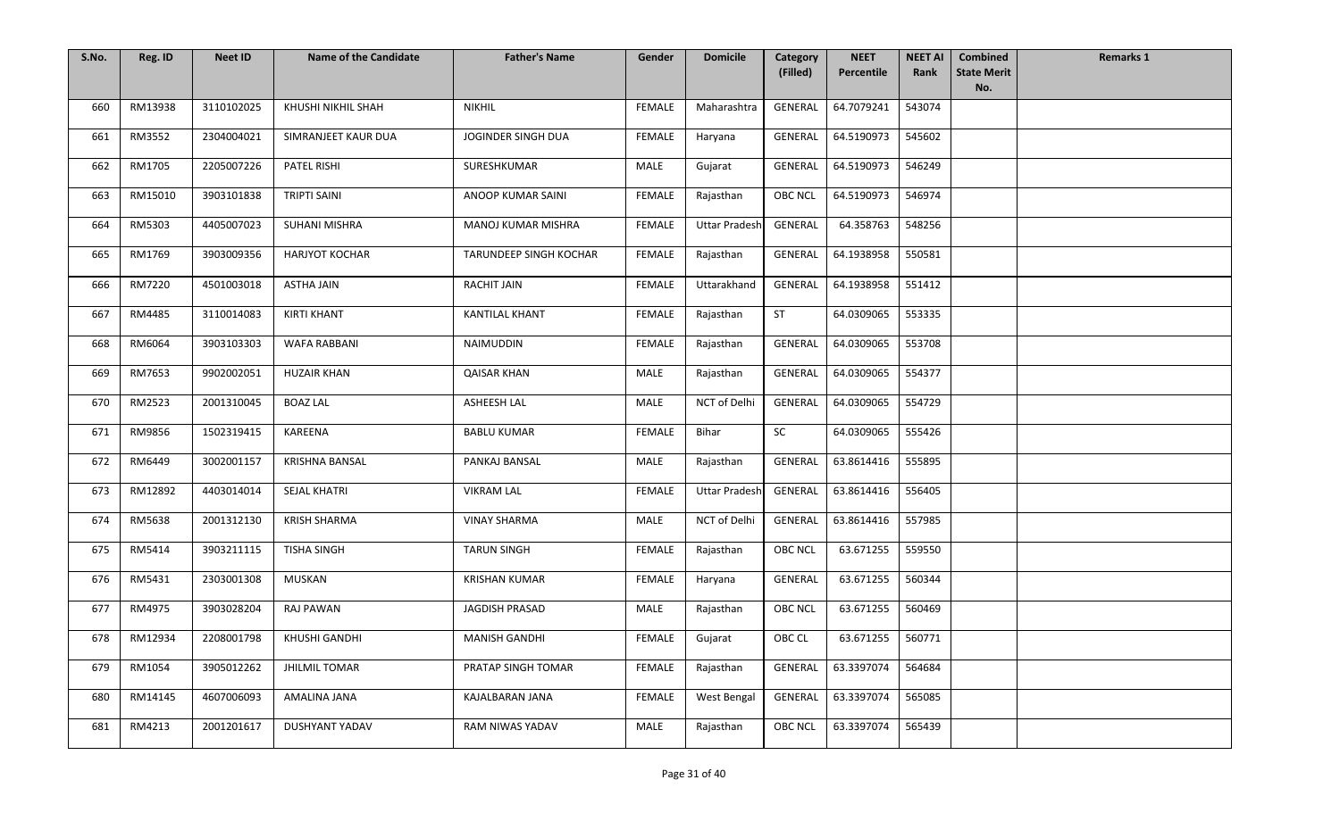| S.No. | Reg. ID | Neet ID | Name of the Candidate | Father's Name | Gender | Domicile | Category (Filled) | NEET Percentile | NEET AI Rank | Combined State Merit No. | Remarks 1 |
|---|---|---|---|---|---|---|---|---|---|---|---|
| 660 | RM13938 | 3110102025 | KHUSHI NIKHIL SHAH | NIKHIL | FEMALE | Maharashtra | GENERAL | 64.7079241 | 543074 | | |
| 661 | RM3552 | 2304004021 | SIMRANJEET KAUR DUA | JOGINDER SINGH DUA | FEMALE | Haryana | GENERAL | 64.5190973 | 545602 | | |
| 662 | RM1705 | 2205007226 | PATEL RISHI | SURESHKUMAR | MALE | Gujarat | GENERAL | 64.5190973 | 546249 | | |
| 663 | RM15010 | 3903101838 | TRIPTI SAINI | ANOOP KUMAR SAINI | FEMALE | Rajasthan | OBC NCL | 64.5190973 | 546974 | | |
| 664 | RM5303 | 4405007023 | SUHANI MISHRA | MANOJ KUMAR MISHRA | FEMALE | Uttar Pradesh | GENERAL | 64.358763 | 548256 | | |
| 665 | RM1769 | 3903009356 | HARJYOT KOCHAR | TARUNDEEP SINGH KOCHAR | FEMALE | Rajasthan | GENERAL | 64.1938958 | 550581 | | |
| 666 | RM7220 | 4501003018 | ASTHA JAIN | RACHIT JAIN | FEMALE | Uttarakhand | GENERAL | 64.1938958 | 551412 | | |
| 667 | RM4485 | 3110014083 | KIRTI KHANT | KANTILAL KHANT | FEMALE | Rajasthan | ST | 64.0309065 | 553335 | | |
| 668 | RM6064 | 3903103303 | WAFA RABBANI | NAIMUDDIN | FEMALE | Rajasthan | GENERAL | 64.0309065 | 553708 | | |
| 669 | RM7653 | 9902002051 | HUZAIR KHAN | QAISAR KHAN | MALE | Rajasthan | GENERAL | 64.0309065 | 554377 | | |
| 670 | RM2523 | 2001310045 | BOAZ LAL | ASHEESH LAL | MALE | NCT of Delhi | GENERAL | 64.0309065 | 554729 | | |
| 671 | RM9856 | 1502319415 | KAREENA | BABLU KUMAR | FEMALE | Bihar | SC | 64.0309065 | 555426 | | |
| 672 | RM6449 | 3002001157 | KRISHNA BANSAL | PANKAJ BANSAL | MALE | Rajasthan | GENERAL | 63.8614416 | 555895 | | |
| 673 | RM12892 | 4403014014 | SEJAL KHATRI | VIKRAM LAL | FEMALE | Uttar Pradesh | GENERAL | 63.8614416 | 556405 | | |
| 674 | RM5638 | 2001312130 | KRISH SHARMA | VINAY SHARMA | MALE | NCT of Delhi | GENERAL | 63.8614416 | 557985 | | |
| 675 | RM5414 | 3903211115 | TISHA SINGH | TARUN SINGH | FEMALE | Rajasthan | OBC NCL | 63.671255 | 559550 | | |
| 676 | RM5431 | 2303001308 | MUSKAN | KRISHAN KUMAR | FEMALE | Haryana | GENERAL | 63.671255 | 560344 | | |
| 677 | RM4975 | 3903028204 | RAJ PAWAN | JAGDISH PRASAD | MALE | Rajasthan | OBC NCL | 63.671255 | 560469 | | |
| 678 | RM12934 | 2208001798 | KHUSHI GANDHI | MANISH GANDHI | FEMALE | Gujarat | OBC CL | 63.671255 | 560771 | | |
| 679 | RM1054 | 3905012262 | JHILMIL TOMAR | PRATAP SINGH TOMAR | FEMALE | Rajasthan | GENERAL | 63.3397074 | 564684 | | |
| 680 | RM14145 | 4607006093 | AMALINA JANA | KAJALBARAN JANA | FEMALE | West Bengal | GENERAL | 63.3397074 | 565085 | | |
| 681 | RM4213 | 2001201617 | DUSHYANT YADAV | RAM NIWAS YADAV | MALE | Rajasthan | OBC NCL | 63.3397074 | 565439 | | |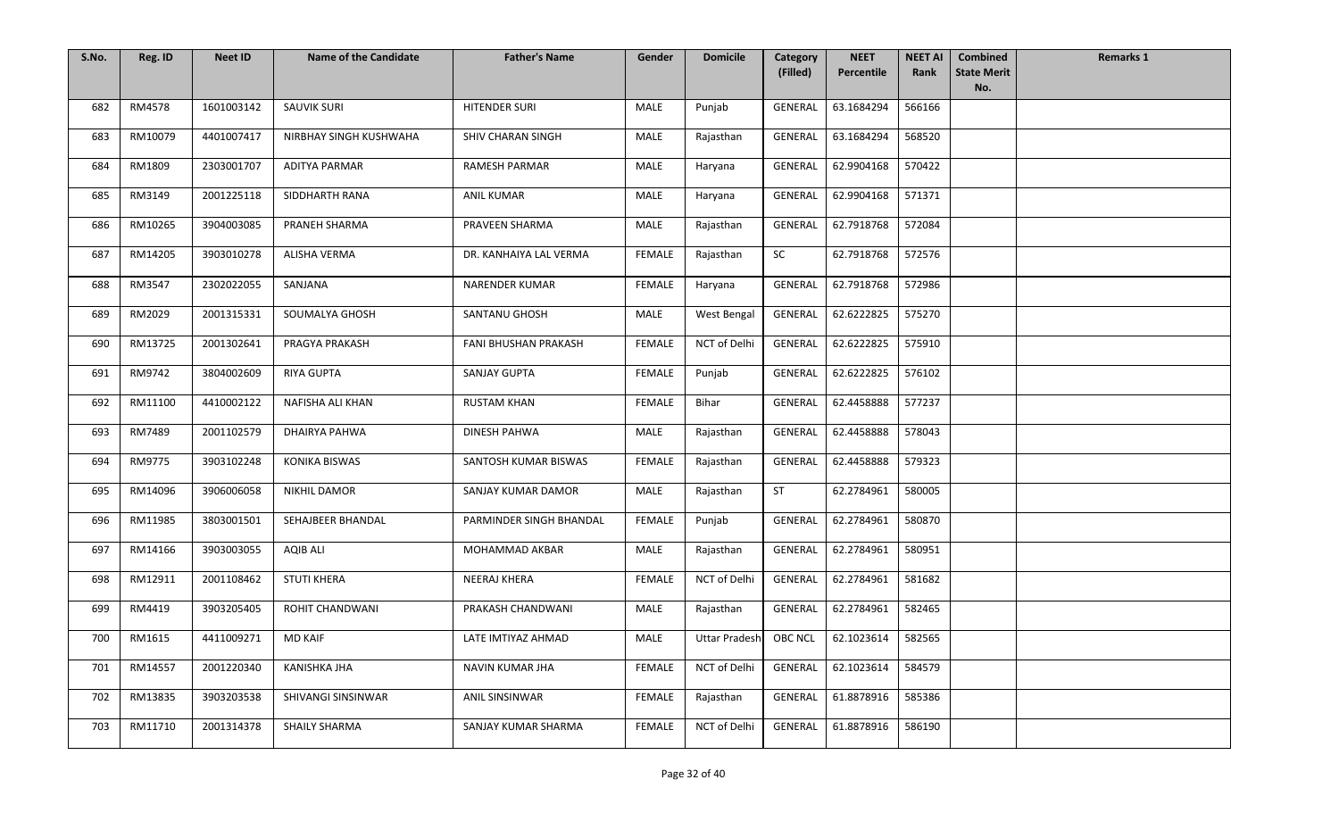| S.No. | Reg. ID | Neet ID | Name of the Candidate | Father's Name | Gender | Domicile | Category (Filled) | NEET Percentile | NEET AI Rank | Combined State Merit No. | Remarks 1 |
|---|---|---|---|---|---|---|---|---|---|---|---|
| 682 | RM4578 | 1601003142 | SAUVIK SURI | HITENDER SURI | MALE | Punjab | GENERAL | 63.1684294 | 566166 | | |
| 683 | RM10079 | 4401007417 | NIRBHAY SINGH KUSHWAHA | SHIV CHARAN SINGH | MALE | Rajasthan | GENERAL | 63.1684294 | 568520 | | |
| 684 | RM1809 | 2303001707 | ADITYA PARMAR | RAMESH PARMAR | MALE | Haryana | GENERAL | 62.9904168 | 570422 | | |
| 685 | RM3149 | 2001225118 | SIDDHARTH RANA | ANIL KUMAR | MALE | Haryana | GENERAL | 62.9904168 | 571371 | | |
| 686 | RM10265 | 3904003085 | PRANEH SHARMA | PRAVEEN SHARMA | MALE | Rajasthan | GENERAL | 62.7918768 | 572084 | | |
| 687 | RM14205 | 3903010278 | ALISHA VERMA | DR. KANHAIYA LAL VERMA | FEMALE | Rajasthan | SC | 62.7918768 | 572576 | | |
| 688 | RM3547 | 2302022055 | SANJANA | NARENDER KUMAR | FEMALE | Haryana | GENERAL | 62.7918768 | 572986 | | |
| 689 | RM2029 | 2001315331 | SOUMALYA GHOSH | SANTANU GHOSH | MALE | West Bengal | GENERAL | 62.6222825 | 575270 | | |
| 690 | RM13725 | 2001302641 | PRAGYA PRAKASH | FANI BHUSHAN PRAKASH | FEMALE | NCT of Delhi | GENERAL | 62.6222825 | 575910 | | |
| 691 | RM9742 | 3804002609 | RIYA GUPTA | SANJAY GUPTA | FEMALE | Punjab | GENERAL | 62.6222825 | 576102 | | |
| 692 | RM11100 | 4410002122 | NAFISHA ALI KHAN | RUSTAM KHAN | FEMALE | Bihar | GENERAL | 62.4458888 | 577237 | | |
| 693 | RM7489 | 2001102579 | DHAIRYA PAHWA | DINESH PAHWA | MALE | Rajasthan | GENERAL | 62.4458888 | 578043 | | |
| 694 | RM9775 | 3903102248 | KONIKA BISWAS | SANTOSH KUMAR BISWAS | FEMALE | Rajasthan | GENERAL | 62.4458888 | 579323 | | |
| 695 | RM14096 | 3906006058 | NIKHIL DAMOR | SANJAY KUMAR DAMOR | MALE | Rajasthan | ST | 62.2784961 | 580005 | | |
| 696 | RM11985 | 3803001501 | SEHAJBEER BHANDAL | PARMINDER SINGH BHANDAL | FEMALE | Punjab | GENERAL | 62.2784961 | 580870 | | |
| 697 | RM14166 | 3903003055 | AQIB ALI | MOHAMMAD AKBAR | MALE | Rajasthan | GENERAL | 62.2784961 | 580951 | | |
| 698 | RM12911 | 2001108462 | STUTI KHERA | NEERAJ KHERA | FEMALE | NCT of Delhi | GENERAL | 62.2784961 | 581682 | | |
| 699 | RM4419 | 3903205405 | ROHIT CHANDWANI | PRAKASH CHANDWANI | MALE | Rajasthan | GENERAL | 62.2784961 | 582465 | | |
| 700 | RM1615 | 4411009271 | MD KAIF | LATE IMTIYAZ AHMAD | MALE | Uttar Pradesh | OBC NCL | 62.1023614 | 582565 | | |
| 701 | RM14557 | 2001220340 | KANISHKA JHA | NAVIN KUMAR JHA | FEMALE | NCT of Delhi | GENERAL | 62.1023614 | 584579 | | |
| 702 | RM13835 | 3903203538 | SHIVANGI SINSINWAR | ANIL SINSINWAR | FEMALE | Rajasthan | GENERAL | 61.8878916 | 585386 | | |
| 703 | RM11710 | 2001314378 | SHAILY SHARMA | SANJAY KUMAR SHARMA | FEMALE | NCT of Delhi | GENERAL | 61.8878916 | 586190 | | |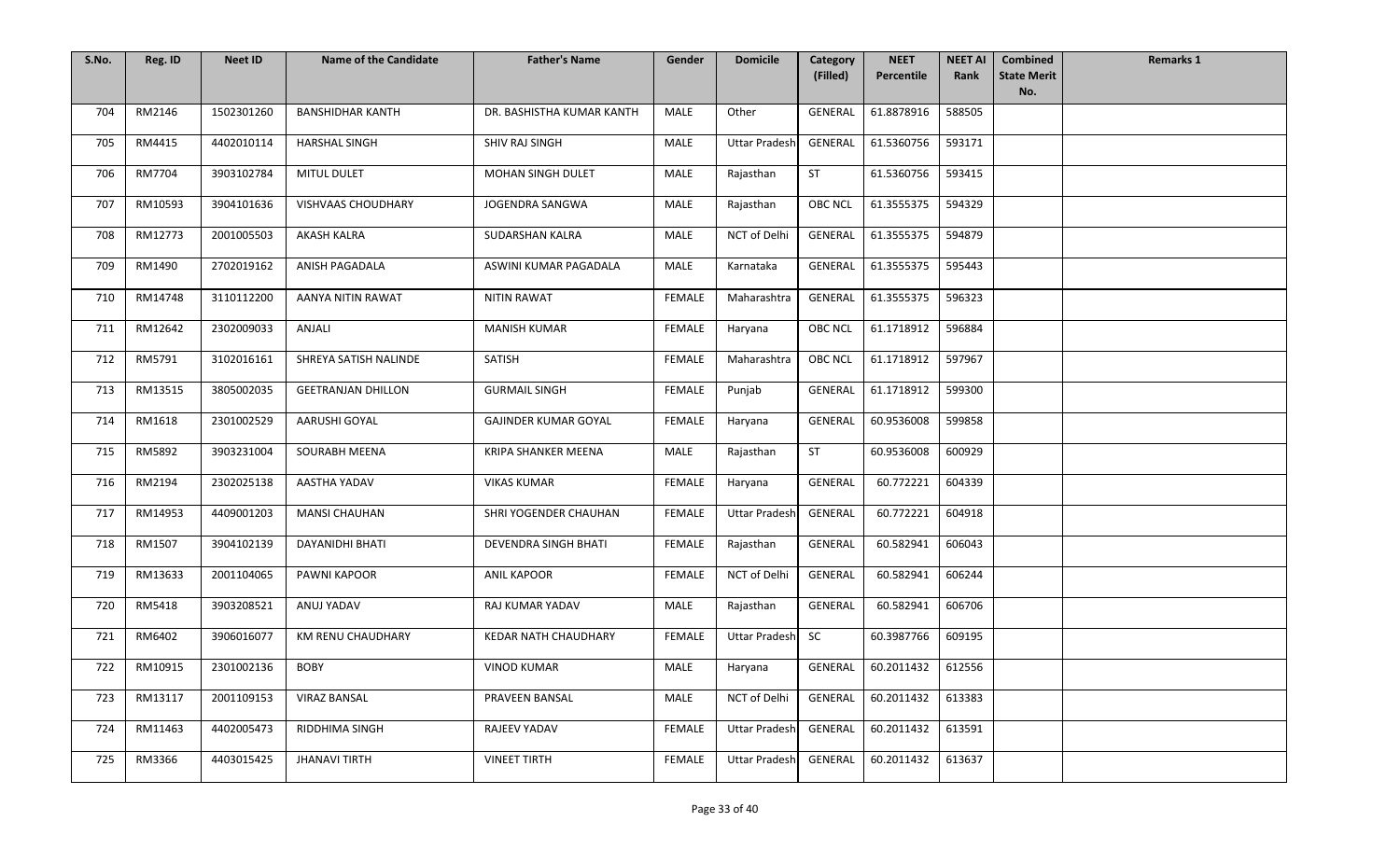| S.No. | Reg. ID | Neet ID | Name of the Candidate | Father's Name | Gender | Domicile | Category (Filled) | NEET Percentile | NEET AI Rank | Combined State Merit No. | Remarks 1 |
|---|---|---|---|---|---|---|---|---|---|---|---|
| 704 | RM2146 | 1502301260 | BANSHIDHAR KANTH | DR. BASHISTHA KUMAR KANTH | MALE | Other | GENERAL | 61.8878916 | 588505 | | |
| 705 | RM4415 | 4402010114 | HARSHAL SINGH | SHIV RAJ SINGH | MALE | Uttar Pradesh | GENERAL | 61.5360756 | 593171 | | |
| 706 | RM7704 | 3903102784 | MITUL DULET | MOHAN SINGH DULET | MALE | Rajasthan | ST | 61.5360756 | 593415 | | |
| 707 | RM10593 | 3904101636 | VISHVAAS CHOUDHARY | JOGENDRA SANGWA | MALE | Rajasthan | OBC NCL | 61.3555375 | 594329 | | |
| 708 | RM12773 | 2001005503 | AKASH KALRA | SUDARSHAN KALRA | MALE | NCT of Delhi | GENERAL | 61.3555375 | 594879 | | |
| 709 | RM1490 | 2702019162 | ANISH PAGADALA | ASWINI KUMAR PAGADALA | MALE | Karnataka | GENERAL | 61.3555375 | 595443 | | |
| 710 | RM14748 | 3110112200 | AANYA NITIN RAWAT | NITIN RAWAT | FEMALE | Maharashtra | GENERAL | 61.3555375 | 596323 | | |
| 711 | RM12642 | 2302009033 | ANJALI | MANISH KUMAR | FEMALE | Haryana | OBC NCL | 61.1718912 | 596884 | | |
| 712 | RM5791 | 3102016161 | SHREYA SATISH NALINDE | SATISH | FEMALE | Maharashtra | OBC NCL | 61.1718912 | 597967 | | |
| 713 | RM13515 | 3805002035 | GEETRANJAN DHILLON | GURMAIL SINGH | FEMALE | Punjab | GENERAL | 61.1718912 | 599300 | | |
| 714 | RM1618 | 2301002529 | AARUSHI GOYAL | GAJINDER KUMAR GOYAL | FEMALE | Haryana | GENERAL | 60.9536008 | 599858 | | |
| 715 | RM5892 | 3903231004 | SOURABH MEENA | KRIPA SHANKER MEENA | MALE | Rajasthan | ST | 60.9536008 | 600929 | | |
| 716 | RM2194 | 2302025138 | AASTHA YADAV | VIKAS KUMAR | FEMALE | Haryana | GENERAL | 60.772221 | 604339 | | |
| 717 | RM14953 | 4409001203 | MANSI CHAUHAN | SHRI YOGENDER CHAUHAN | FEMALE | Uttar Pradesh | GENERAL | 60.772221 | 604918 | | |
| 718 | RM1507 | 3904102139 | DAYANIDHI BHATI | DEVENDRA SINGH BHATI | FEMALE | Rajasthan | GENERAL | 60.582941 | 606043 | | |
| 719 | RM13633 | 2001104065 | PAWNI KAPOOR | ANIL KAPOOR | FEMALE | NCT of Delhi | GENERAL | 60.582941 | 606244 | | |
| 720 | RM5418 | 3903208521 | ANUJ YADAV | RAJ KUMAR YADAV | MALE | Rajasthan | GENERAL | 60.582941 | 606706 | | |
| 721 | RM6402 | 3906016077 | KM RENU CHAUDHARY | KEDAR NATH CHAUDHARY | FEMALE | Uttar Pradesh | SC | 60.3987766 | 609195 | | |
| 722 | RM10915 | 2301002136 | BOBY | VINOD KUMAR | MALE | Haryana | GENERAL | 60.2011432 | 612556 | | |
| 723 | RM13117 | 2001109153 | VIRAZ BANSAL | PRAVEEN BANSAL | MALE | NCT of Delhi | GENERAL | 60.2011432 | 613383 | | |
| 724 | RM11463 | 4402005473 | RIDDHIMA SINGH | RAJEEV YADAV | FEMALE | Uttar Pradesh | GENERAL | 60.2011432 | 613591 | | |
| 725 | RM3366 | 4403015425 | JHANAVI TIRTH | VINEET TIRTH | FEMALE | Uttar Pradesh | GENERAL | 60.2011432 | 613637 | | |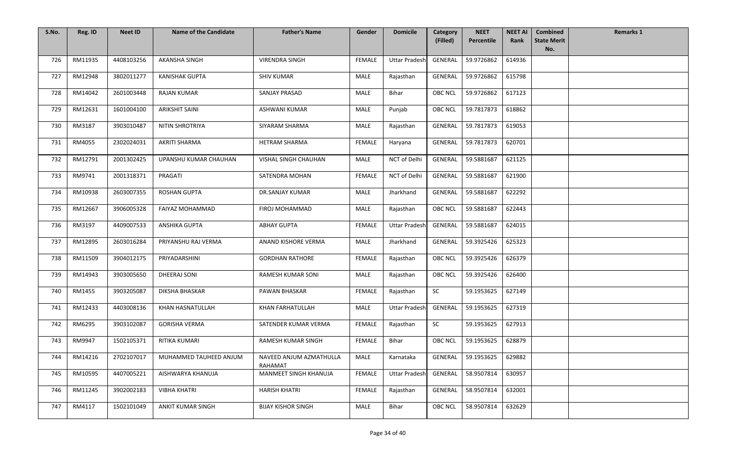| S.No. | Reg. ID | Neet ID | Name of the Candidate | Father's Name | Gender | Domicile | Category (Filled) | NEET Percentile | NEET AI Rank | Combined State Merit No. | Remarks 1 |
|---|---|---|---|---|---|---|---|---|---|---|---|
| 726 | RM11935 | 4408103256 | AKANSHA SINGH | VIRENDRA SINGH | FEMALE | Uttar Pradesh | GENERAL | 59.9726862 | 614936 | | |
| 727 | RM12948 | 3802011277 | KANISHAK GUPTA | SHIV KUMAR | MALE | Rajasthan | GENERAL | 59.9726862 | 615798 | | |
| 728 | RM14042 | 2601003448 | RAJAN KUMAR | SANJAY PRASAD | MALE | Bihar | OBC NCL | 59.9726862 | 617123 | | |
| 729 | RM12631 | 1601004100 | ARIKSHIT SAINI | ASHWANI KUMAR | MALE | Punjab | OBC NCL | 59.7817873 | 618862 | | |
| 730 | RM3187 | 3903010487 | NITIN SHROTRIYA | SIYARAM SHARMA | MALE | Rajasthan | GENERAL | 59.7817873 | 619053 | | |
| 731 | RM4055 | 2302024031 | AKRITI SHARMA | HETRAM SHARMA | FEMALE | Haryana | GENERAL | 59.7817873 | 620701 | | |
| 732 | RM12791 | 2001302425 | UPANSHU KUMAR CHAUHAN | VISHAL SINGH CHAUHAN | MALE | NCT of Delhi | GENERAL | 59.5881687 | 621125 | | |
| 733 | RM9741 | 2001318371 | PRAGATI | SATENDRA MOHAN | FEMALE | NCT of Delhi | GENERAL | 59.5881687 | 621900 | | |
| 734 | RM10938 | 2603007355 | ROSHAN GUPTA | DR.SANJAY KUMAR | MALE | Jharkhand | GENERAL | 59.5881687 | 622292 | | |
| 735 | RM12667 | 3906005328 | FAIYAZ MOHAMMAD | FIROJ MOHAMMAD | MALE | Rajasthan | OBC NCL | 59.5881687 | 622443 | | |
| 736 | RM3197 | 4409007533 | ANSHIKA GUPTA | ABHAY GUPTA | FEMALE | Uttar Pradesh | GENERAL | 59.5881687 | 624015 | | |
| 737 | RM12895 | 2603016284 | PRIYANSHU RAJ VERMA | ANAND KISHORE VERMA | MALE | Jharkhand | GENERAL | 59.3925426 | 625323 | | |
| 738 | RM11509 | 3904012175 | PRIYADARSHINI | GORDHAN RATHORE | FEMALE | Rajasthan | OBC NCL | 59.3925426 | 626379 | | |
| 739 | RM14943 | 3903005650 | DHEERAJ SONI | RAMESH KUMAR SONI | MALE | Rajasthan | OBC NCL | 59.3925426 | 626400 | | |
| 740 | RM1455 | 3903205087 | DIKSHA BHASKAR | PAWAN BHASKAR | FEMALE | Rajasthan | SC | 59.1953625 | 627149 | | |
| 741 | RM12433 | 4403008136 | KHAN HASNATULLAH | KHAN FARHATULLAH | MALE | Uttar Pradesh | GENERAL | 59.1953625 | 627319 | | |
| 742 | RM6295 | 3903102087 | GORISHA VERMA | SATENDER KUMAR VERMA | FEMALE | Rajasthan | SC | 59.1953625 | 627913 | | |
| 743 | RM9947 | 1502105371 | RITIKA KUMARI | RAMESH KUMAR SINGH | FEMALE | Bihar | OBC NCL | 59.1953625 | 628879 | | |
| 744 | RM14216 | 2702107017 | MUHAMMED TAUHEED ANJUM | NAVEED ANJUM AZMATHULLA RAHAMAT | MALE | Karnataka | GENERAL | 59.1953625 | 629882 | | |
| 745 | RM10595 | 4407005221 | AISHWARYA KHANUJA | MANMEET SINGH KHANUJA | FEMALE | Uttar Pradesh | GENERAL | 58.9507814 | 630957 | | |
| 746 | RM11245 | 3902002183 | VIBHA KHATRI | HARISH KHATRI | FEMALE | Rajasthan | GENERAL | 58.9507814 | 632001 | | |
| 747 | RM4117 | 1502101049 | ANKIT KUMAR SINGH | BIJAY KISHOR SINGH | MALE | Bihar | OBC NCL | 58.9507814 | 632629 | | |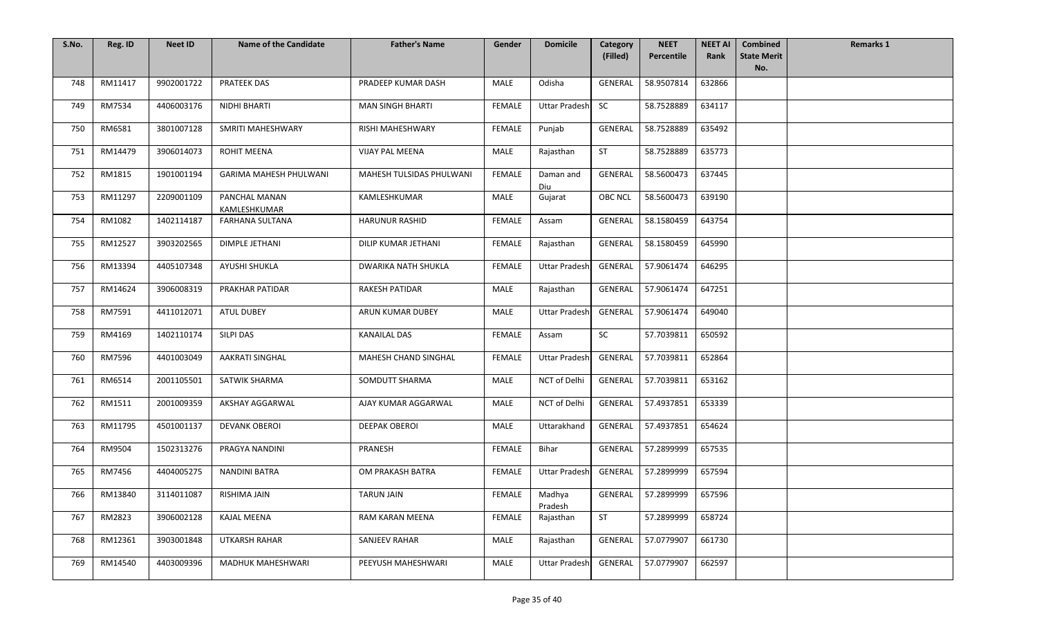| S.No. | Reg. ID | Neet ID | Name of the Candidate | Father's Name | Gender | Domicile | Category (Filled) | NEET Percentile | NEET AI Rank | Combined State Merit No. | Remarks 1 |
|---|---|---|---|---|---|---|---|---|---|---|---|
| 748 | RM11417 | 9902001722 | PRATEEK DAS | PRADEEP KUMAR DASH | MALE | Odisha | GENERAL | 58.9507814 | 632866 | | |
| 749 | RM7534 | 4406003176 | NIDHI BHARTI | MAN SINGH BHARTI | FEMALE | Uttar Pradesh | SC | 58.7528889 | 634117 | | |
| 750 | RM6581 | 3801007128 | SMRITI MAHESHWARY | RISHI MAHESHWARY | FEMALE | Punjab | GENERAL | 58.7528889 | 635492 | | |
| 751 | RM14479 | 3906014073 | ROHIT MEENA | VIJAY PAL MEENA | MALE | Rajasthan | ST | 58.7528889 | 635773 | | |
| 752 | RM1815 | 1901001194 | GARIMA MAHESH PHULWANI | MAHESH TULSIDAS PHULWANI | FEMALE | Daman and Diu | GENERAL | 58.5600473 | 637445 | | |
| 753 | RM11297 | 2209001109 | PANCHAL MANAN KAMLESHKUMAR | KAMLESHKUMAR | MALE | Gujarat | OBC NCL | 58.5600473 | 639190 | | |
| 754 | RM1082 | 1402114187 | FARHANA SULTANA | HARUNUR RASHID | FEMALE | Assam | GENERAL | 58.1580459 | 643754 | | |
| 755 | RM12527 | 3903202565 | DIMPLE JETHANI | DILIP KUMAR JETHANI | FEMALE | Rajasthan | GENERAL | 58.1580459 | 645990 | | |
| 756 | RM13394 | 4405107348 | AYUSHI SHUKLA | DWARIKA NATH SHUKLA | FEMALE | Uttar Pradesh | GENERAL | 57.9061474 | 646295 | | |
| 757 | RM14624 | 3906008319 | PRAKHAR PATIDAR | RAKESH PATIDAR | MALE | Rajasthan | GENERAL | 57.9061474 | 647251 | | |
| 758 | RM7591 | 4411012071 | ATUL DUBEY | ARUN KUMAR DUBEY | MALE | Uttar Pradesh | GENERAL | 57.9061474 | 649040 | | |
| 759 | RM4169 | 1402110174 | SILPI DAS | KANAILAL DAS | FEMALE | Assam | SC | 57.7039811 | 650592 | | |
| 760 | RM7596 | 4401003049 | AAKRATI SINGHAL | MAHESH CHAND SINGHAL | FEMALE | Uttar Pradesh | GENERAL | 57.7039811 | 652864 | | |
| 761 | RM6514 | 2001105501 | SATWIK SHARMA | SOMDUTT SHARMA | MALE | NCT of Delhi | GENERAL | 57.7039811 | 653162 | | |
| 762 | RM1511 | 2001009359 | AKSHAY AGGARWAL | AJAY KUMAR AGGARWAL | MALE | NCT of Delhi | GENERAL | 57.4937851 | 653339 | | |
| 763 | RM11795 | 4501001137 | DEVANK OBEROI | DEEPAK OBEROI | MALE | Uttarakhand | GENERAL | 57.4937851 | 654624 | | |
| 764 | RM9504 | 1502313276 | PRAGYA NANDINI | PRANESH | FEMALE | Bihar | GENERAL | 57.2899999 | 657535 | | |
| 765 | RM7456 | 4404005275 | NANDINI BATRA | OM PRAKASH BATRA | FEMALE | Uttar Pradesh | GENERAL | 57.2899999 | 657594 | | |
| 766 | RM13840 | 3114011087 | RISHIMA JAIN | TARUN JAIN | FEMALE | Madhya Pradesh | GENERAL | 57.2899999 | 657596 | | |
| 767 | RM2823 | 3906002128 | KAJAL MEENA | RAM KARAN MEENA | FEMALE | Rajasthan | ST | 57.2899999 | 658724 | | |
| 768 | RM12361 | 3903001848 | UTKARSH RAHAR | SANJEEV RAHAR | MALE | Rajasthan | GENERAL | 57.0779907 | 661730 | | |
| 769 | RM14540 | 4403009396 | MADHUK MAHESHWARI | PEEYUSH MAHESHWARI | MALE | Uttar Pradesh | GENERAL | 57.0779907 | 662597 | | |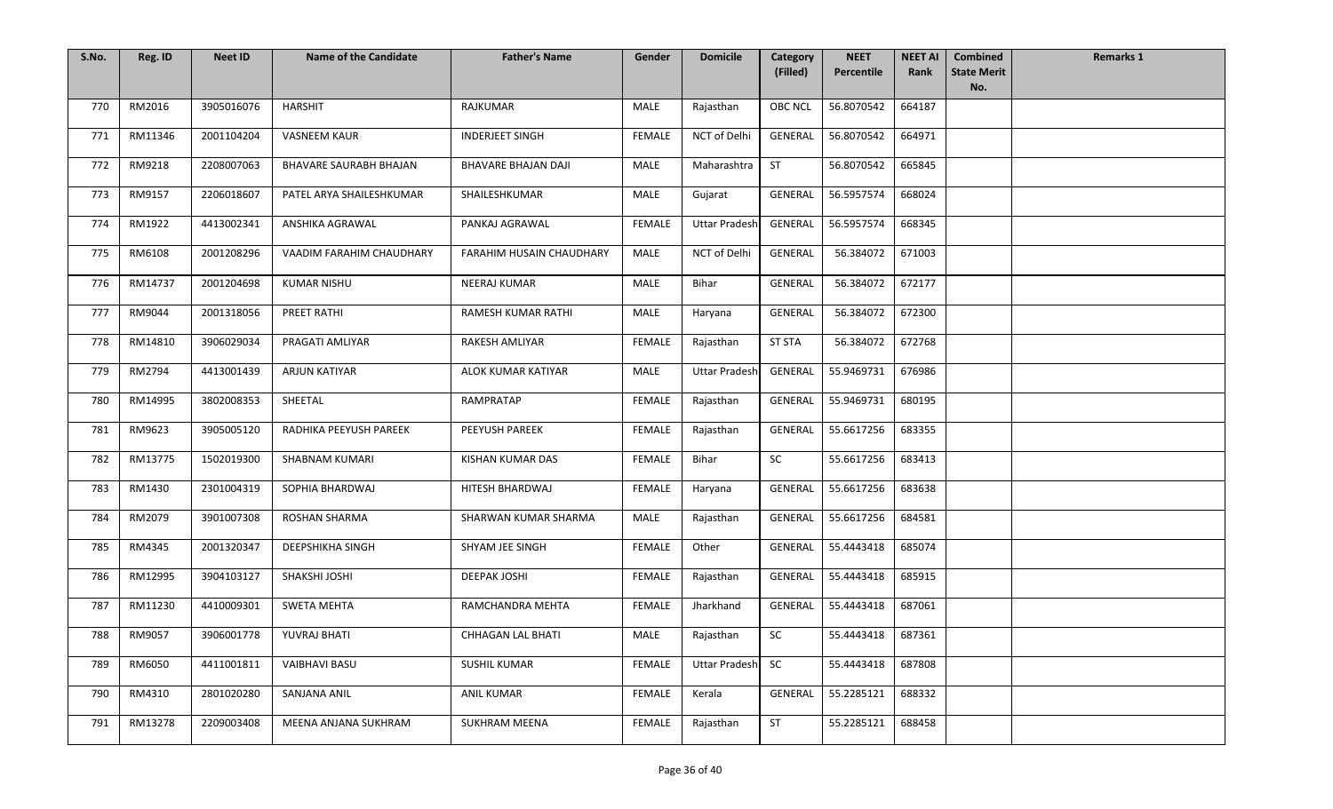| S.No. | Reg. ID | Neet ID | Name of the Candidate | Father's Name | Gender | Domicile | Category (Filled) | NEET Percentile | NEET AI Rank | Combined State Merit No. | Remarks 1 |
|---|---|---|---|---|---|---|---|---|---|---|---|
| 770 | RM2016 | 3905016076 | HARSHIT | RAJKUMAR | MALE | Rajasthan | OBC NCL | 56.8070542 | 664187 | | |
| 771 | RM11346 | 2001104204 | VASNEEM KAUR | INDERJEET SINGH | FEMALE | NCT of Delhi | GENERAL | 56.8070542 | 664971 | | |
| 772 | RM9218 | 2208007063 | BHAVARE SAURABH BHAJAN | BHAVARE BHAJAN DAJI | MALE | Maharashtra | ST | 56.8070542 | 665845 | | |
| 773 | RM9157 | 2206018607 | PATEL ARYA SHAILESHKUMAR | SHAILESHKUMAR | MALE | Gujarat | GENERAL | 56.5957574 | 668024 | | |
| 774 | RM1922 | 4413002341 | ANSHIKA AGRAWAL | PANKAJ AGRAWAL | FEMALE | Uttar Pradesh | GENERAL | 56.5957574 | 668345 | | |
| 775 | RM6108 | 2001208296 | VAADIM FARAHIM CHAUDHARY | FARAHIM HUSAIN CHAUDHARY | MALE | NCT of Delhi | GENERAL | 56.384072 | 671003 | | |
| 776 | RM14737 | 2001204698 | KUMAR NISHU | NEERAJ KUMAR | MALE | Bihar | GENERAL | 56.384072 | 672177 | | |
| 777 | RM9044 | 2001318056 | PREET RATHI | RAMESH KUMAR RATHI | MALE | Haryana | GENERAL | 56.384072 | 672300 | | |
| 778 | RM14810 | 3906029034 | PRAGATI AMLIYAR | RAKESH AMLIYAR | FEMALE | Rajasthan | ST STA | 56.384072 | 672768 | | |
| 779 | RM2794 | 4413001439 | ARJUN KATIYAR | ALOK KUMAR KATIYAR | MALE | Uttar Pradesh | GENERAL | 55.9469731 | 676986 | | |
| 780 | RM14995 | 3802008353 | SHEETAL | RAMPRATAP | FEMALE | Rajasthan | GENERAL | 55.9469731 | 680195 | | |
| 781 | RM9623 | 3905005120 | RADHIKA PEEYUSH PAREEK | PEEYUSH PAREEK | FEMALE | Rajasthan | GENERAL | 55.6617256 | 683355 | | |
| 782 | RM13775 | 1502019300 | SHABNAM KUMARI | KISHAN KUMAR DAS | FEMALE | Bihar | SC | 55.6617256 | 683413 | | |
| 783 | RM1430 | 2301004319 | SOPHIA BHARDWAJ | HITESH BHARDWAJ | FEMALE | Haryana | GENERAL | 55.6617256 | 683638 | | |
| 784 | RM2079 | 3901007308 | ROSHAN SHARMA | SHARWAN KUMAR SHARMA | MALE | Rajasthan | GENERAL | 55.6617256 | 684581 | | |
| 785 | RM4345 | 2001320347 | DEEPSHIKHA SINGH | SHYAM JEE SINGH | FEMALE | Other | GENERAL | 55.4443418 | 685074 | | |
| 786 | RM12995 | 3904103127 | SHAKSHI JOSHI | DEEPAK JOSHI | FEMALE | Rajasthan | GENERAL | 55.4443418 | 685915 | | |
| 787 | RM11230 | 4410009301 | SWETA MEHTA | RAMCHANDRA MEHTA | FEMALE | Jharkhand | GENERAL | 55.4443418 | 687061 | | |
| 788 | RM9057 | 3906001778 | YUVRAJ BHATI | CHHAGAN LAL BHATI | MALE | Rajasthan | SC | 55.4443418 | 687361 | | |
| 789 | RM6050 | 4411001811 | VAIBHAVI BASU | SUSHIL KUMAR | FEMALE | Uttar Pradesh | SC | 55.4443418 | 687808 | | |
| 790 | RM4310 | 2801020280 | SANJANA ANIL | ANIL KUMAR | FEMALE | Kerala | GENERAL | 55.2285121 | 688332 | | |
| 791 | RM13278 | 2209003408 | MEENA ANJANA SUKHRAM | SUKHRAM MEENA | FEMALE | Rajasthan | ST | 55.2285121 | 688458 | | |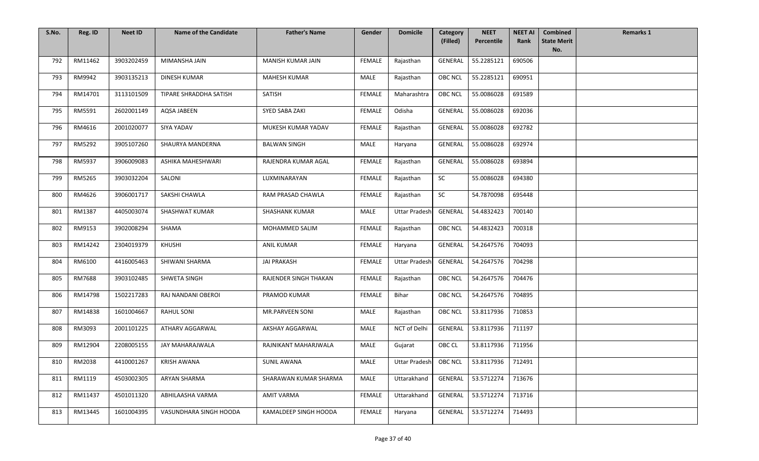| S.No. | Reg. ID | Neet ID | Name of the Candidate | Father's Name | Gender | Domicile | Category (Filled) | NEET Percentile | NEET AI Rank | Combined State Merit No. | Remarks 1 |
|---|---|---|---|---|---|---|---|---|---|---|---|
| 792 | RM11462 | 3903202459 | MIMANSHA JAIN | MANISH KUMAR JAIN | FEMALE | Rajasthan | GENERAL | 55.2285121 | 690506 | | |
| 793 | RM9942 | 3903135213 | DINESH KUMAR | MAHESH KUMAR | MALE | Rajasthan | OBC NCL | 55.2285121 | 690951 | | |
| 794 | RM14701 | 3113101509 | TIPARE SHRADDHA SATISH | SATISH | FEMALE | Maharashtra | OBC NCL | 55.0086028 | 691589 | | |
| 795 | RM5591 | 2602001149 | AQSA JABEEN | SYED SABA ZAKI | FEMALE | Odisha | GENERAL | 55.0086028 | 692036 | | |
| 796 | RM4616 | 2001020077 | SIYA YADAV | MUKESH KUMAR YADAV | FEMALE | Rajasthan | GENERAL | 55.0086028 | 692782 | | |
| 797 | RM5292 | 3905107260 | SHAURYA MANDERNA | BALWAN SINGH | MALE | Haryana | GENERAL | 55.0086028 | 692974 | | |
| 798 | RM5937 | 3906009083 | ASHIKA MAHESHWARI | RAJENDRA KUMAR AGAL | FEMALE | Rajasthan | GENERAL | 55.0086028 | 693894 | | |
| 799 | RM5265 | 3903032204 | SALONI | LUXMINARAYAN | FEMALE | Rajasthan | SC | 55.0086028 | 694380 | | |
| 800 | RM4626 | 3906001717 | SAKSHI CHAWLA | RAM PRASAD CHAWLA | FEMALE | Rajasthan | SC | 54.7870098 | 695448 | | |
| 801 | RM1387 | 4405003074 | SHASHWAT KUMAR | SHASHANK KUMAR | MALE | Uttar Pradesh | GENERAL | 54.4832423 | 700140 | | |
| 802 | RM9153 | 3902008294 | SHAMA | MOHAMMED SALIM | FEMALE | Rajasthan | OBC NCL | 54.4832423 | 700318 | | |
| 803 | RM14242 | 2304019379 | KHUSHI | ANIL KUMAR | FEMALE | Haryana | GENERAL | 54.2647576 | 704093 | | |
| 804 | RM6100 | 4416005463 | SHIWANI SHARMA | JAI PRAKASH | FEMALE | Uttar Pradesh | GENERAL | 54.2647576 | 704298 | | |
| 805 | RM7688 | 3903102485 | SHWETA SINGH | RAJENDER SINGH THAKAN | FEMALE | Rajasthan | OBC NCL | 54.2647576 | 704476 | | |
| 806 | RM14798 | 1502217283 | RAJ NANDANI OBEROI | PRAMOD KUMAR | FEMALE | Bihar | OBC NCL | 54.2647576 | 704895 | | |
| 807 | RM14838 | 1601004667 | RAHUL SONI | MR.PARVEEN SONI | MALE | Rajasthan | OBC NCL | 53.8117936 | 710853 | | |
| 808 | RM3093 | 2001101225 | ATHARV AGGARWAL | AKSHAY AGGARWAL | MALE | NCT of Delhi | GENERAL | 53.8117936 | 711197 | | |
| 809 | RM12904 | 2208005155 | JAY MAHARAJWALA | RAJNIKANT MAHARJWALA | MALE | Gujarat | OBC CL | 53.8117936 | 711956 | | |
| 810 | RM2038 | 4410001267 | KRISH AWANA | SUNIL AWANA | MALE | Uttar Pradesh | OBC NCL | 53.8117936 | 712491 | | |
| 811 | RM1119 | 4503002305 | ARYAN SHARMA | SHARAWAN KUMAR SHARMA | MALE | Uttarakhand | GENERAL | 53.5712274 | 713676 | | |
| 812 | RM11437 | 4501011320 | ABHILAASHA VARMA | AMIT VARMA | FEMALE | Uttarakhand | GENERAL | 53.5712274 | 713716 | | |
| 813 | RM13445 | 1601004395 | VASUNDHARA SINGH HOODA | KAMALDEEP SINGH HOODA | FEMALE | Haryana | GENERAL | 53.5712274 | 714493 | | |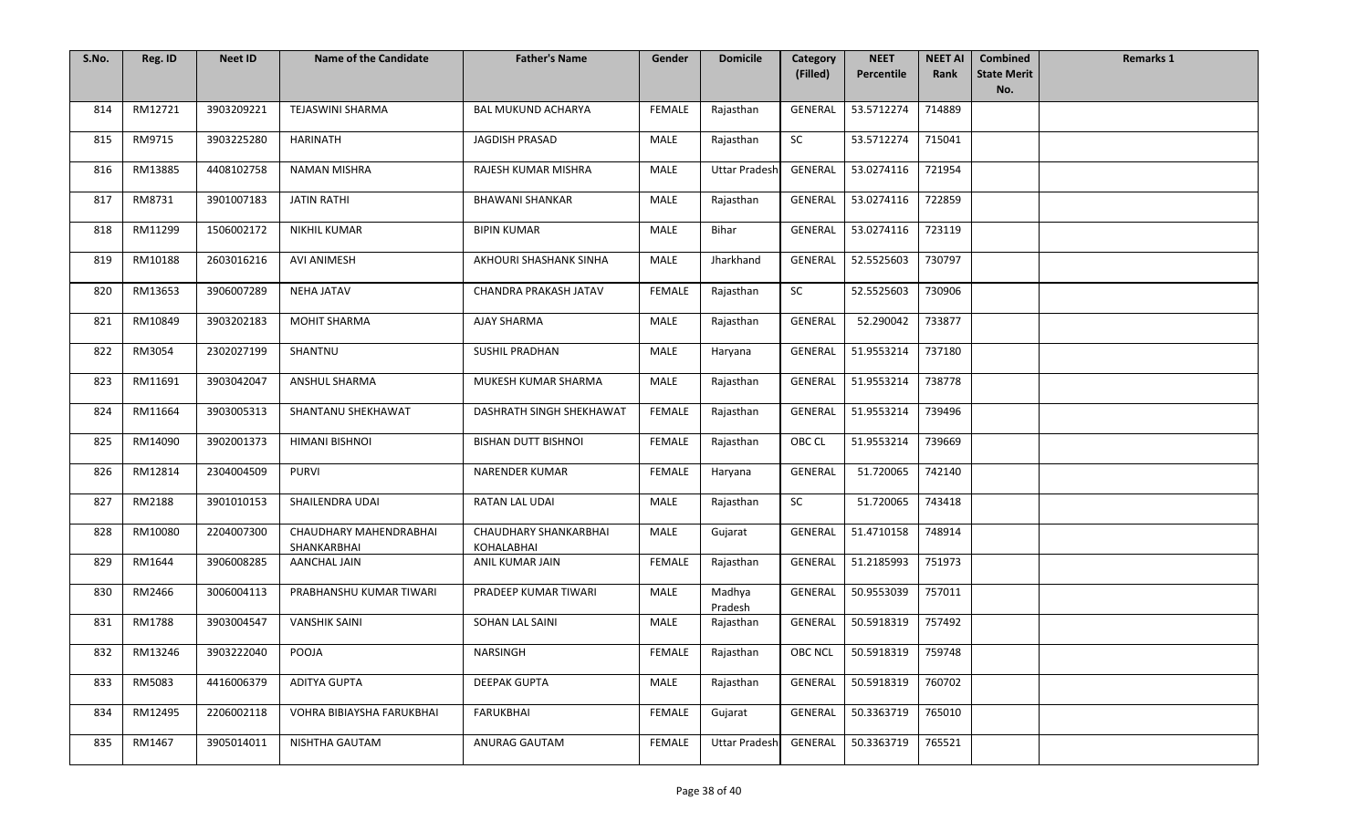| S.No. | Reg. ID | Neet ID | Name of the Candidate | Father's Name | Gender | Domicile | Category (Filled) | NEET Percentile | NEET AI Rank | Combined State Merit No. | Remarks 1 |
|---|---|---|---|---|---|---|---|---|---|---|---|
| 814 | RM12721 | 3903209221 | TEJASWINI SHARMA | BAL MUKUND ACHARYA | FEMALE | Rajasthan | GENERAL | 53.5712274 | 714889 | | |
| 815 | RM9715 | 3903225280 | HARINATH | JAGDISH PRASAD | MALE | Rajasthan | SC | 53.5712274 | 715041 | | |
| 816 | RM13885 | 4408102758 | NAMAN MISHRA | RAJESH KUMAR MISHRA | MALE | Uttar Pradesh | GENERAL | 53.0274116 | 721954 | | |
| 817 | RM8731 | 3901007183 | JATIN RATHI | BHAWANI SHANKAR | MALE | Rajasthan | GENERAL | 53.0274116 | 722859 | | |
| 818 | RM11299 | 1506002172 | NIKHIL KUMAR | BIPIN KUMAR | MALE | Bihar | GENERAL | 53.0274116 | 723119 | | |
| 819 | RM10188 | 2603016216 | AVI ANIMESH | AKHOURI SHASHANK SINHA | MALE | Jharkhand | GENERAL | 52.5525603 | 730797 | | |
| 820 | RM13653 | 3906007289 | NEHA JATAV | CHANDRA PRAKASH JATAV | FEMALE | Rajasthan | SC | 52.5525603 | 730906 | | |
| 821 | RM10849 | 3903202183 | MOHIT SHARMA | AJAY SHARMA | MALE | Rajasthan | GENERAL | 52.290042 | 733877 | | |
| 822 | RM3054 | 2302027199 | SHANTNU | SUSHIL PRADHAN | MALE | Haryana | GENERAL | 51.9553214 | 737180 | | |
| 823 | RM11691 | 3903042047 | ANSHUL SHARMA | MUKESH KUMAR SHARMA | MALE | Rajasthan | GENERAL | 51.9553214 | 738778 | | |
| 824 | RM11664 | 3903005313 | SHANTANU SHEKHAWAT | DASHRATH SINGH SHEKHAWAT | FEMALE | Rajasthan | GENERAL | 51.9553214 | 739496 | | |
| 825 | RM14090 | 3902001373 | HIMANI BISHNOI | BISHAN DUTT BISHNOI | FEMALE | Rajasthan | OBC CL | 51.9553214 | 739669 | | |
| 826 | RM12814 | 2304004509 | PURVI | NARENDER KUMAR | FEMALE | Haryana | GENERAL | 51.720065 | 742140 | | |
| 827 | RM2188 | 3901010153 | SHAILENDRA UDAI | RATAN LAL UDAI | MALE | Rajasthan | SC | 51.720065 | 743418 | | |
| 828 | RM10080 | 2204007300 | CHAUDHARY MAHENDRABHAI SHANKARBHAI | CHAUDHARY SHANKARBHAI KOHALABHAI | MALE | Gujarat | GENERAL | 51.4710158 | 748914 | | |
| 829 | RM1644 | 3906008285 | AANCHAL JAIN | ANIL KUMAR JAIN | FEMALE | Rajasthan | GENERAL | 51.2185993 | 751973 | | |
| 830 | RM2466 | 3006004113 | PRABHANSHU KUMAR TIWARI | PRADEEP KUMAR TIWARI | MALE | Madhya Pradesh | GENERAL | 50.9553039 | 757011 | | |
| 831 | RM1788 | 3903004547 | VANSHIK SAINI | SOHAN LAL SAINI | MALE | Rajasthan | GENERAL | 50.5918319 | 757492 | | |
| 832 | RM13246 | 3903222040 | POOJA | NARSINGH | FEMALE | Rajasthan | OBC NCL | 50.5918319 | 759748 | | |
| 833 | RM5083 | 4416006379 | ADITYA GUPTA | DEEPAK GUPTA | MALE | Rajasthan | GENERAL | 50.5918319 | 760702 | | |
| 834 | RM12495 | 2206002118 | VOHRA BIBIAYSHA FARUKBHAI | FARUKBHAI | FEMALE | Gujarat | GENERAL | 50.3363719 | 765010 | | |
| 835 | RM1467 | 3905014011 | NISHTHA GAUTAM | ANURAG GAUTAM | FEMALE | Uttar Pradesh | GENERAL | 50.3363719 | 765521 | | |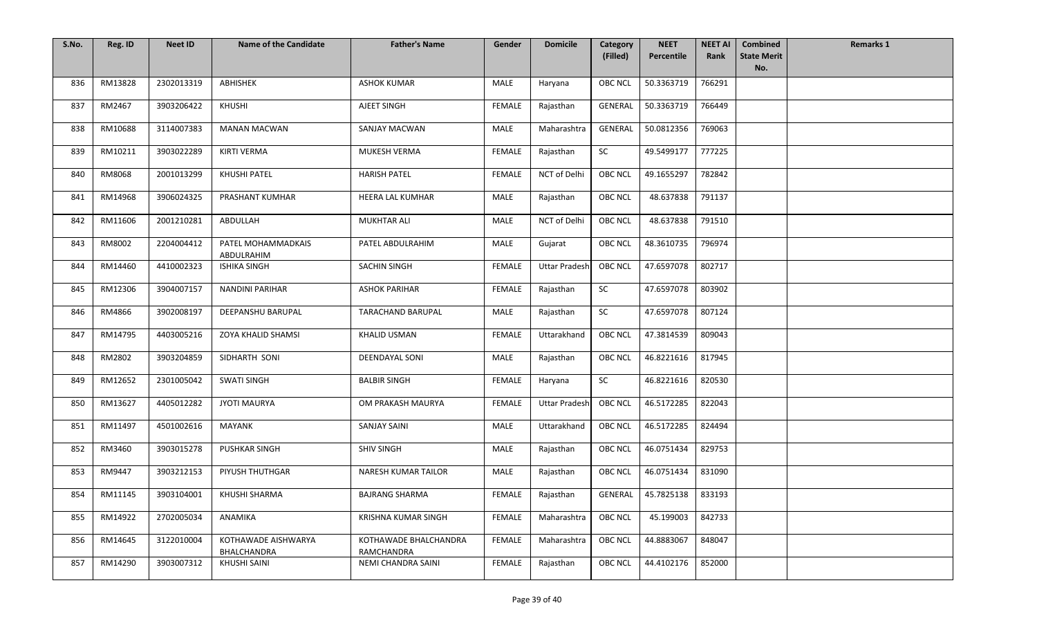| S.No. | Reg. ID | Neet ID | Name of the Candidate | Father's Name | Gender | Domicile | Category (Filled) | NEET Percentile | NEET AI Rank | Combined State Merit No. | Remarks 1 |
|---|---|---|---|---|---|---|---|---|---|---|---|
| 836 | RM13828 | 2302013319 | ABHISHEK | ASHOK KUMAR | MALE | Haryana | OBC NCL | 50.3363719 | 766291 | | |
| 837 | RM2467 | 3903206422 | KHUSHI | AJEET SINGH | FEMALE | Rajasthan | GENERAL | 50.3363719 | 766449 | | |
| 838 | RM10688 | 3114007383 | MANAN MACWAN | SANJAY MACWAN | MALE | Maharashtra | GENERAL | 50.0812356 | 769063 | | |
| 839 | RM10211 | 3903022289 | KIRTI VERMA | MUKESH VERMA | FEMALE | Rajasthan | SC | 49.5499177 | 777225 | | |
| 840 | RM8068 | 2001013299 | KHUSHI PATEL | HARISH PATEL | FEMALE | NCT of Delhi | OBC NCL | 49.1655297 | 782842 | | |
| 841 | RM14968 | 3906024325 | PRASHANT KUMHAR | HEERA LAL KUMHAR | MALE | Rajasthan | OBC NCL | 48.637838 | 791137 | | |
| 842 | RM11606 | 2001210281 | ABDULLAH | MUKHTAR ALI | MALE | NCT of Delhi | OBC NCL | 48.637838 | 791510 | | |
| 843 | RM8002 | 2204004412 | PATEL MOHAMMADKAIS ABDULRAHIM | PATEL ABDULRAHIM | MALE | Gujarat | OBC NCL | 48.3610735 | 796974 | | |
| 844 | RM14460 | 4410002323 | ISHIKA SINGH | SACHIN SINGH | FEMALE | Uttar Pradesh | OBC NCL | 47.6597078 | 802717 | | |
| 845 | RM12306 | 3904007157 | NANDINI PARIHAR | ASHOK PARIHAR | FEMALE | Rajasthan | SC | 47.6597078 | 803902 | | |
| 846 | RM4866 | 3902008197 | DEEPANSHU BARUPAL | TARACHAND BARUPAL | MALE | Rajasthan | SC | 47.6597078 | 807124 | | |
| 847 | RM14795 | 4403005216 | ZOYA KHALID SHAMSI | KHALID USMAN | FEMALE | Uttarakhand | OBC NCL | 47.3814539 | 809043 | | |
| 848 | RM2802 | 3903204859 | SIDHARTH SONI | DEENDAYAL SONI | MALE | Rajasthan | OBC NCL | 46.8221616 | 817945 | | |
| 849 | RM12652 | 2301005042 | SWATI SINGH | BALBIR SINGH | FEMALE | Haryana | SC | 46.8221616 | 820530 | | |
| 850 | RM13627 | 4405012282 | JYOTI MAURYA | OM PRAKASH MAURYA | FEMALE | Uttar Pradesh | OBC NCL | 46.5172285 | 822043 | | |
| 851 | RM11497 | 4501002616 | MAYANK | SANJAY SAINI | MALE | Uttarakhand | OBC NCL | 46.5172285 | 824494 | | |
| 852 | RM3460 | 3903015278 | PUSHKAR SINGH | SHIV SINGH | MALE | Rajasthan | OBC NCL | 46.0751434 | 829753 | | |
| 853 | RM9447 | 3903212153 | PIYUSH THUTHGAR | NARESH KUMAR TAILOR | MALE | Rajasthan | OBC NCL | 46.0751434 | 831090 | | |
| 854 | RM11145 | 3903104001 | KHUSHI SHARMA | BAJRANG SHARMA | FEMALE | Rajasthan | GENERAL | 45.7825138 | 833193 | | |
| 855 | RM14922 | 2702005034 | ANAMIKA | KRISHNA KUMAR SINGH | FEMALE | Maharashtra | OBC NCL | 45.199003 | 842733 | | |
| 856 | RM14645 | 3122010004 | KOTHAWADE AISHWARYA BHALCHANDRA | KOTHAWADE BHALCHANDRA RAMCHANDRA | FEMALE | Maharashtra | OBC NCL | 44.8883067 | 848047 | | |
| 857 | RM14290 | 3903007312 | KHUSHI SAINI | NEMI CHANDRA SAINI | FEMALE | Rajasthan | OBC NCL | 44.4102176 | 852000 | | |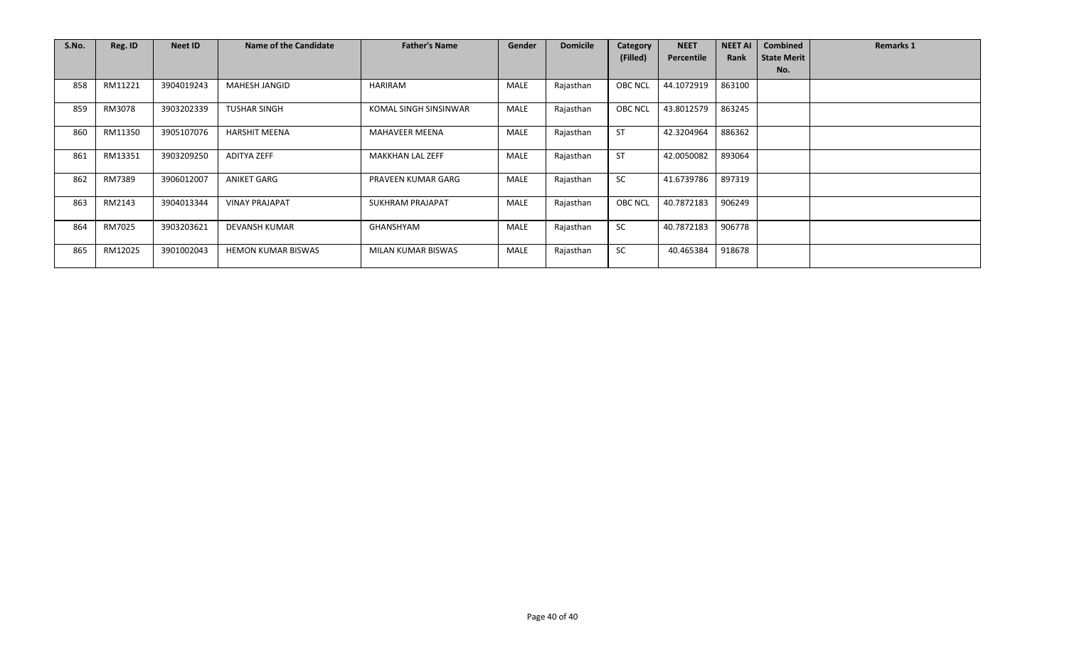| S.No. | Reg. ID | Neet ID | Name of the Candidate | Father's Name | Gender | Domicile | Category (Filled) | NEET Percentile | NEET AI Rank | Combined State Merit No. | Remarks 1 |
|---|---|---|---|---|---|---|---|---|---|---|---|
| 858 | RM11221 | 3904019243 | MAHESH JANGID | HARIRAM | MALE | Rajasthan | OBC NCL | 44.1072919 | 863100 | | |
| 859 | RM3078 | 3903202339 | TUSHAR SINGH | KOMAL SINGH SINSINWAR | MALE | Rajasthan | OBC NCL | 43.8012579 | 863245 | | |
| 860 | RM11350 | 3905107076 | HARSHIT MEENA | MAHAVEER MEENA | MALE | Rajasthan | ST | 42.3204964 | 886362 | | |
| 861 | RM13351 | 3903209250 | ADITYA ZEFF | MAKKHAN LAL ZEFF | MALE | Rajasthan | ST | 42.0050082 | 893064 | | |
| 862 | RM7389 | 3906012007 | ANIKET GARG | PRAVEEN KUMAR GARG | MALE | Rajasthan | SC | 41.6739786 | 897319 | | |
| 863 | RM2143 | 3904013344 | VINAY PRAJAPAT | SUKHRAM PRAJAPAT | MALE | Rajasthan | OBC NCL | 40.7872183 | 906249 | | |
| 864 | RM7025 | 3903203621 | DEVANSH KUMAR | GHANSHYAM | MALE | Rajasthan | SC | 40.7872183 | 906778 | | |
| 865 | RM12025 | 3901002043 | HEMON KUMAR BISWAS | MILAN KUMAR BISWAS | MALE | Rajasthan | SC | 40.465384 | 918678 | | |